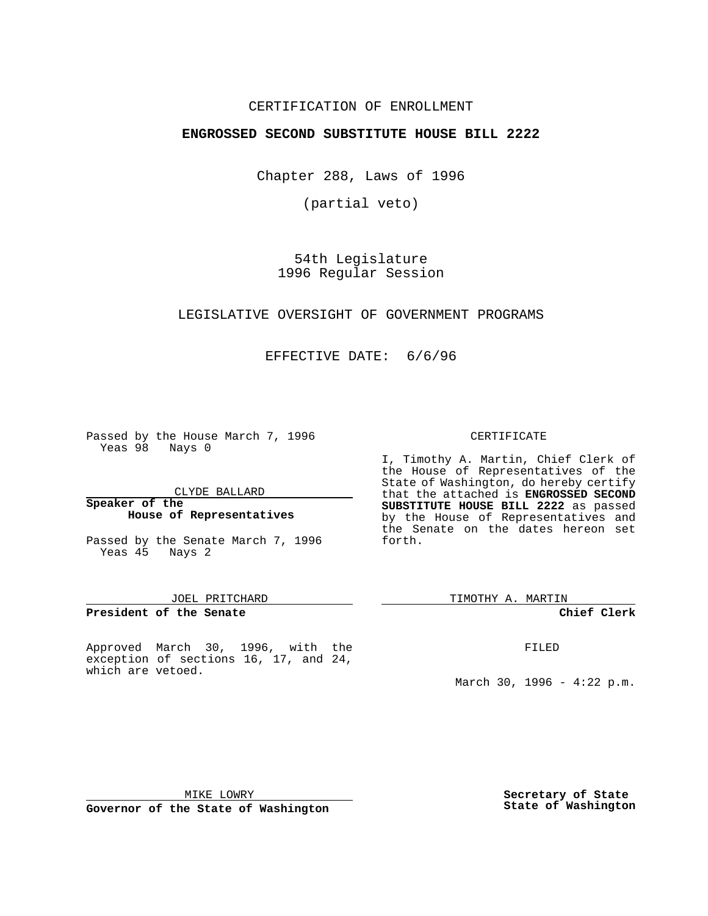CERTIFICATION OF ENROLLMENT

**ENGROSSED SECOND SUBSTITUTE HOUSE BILL 2222**

Chapter 288, Laws of 1996

(partial veto)

54th Legislature
1996 Regular Session

LEGISLATIVE OVERSIGHT OF GOVERNMENT PROGRAMS

EFFECTIVE DATE: 6/6/96

Passed by the House March 7, 1996
Yeas 98 Nays 0

CLYDE BALLARD

**Speaker of the House of Representatives**

Passed by the Senate March 7, 1996
Yeas 45 Nays 2

JOEL PRITCHARD

**President of the Senate**

Approved March 30, 1996, with the exception of sections 16, 17, and 24, which are vetoed.

MIKE LOWRY

**Governor of the State of Washington**

CERTIFICATE

I, Timothy A. Martin, Chief Clerk of the House of Representatives of the State of Washington, do hereby certify that the attached is **ENGROSSED SECOND SUBSTITUTE HOUSE BILL 2222** as passed by the House of Representatives and the Senate on the dates hereon set forth.

TIMOTHY A. MARTIN

**Chief Clerk**

FILED

March 30, 1996 - 4:22 p.m.

**Secretary of State**
**State of Washington**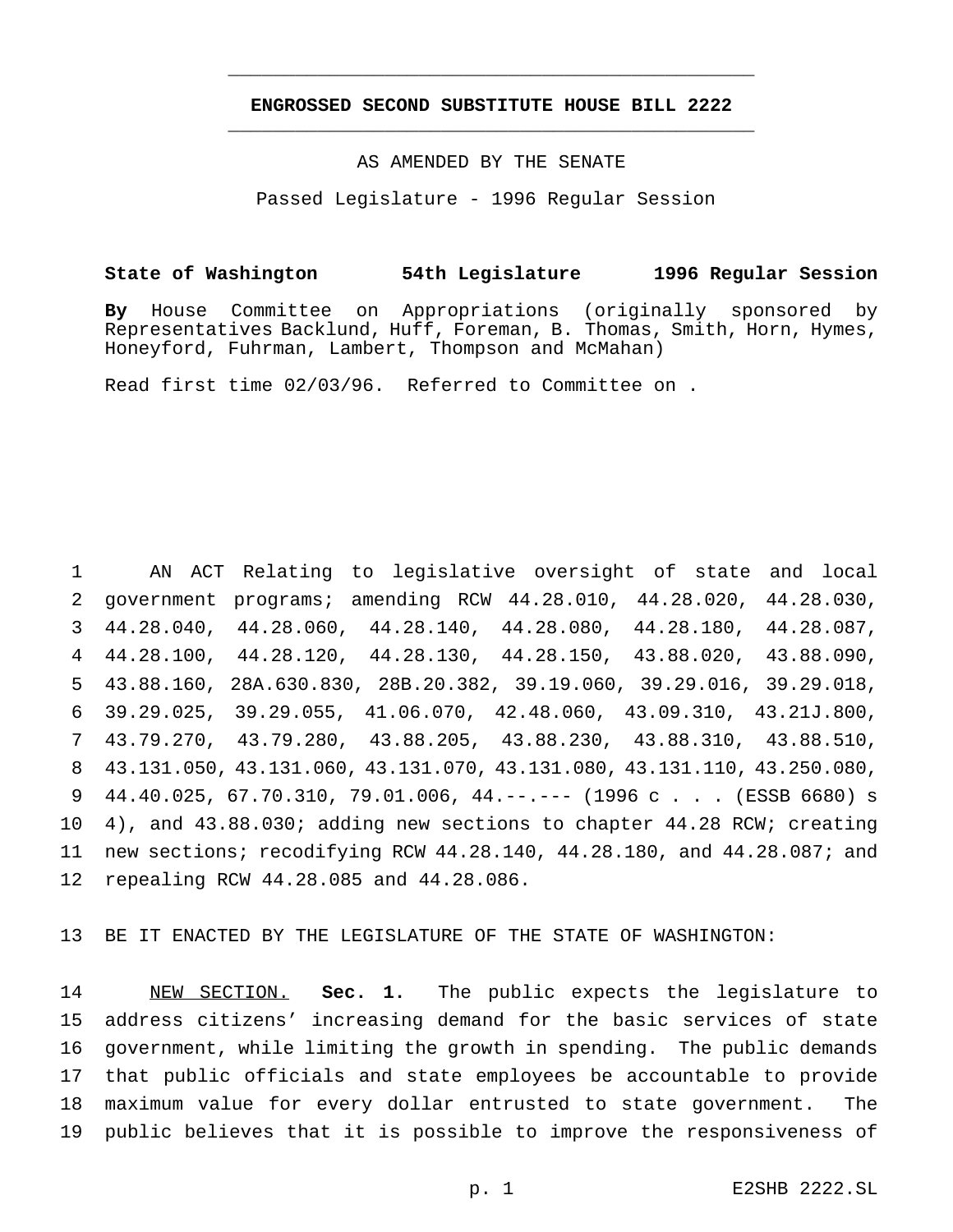# ENGROSSED SECOND SUBSTITUTE HOUSE BILL 2222

AS AMENDED BY THE SENATE

Passed Legislature - 1996 Regular Session

**State of Washington 54th Legislature 1996 Regular Session**

**By** House Committee on Appropriations (originally sponsored by Representatives Backlund, Huff, Foreman, B. Thomas, Smith, Horn, Hymes, Honeyford, Fuhrman, Lambert, Thompson and McMahan)

Read first time 02/03/96. Referred to Committee on .

AN ACT Relating to legislative oversight of state and local government programs; amending RCW 44.28.010, 44.28.020, 44.28.030, 44.28.040, 44.28.060, 44.28.140, 44.28.080, 44.28.180, 44.28.087, 44.28.100, 44.28.120, 44.28.130, 44.28.150, 43.88.020, 43.88.090, 43.88.160, 28A.630.830, 28B.20.382, 39.19.060, 39.29.016, 39.29.018, 39.29.025, 39.29.055, 41.06.070, 42.48.060, 43.09.310, 43.21J.800, 43.79.270, 43.79.280, 43.88.205, 43.88.230, 43.88.310, 43.88.510, 43.131.050, 43.131.060, 43.131.070, 43.131.080, 43.131.110, 43.250.080, 44.40.025, 67.70.310, 79.01.006, 44.--.--- (1996 c . . . (ESSB 6680) s 4), and 43.88.030; adding new sections to chapter 44.28 RCW; creating new sections; recodifying RCW 44.28.140, 44.28.180, and 44.28.087; and repealing RCW 44.28.085 and 44.28.086.

BE IT ENACTED BY THE LEGISLATURE OF THE STATE OF WASHINGTON:

NEW SECTION. **Sec. 1.** The public expects the legislature to address citizens' increasing demand for the basic services of state government, while limiting the growth in spending. The public demands that public officials and state employees be accountable to provide maximum value for every dollar entrusted to state government. The public believes that it is possible to improve the responsiveness of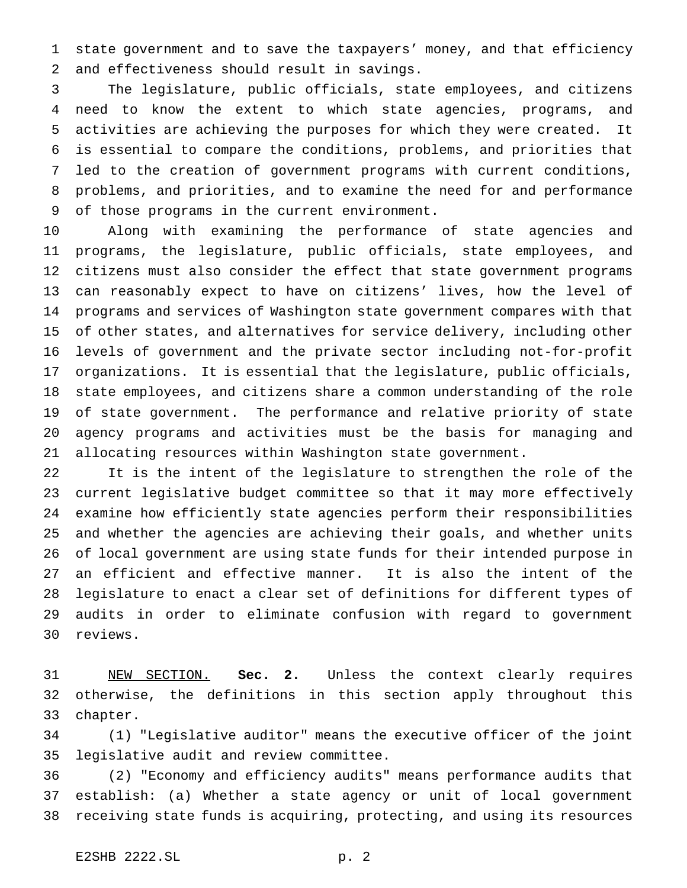state government and to save the taxpayers' money, and that efficiency and effectiveness should result in savings.

The legislature, public officials, state employees, and citizens need to know the extent to which state agencies, programs, and activities are achieving the purposes for which they were created. It is essential to compare the conditions, problems, and priorities that led to the creation of government programs with current conditions, problems, and priorities, and to examine the need for and performance of those programs in the current environment.

Along with examining the performance of state agencies and programs, the legislature, public officials, state employees, and citizens must also consider the effect that state government programs can reasonably expect to have on citizens' lives, how the level of programs and services of Washington state government compares with that of other states, and alternatives for service delivery, including other levels of government and the private sector including not-for-profit organizations. It is essential that the legislature, public officials, state employees, and citizens share a common understanding of the role of state government. The performance and relative priority of state agency programs and activities must be the basis for managing and allocating resources within Washington state government.

It is the intent of the legislature to strengthen the role of the current legislative budget committee so that it may more effectively examine how efficiently state agencies perform their responsibilities and whether the agencies are achieving their goals, and whether units of local government are using state funds for their intended purpose in an efficient and effective manner. It is also the intent of the legislature to enact a clear set of definitions for different types of audits in order to eliminate confusion with regard to government reviews.

NEW SECTION. **Sec. 2.** Unless the context clearly requires otherwise, the definitions in this section apply throughout this chapter.

(1) "Legislative auditor" means the executive officer of the joint legislative audit and review committee.

(2) "Economy and efficiency audits" means performance audits that establish: (a) Whether a state agency or unit of local government receiving state funds is acquiring, protecting, and using its resources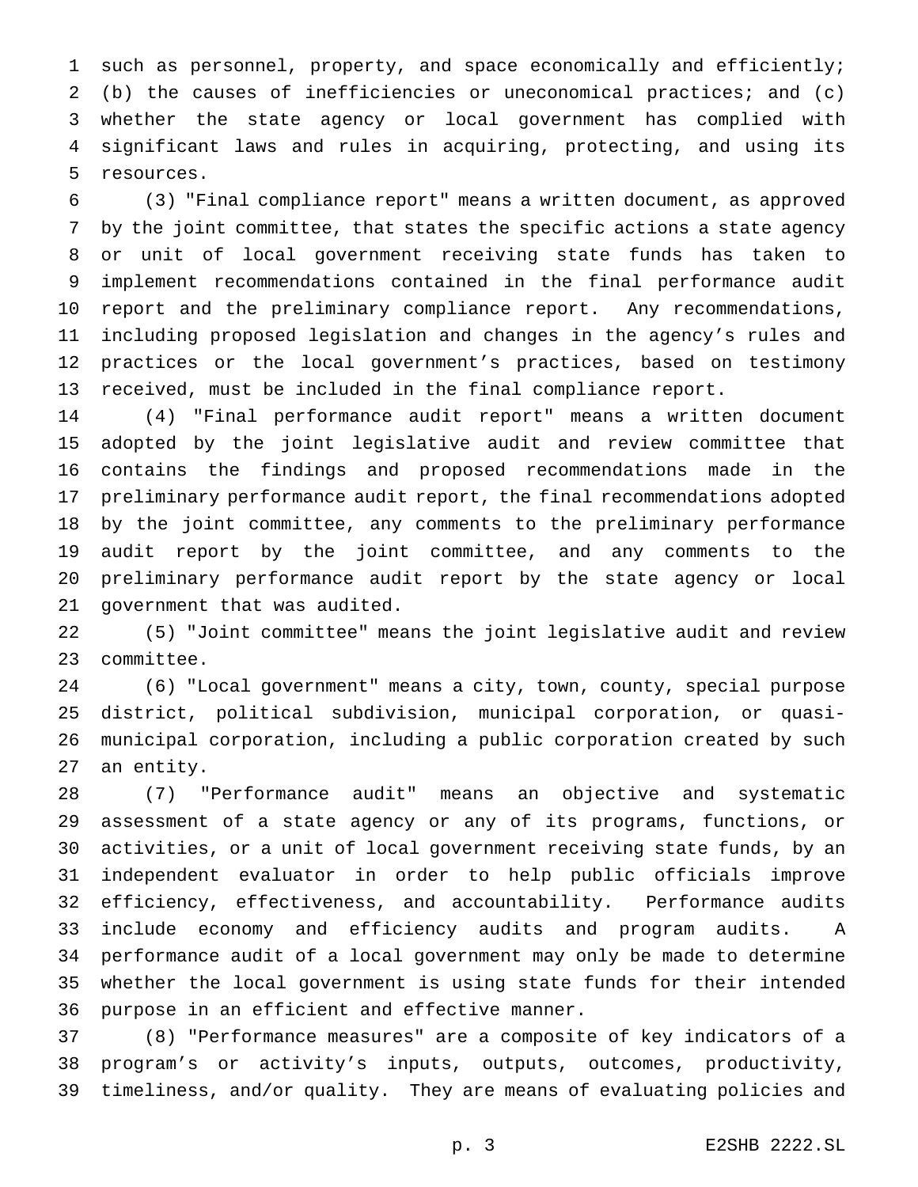such as personnel, property, and space economically and efficiently; (b) the causes of inefficiencies or uneconomical practices; and (c) whether the state agency or local government has complied with significant laws and rules in acquiring, protecting, and using its resources.

(3) "Final compliance report" means a written document, as approved by the joint committee, that states the specific actions a state agency or unit of local government receiving state funds has taken to implement recommendations contained in the final performance audit report and the preliminary compliance report. Any recommendations, including proposed legislation and changes in the agency's rules and practices or the local government's practices, based on testimony received, must be included in the final compliance report.

(4) "Final performance audit report" means a written document adopted by the joint legislative audit and review committee that contains the findings and proposed recommendations made in the preliminary performance audit report, the final recommendations adopted by the joint committee, any comments to the preliminary performance audit report by the joint committee, and any comments to the preliminary performance audit report by the state agency or local government that was audited.

(5) "Joint committee" means the joint legislative audit and review committee.

(6) "Local government" means a city, town, county, special purpose district, political subdivision, municipal corporation, or quasi-municipal corporation, including a public corporation created by such an entity.

(7) "Performance audit" means an objective and systematic assessment of a state agency or any of its programs, functions, or activities, or a unit of local government receiving state funds, by an independent evaluator in order to help public officials improve efficiency, effectiveness, and accountability. Performance audits include economy and efficiency audits and program audits. A performance audit of a local government may only be made to determine whether the local government is using state funds for their intended purpose in an efficient and effective manner.

(8) "Performance measures" are a composite of key indicators of a program's or activity's inputs, outputs, outcomes, productivity, timeliness, and/or quality. They are means of evaluating policies and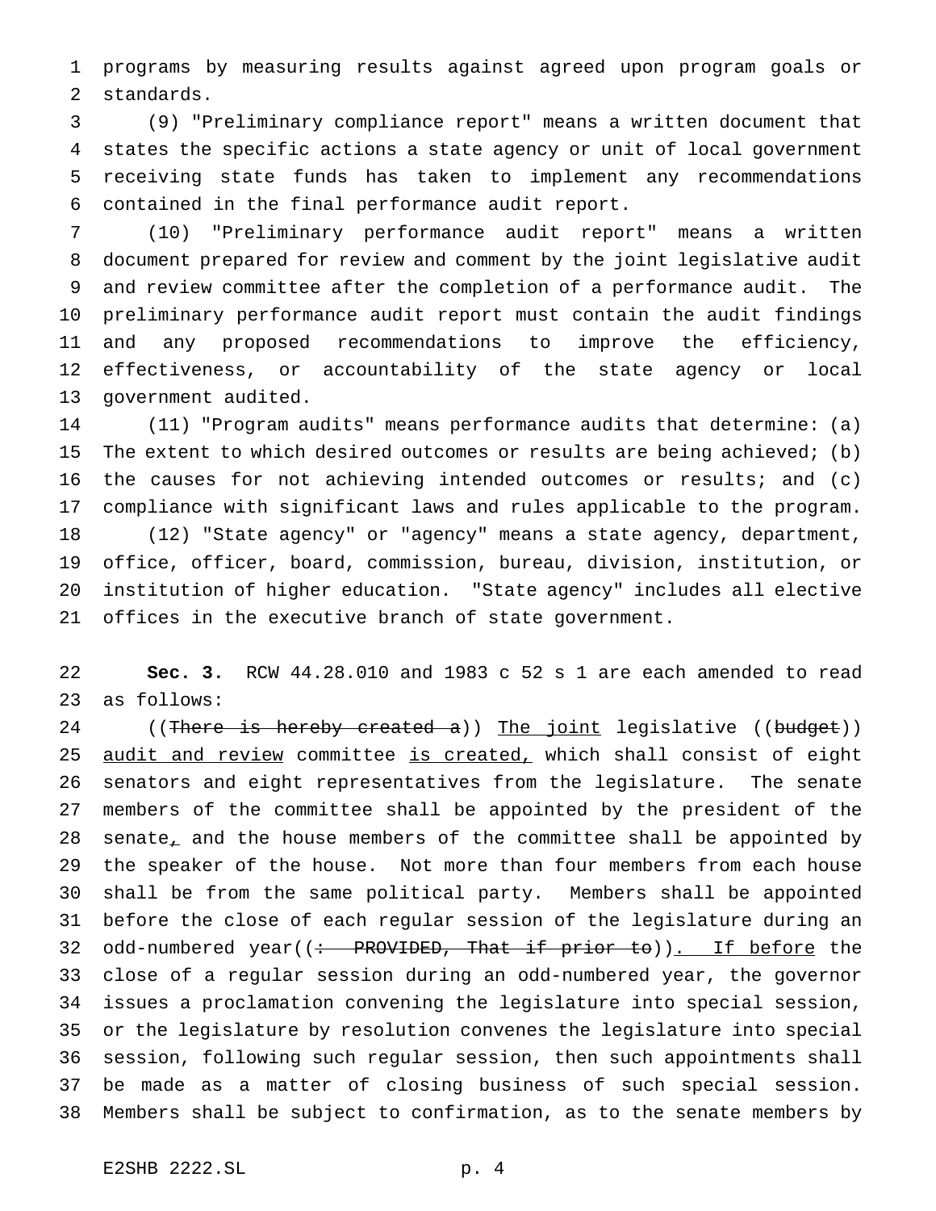programs by measuring results against agreed upon program goals or standards.

(9) "Preliminary compliance report" means a written document that states the specific actions a state agency or unit of local government receiving state funds has taken to implement any recommendations contained in the final performance audit report.

(10) "Preliminary performance audit report" means a written document prepared for review and comment by the joint legislative audit and review committee after the completion of a performance audit. The preliminary performance audit report must contain the audit findings and any proposed recommendations to improve the efficiency, effectiveness, or accountability of the state agency or local government audited.

(11) "Program audits" means performance audits that determine: (a) The extent to which desired outcomes or results are being achieved; (b) the causes for not achieving intended outcomes or results; and (c) compliance with significant laws and rules applicable to the program.

(12) "State agency" or "agency" means a state agency, department, office, officer, board, commission, bureau, division, institution, or institution of higher education. "State agency" includes all elective offices in the executive branch of state government.

**Sec. 3.** RCW 44.28.010 and 1983 c 52 s 1 are each amended to read as follows:

((~~There is hereby created a~~)) The joint legislative ((~~budget~~)) audit and review committee is created, which shall consist of eight senators and eight representatives from the legislature. The senate members of the committee shall be appointed by the president of the senate, and the house members of the committee shall be appointed by the speaker of the house. Not more than four members from each house shall be from the same political party. Members shall be appointed before the close of each regular session of the legislature during an odd-numbered year((~~: PROVIDED, That if prior to~~)). If before the close of a regular session during an odd-numbered year, the governor issues a proclamation convening the legislature into special session, or the legislature by resolution convenes the legislature into special session, following such regular session, then such appointments shall be made as a matter of closing business of such special session. Members shall be subject to confirmation, as to the senate members by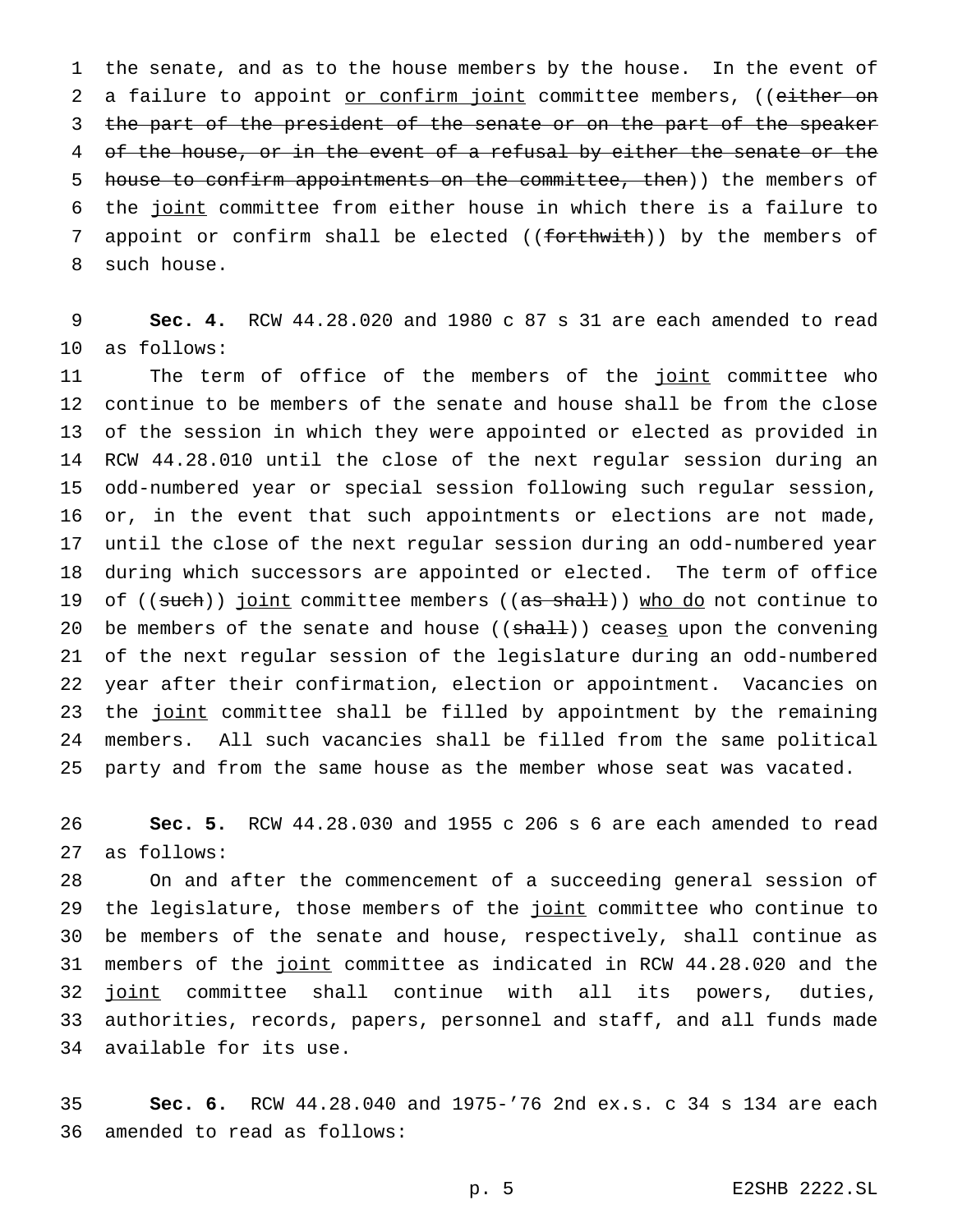the senate, and as to the house members by the house. In the event of a failure to appoint <u>or confirm joint</u> committee members, ((~~either on the part of the president of the senate or on the part of the speaker of the house, or in the event of a refusal by either the senate or the house to confirm appointments on the committee, then~~)) the members of the <u>joint</u> committee from either house in which there is a failure to appoint or confirm shall be elected ((~~forthwith~~)) by the members of such house.

**Sec. 4.** RCW 44.28.020 and 1980 c 87 s 31 are each amended to read as follows:

The term of office of the members of the <u>joint</u> committee who continue to be members of the senate and house shall be from the close of the session in which they were appointed or elected as provided in RCW 44.28.010 until the close of the next regular session during an odd-numbered year or special session following such regular session, or, in the event that such appointments or elections are not made, until the close of the next regular session during an odd-numbered year during which successors are appointed or elected. The term of office of ((~~such~~)) <u>joint</u> committee members ((~~as shall~~)) <u>who do</u> not continue to be members of the senate and house ((~~shall~~)) cease<u>s</u> upon the convening of the next regular session of the legislature during an odd-numbered year after their confirmation, election or appointment. Vacancies on the <u>joint</u> committee shall be filled by appointment by the remaining members. All such vacancies shall be filled from the same political party and from the same house as the member whose seat was vacated.

**Sec. 5.** RCW 44.28.030 and 1955 c 206 s 6 are each amended to read as follows:

On and after the commencement of a succeeding general session of the legislature, those members of the <u>joint</u> committee who continue to be members of the senate and house, respectively, shall continue as members of the <u>joint</u> committee as indicated in RCW 44.28.020 and the <u>joint</u> committee shall continue with all its powers, duties, authorities, records, papers, personnel and staff, and all funds made available for its use.

**Sec. 6.** RCW 44.28.040 and 1975-'76 2nd ex.s. c 34 s 134 are each amended to read as follows: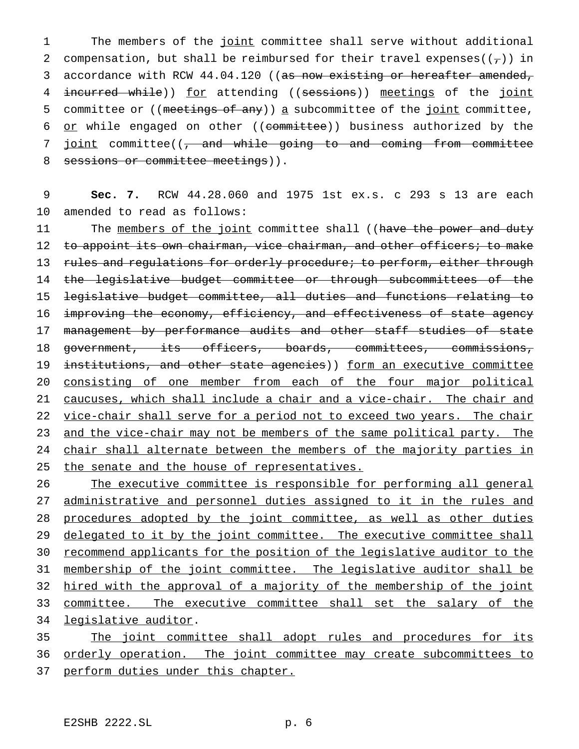The members of the <u>joint</u> committee shall serve without additional compensation, but shall be reimbursed for their travel expenses((~~,~~)) in accordance with RCW 44.04.120 ((~~as now existing or hereafter amended, incurred while~~)) <u>for</u> attending ((~~sessions~~)) <u>meetings</u> of the <u>joint</u> committee or ((~~meetings of any~~)) <u>a</u> subcommittee of the <u>joint</u> committee, <u>or</u> while engaged on other ((~~committee~~)) business authorized by the <u>joint</u> committee((~~, and while going to and coming from committee sessions or committee meetings~~)).

**Sec. 7.** RCW 44.28.060 and 1975 1st ex.s. c 293 s 13 are each amended to read as follows:

The <u>members of the joint</u> committee shall ((~~have the power and duty to appoint its own chairman, vice chairman, and other officers; to make rules and regulations for orderly procedure; to perform, either through the legislative budget committee or through subcommittees of the legislative budget committee, all duties and functions relating to improving the economy, efficiency, and effectiveness of state agency management by performance audits and other staff studies of state government, its officers, boards, committees, commissions, institutions, and other state agencies~~)) <u>form an executive committee consisting of one member from each of the four major political caucuses, which shall include a chair and a vice-chair. The chair and vice-chair shall serve for a period not to exceed two years. The chair and the vice-chair may not be members of the same political party. The chair shall alternate between the members of the majority parties in the senate and the house of representatives.</u>

<u>The executive committee is responsible for performing all general administrative and personnel duties assigned to it in the rules and procedures adopted by the joint committee, as well as other duties delegated to it by the joint committee. The executive committee shall recommend applicants for the position of the legislative auditor to the membership of the joint committee. The legislative auditor shall be hired with the approval of a majority of the membership of the joint committee. The executive committee shall set the salary of the legislative auditor</u>.

<u>The joint committee shall adopt rules and procedures for its orderly operation. The joint committee may create subcommittees to perform duties under this chapter.</u>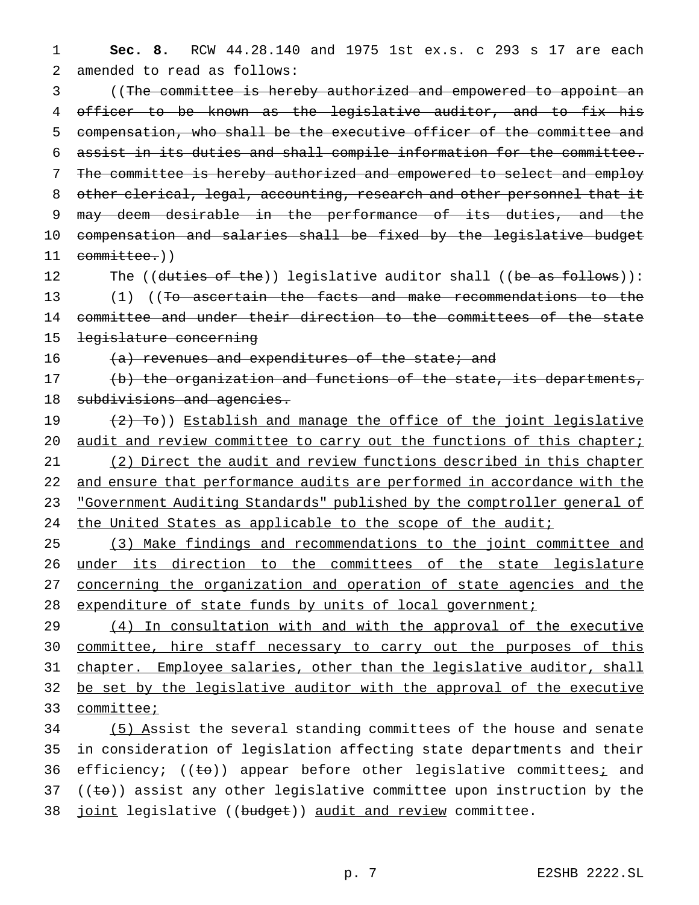**Sec. 8.** RCW 44.28.140 and 1975 1st ex.s. c 293 s 17 are each amended to read as follows:

((~~The committee is hereby authorized and empowered to appoint an officer to be known as the legislative auditor, and to fix his compensation, who shall be the executive officer of the committee and assist in its duties and shall compile information for the committee. The committee is hereby authorized and empowered to select and employ other clerical, legal, accounting, research and other personnel that it may deem desirable in the performance of its duties, and the compensation and salaries shall be fixed by the legislative budget committee.~~))

The ((~~duties of the~~)) legislative auditor shall ((~~be as follows~~)):

(1) ((~~To ascertain the facts and make recommendations to the committee and under their direction to the committees of the state legislature concerning~~

~~(a) revenues and expenditures of the state; and~~

~~(b) the organization and functions of the state, its departments, subdivisions and agencies.~~

~~(2) To~~)) <u>Establish and manage the office of the joint legislative audit and review committee to carry out the functions of this chapter;</u>

<u>(2) Direct the audit and review functions described in this chapter and ensure that performance audits are performed in accordance with the "Government Auditing Standards" published by the comptroller general of the United States as applicable to the scope of the audit;</u>

<u>(3) Make findings and recommendations to the joint committee and under its direction to the committees of the state legislature concerning the organization and operation of state agencies and the expenditure of state funds by units of local government;</u>

<u>(4) In consultation with and with the approval of the executive committee, hire staff necessary to carry out the purposes of this chapter. Employee salaries, other than the legislative auditor, shall be set by the legislative auditor with the approval of the executive committee;</u>

<u>(5) A</u>ssist the several standing committees of the house and senate in consideration of legislation affecting state departments and their efficiency; ((~~to~~)) appear before other legislative committees<u>;</u> and ((~~to~~)) assist any other legislative committee upon instruction by the <u>joint</u> legislative ((~~budget~~)) <u>audit and review</u> committee.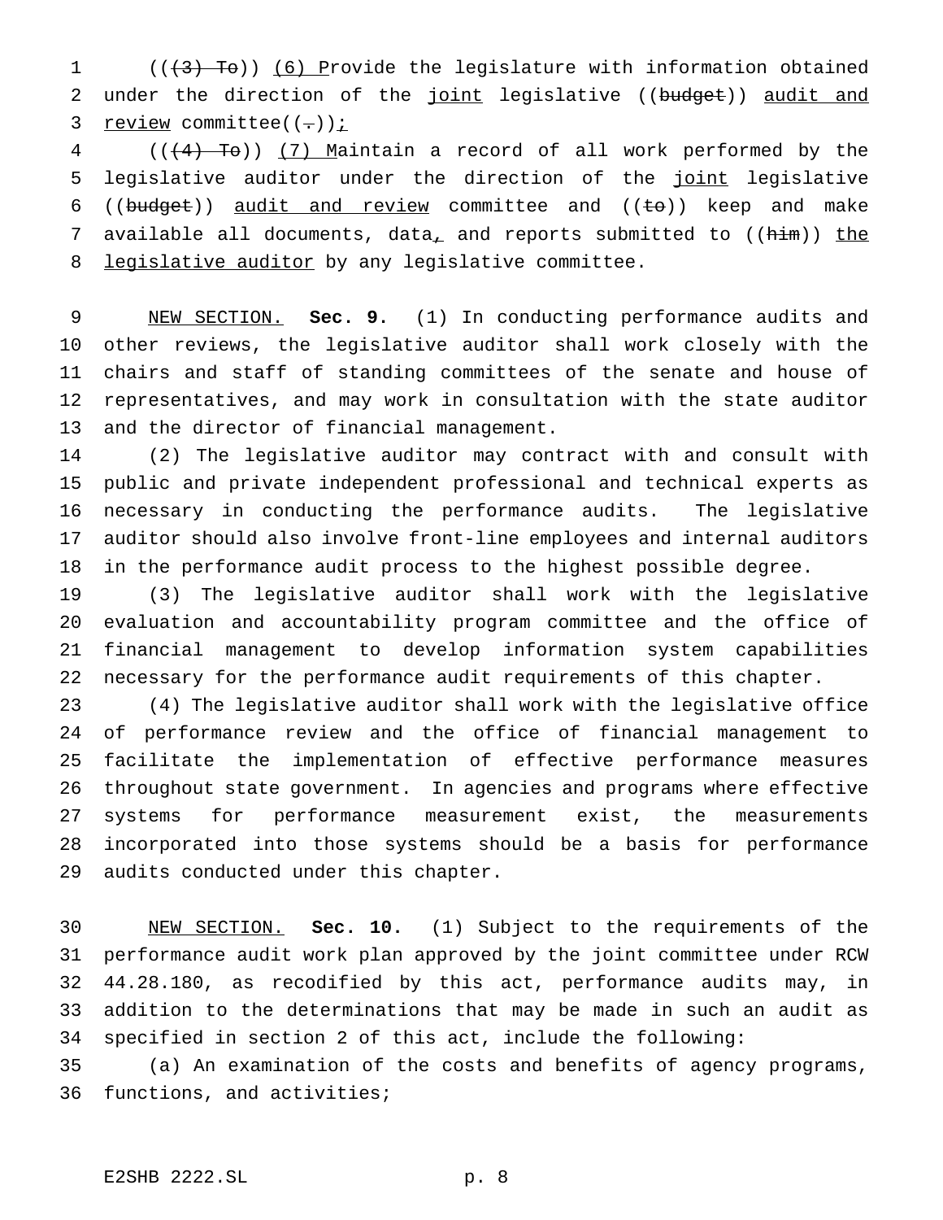(((3) To)) (6) Provide the legislature with information obtained under the direction of the joint legislative ((budget)) audit and review committee((.));

(((4) To)) (7) Maintain a record of all work performed by the legislative auditor under the direction of the joint legislative ((budget)) audit and review committee and ((to)) keep and make available all documents, data, and reports submitted to ((him)) the legislative auditor by any legislative committee.

NEW SECTION. **Sec. 9.** (1) In conducting performance audits and other reviews, the legislative auditor shall work closely with the chairs and staff of standing committees of the senate and house of representatives, and may work in consultation with the state auditor and the director of financial management.

(2) The legislative auditor may contract with and consult with public and private independent professional and technical experts as necessary in conducting the performance audits. The legislative auditor should also involve front-line employees and internal auditors in the performance audit process to the highest possible degree.

(3) The legislative auditor shall work with the legislative evaluation and accountability program committee and the office of financial management to develop information system capabilities necessary for the performance audit requirements of this chapter.

(4) The legislative auditor shall work with the legislative office of performance review and the office of financial management to facilitate the implementation of effective performance measures throughout state government. In agencies and programs where effective systems for performance measurement exist, the measurements incorporated into those systems should be a basis for performance audits conducted under this chapter.

NEW SECTION. **Sec. 10.** (1) Subject to the requirements of the performance audit work plan approved by the joint committee under RCW 44.28.180, as recodified by this act, performance audits may, in addition to the determinations that may be made in such an audit as specified in section 2 of this act, include the following:

(a) An examination of the costs and benefits of agency programs, functions, and activities;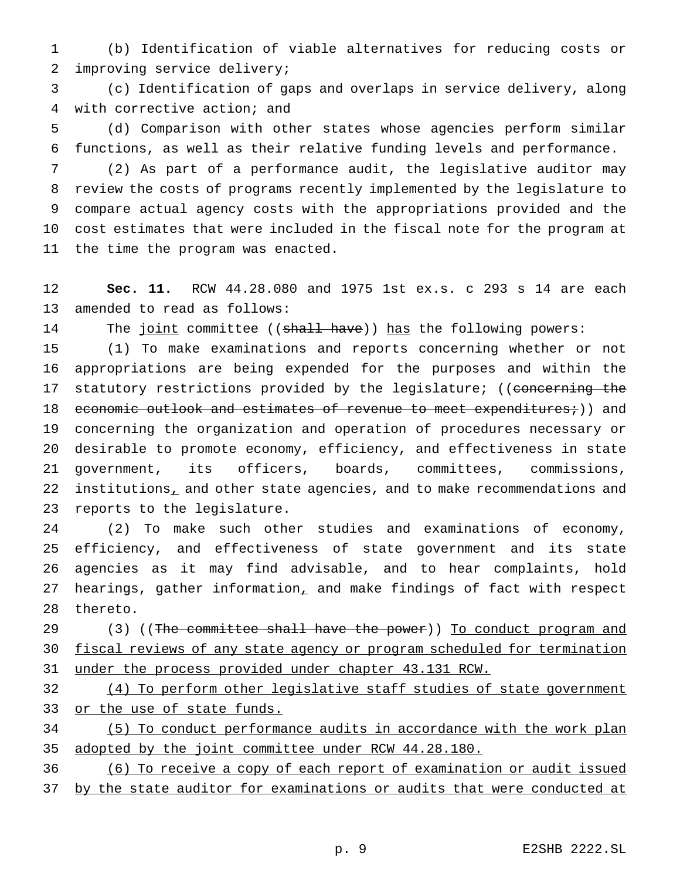(b) Identification of viable alternatives for reducing costs or improving service delivery;

(c) Identification of gaps and overlaps in service delivery, along with corrective action; and

(d) Comparison with other states whose agencies perform similar functions, as well as their relative funding levels and performance.

(2) As part of a performance audit, the legislative auditor may review the costs of programs recently implemented by the legislature to compare actual agency costs with the appropriations provided and the cost estimates that were included in the fiscal note for the program at the time the program was enacted.

**Sec. 11.** RCW 44.28.080 and 1975 1st ex.s. c 293 s 14 are each amended to read as follows:

The joint committee ((~~shall have~~)) has the following powers:

(1) To make examinations and reports concerning whether or not appropriations are being expended for the purposes and within the statutory restrictions provided by the legislature; ((~~concerning the economic outlook and estimates of revenue to meet expenditures;~~)) and concerning the organization and operation of procedures necessary or desirable to promote economy, efficiency, and effectiveness in state government, its officers, boards, committees, commissions, institutions, and other state agencies, and to make recommendations and reports to the legislature.

(2) To make such other studies and examinations of economy, efficiency, and effectiveness of state government and its state agencies as it may find advisable, and to hear complaints, hold hearings, gather information, and make findings of fact with respect thereto.

(3) ((~~The committee shall have the power~~)) To conduct program and fiscal reviews of any state agency or program scheduled for termination under the process provided under chapter 43.131 RCW.

(4) To perform other legislative staff studies of state government or the use of state funds.

(5) To conduct performance audits in accordance with the work plan adopted by the joint committee under RCW 44.28.180.

(6) To receive a copy of each report of examination or audit issued by the state auditor for examinations or audits that were conducted at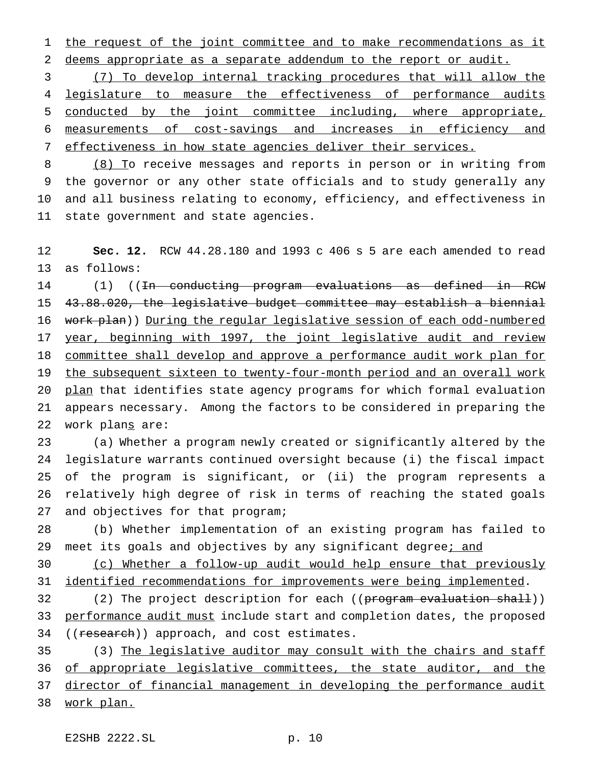the request of the joint committee and to make recommendations as it deems appropriate as a separate addendum to the report or audit.

(7) To develop internal tracking procedures that will allow the legislature to measure the effectiveness of performance audits conducted by the joint committee including, where appropriate, measurements of cost-savings and increases in efficiency and effectiveness in how state agencies deliver their services.

(8) To receive messages and reports in person or in writing from the governor or any other state officials and to study generally any and all business relating to economy, efficiency, and effectiveness in state government and state agencies.

**Sec. 12.** RCW 44.28.180 and 1993 c 406 s 5 are each amended to read as follows:

(1) ((~~In conducting program evaluations as defined in RCW 43.88.020, the legislative budget committee may establish a biennial work plan~~)) During the regular legislative session of each odd-numbered year, beginning with 1997, the joint legislative audit and review committee shall develop and approve a performance audit work plan for the subsequent sixteen to twenty-four-month period and an overall work plan that identifies state agency programs for which formal evaluation appears necessary. Among the factors to be considered in preparing the work plans are:

(a) Whether a program newly created or significantly altered by the legislature warrants continued oversight because (i) the fiscal impact of the program is significant, or (ii) the program represents a relatively high degree of risk in terms of reaching the stated goals and objectives for that program;

(b) Whether implementation of an existing program has failed to meet its goals and objectives by any significant degree; and

(c) Whether a follow-up audit would help ensure that previously identified recommendations for improvements were being implemented.

(2) The project description for each ((~~program evaluation shall~~)) performance audit must include start and completion dates, the proposed ((~~research~~)) approach, and cost estimates.

(3) The legislative auditor may consult with the chairs and staff of appropriate legislative committees, the state auditor, and the director of financial management in developing the performance audit work plan.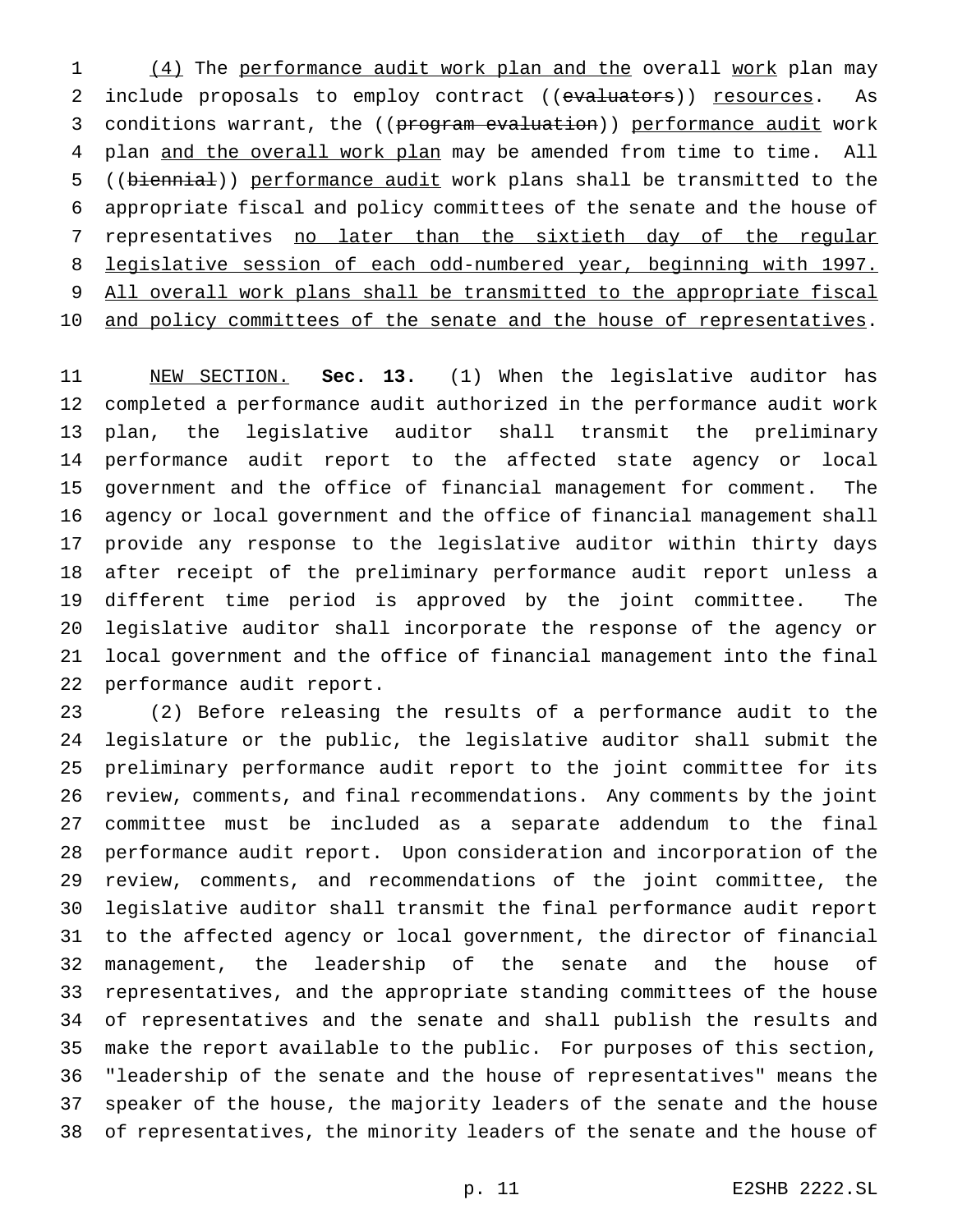(4) The performance audit work plan and the overall work plan may include proposals to employ contract ((~~evaluators~~)) resources. As conditions warrant, the ((~~program evaluation~~)) performance audit work plan and the overall work plan may be amended from time to time. All ((~~biennial~~)) performance audit work plans shall be transmitted to the appropriate fiscal and policy committees of the senate and the house of representatives no later than the sixtieth day of the regular legislative session of each odd-numbered year, beginning with 1997. All overall work plans shall be transmitted to the appropriate fiscal and policy committees of the senate and the house of representatives.

NEW SECTION. **Sec. 13.** (1) When the legislative auditor has completed a performance audit authorized in the performance audit work plan, the legislative auditor shall transmit the preliminary performance audit report to the affected state agency or local government and the office of financial management for comment. The agency or local government and the office of financial management shall provide any response to the legislative auditor within thirty days after receipt of the preliminary performance audit report unless a different time period is approved by the joint committee. The legislative auditor shall incorporate the response of the agency or local government and the office of financial management into the final performance audit report.

(2) Before releasing the results of a performance audit to the legislature or the public, the legislative auditor shall submit the preliminary performance audit report to the joint committee for its review, comments, and final recommendations. Any comments by the joint committee must be included as a separate addendum to the final performance audit report. Upon consideration and incorporation of the review, comments, and recommendations of the joint committee, the legislative auditor shall transmit the final performance audit report to the affected agency or local government, the director of financial management, the leadership of the senate and the house of representatives, and the appropriate standing committees of the house of representatives and the senate and shall publish the results and make the report available to the public. For purposes of this section, "leadership of the senate and the house of representatives" means the speaker of the house, the majority leaders of the senate and the house of representatives, the minority leaders of the senate and the house of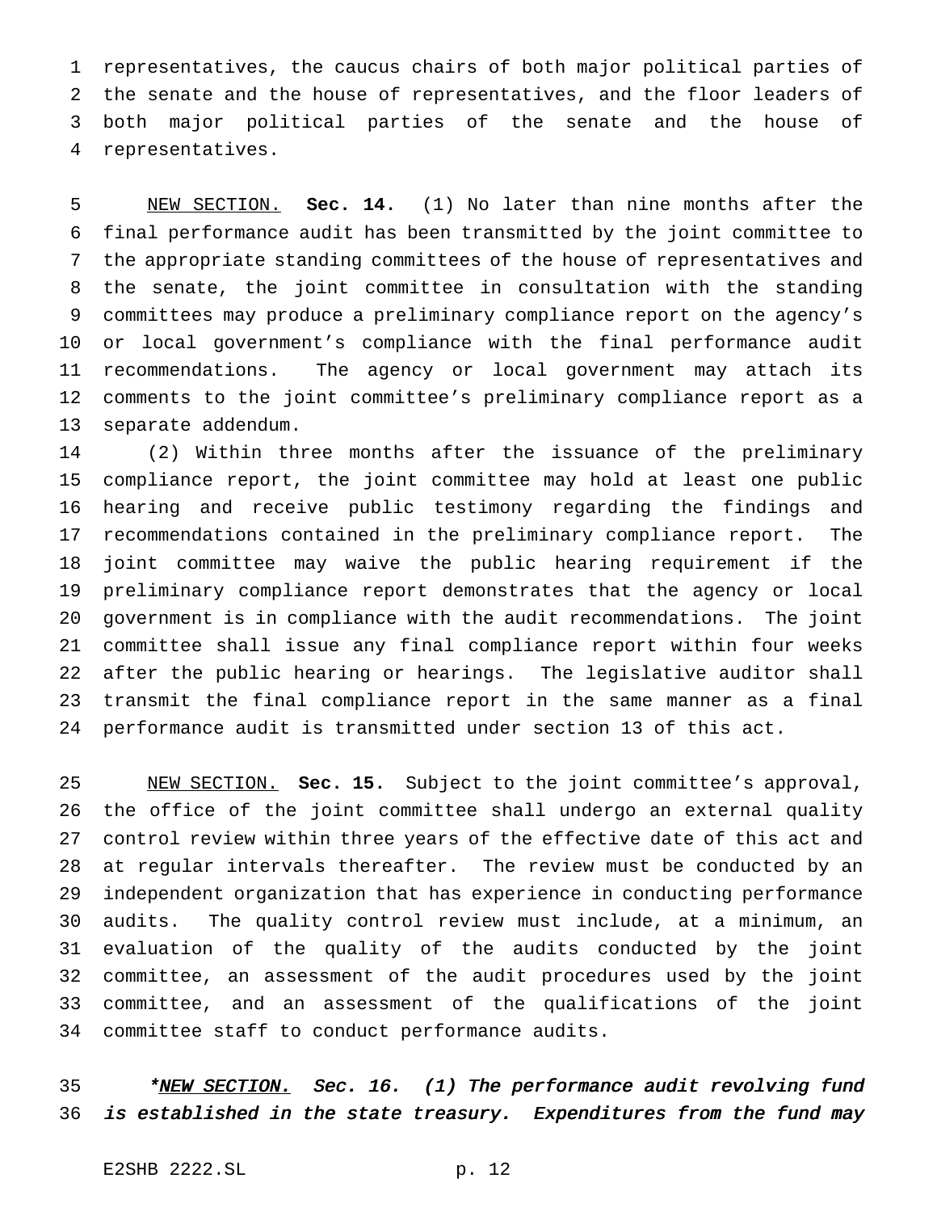representatives, the caucus chairs of both major political parties of the senate and the house of representatives, and the floor leaders of both major political parties of the senate and the house of representatives.

NEW SECTION. **Sec. 14.** (1) No later than nine months after the final performance audit has been transmitted by the joint committee to the appropriate standing committees of the house of representatives and the senate, the joint committee in consultation with the standing committees may produce a preliminary compliance report on the agency's or local government's compliance with the final performance audit recommendations. The agency or local government may attach its comments to the joint committee's preliminary compliance report as a separate addendum.

(2) Within three months after the issuance of the preliminary compliance report, the joint committee may hold at least one public hearing and receive public testimony regarding the findings and recommendations contained in the preliminary compliance report. The joint committee may waive the public hearing requirement if the preliminary compliance report demonstrates that the agency or local government is in compliance with the audit recommendations. The joint committee shall issue any final compliance report within four weeks after the public hearing or hearings. The legislative auditor shall transmit the final compliance report in the same manner as a final performance audit is transmitted under section 13 of this act.

NEW SECTION. **Sec. 15.** Subject to the joint committee's approval, the office of the joint committee shall undergo an external quality control review within three years of the effective date of this act and at regular intervals thereafter. The review must be conducted by an independent organization that has experience in conducting performance audits. The quality control review must include, at a minimum, an evaluation of the quality of the audits conducted by the joint committee, an assessment of the audit procedures used by the joint committee, and an assessment of the qualifications of the joint committee staff to conduct performance audits.

***NEW SECTION.* *Sec. 16. (1) The performance audit revolving fund is established in the state treasury. Expenditures from the fund may***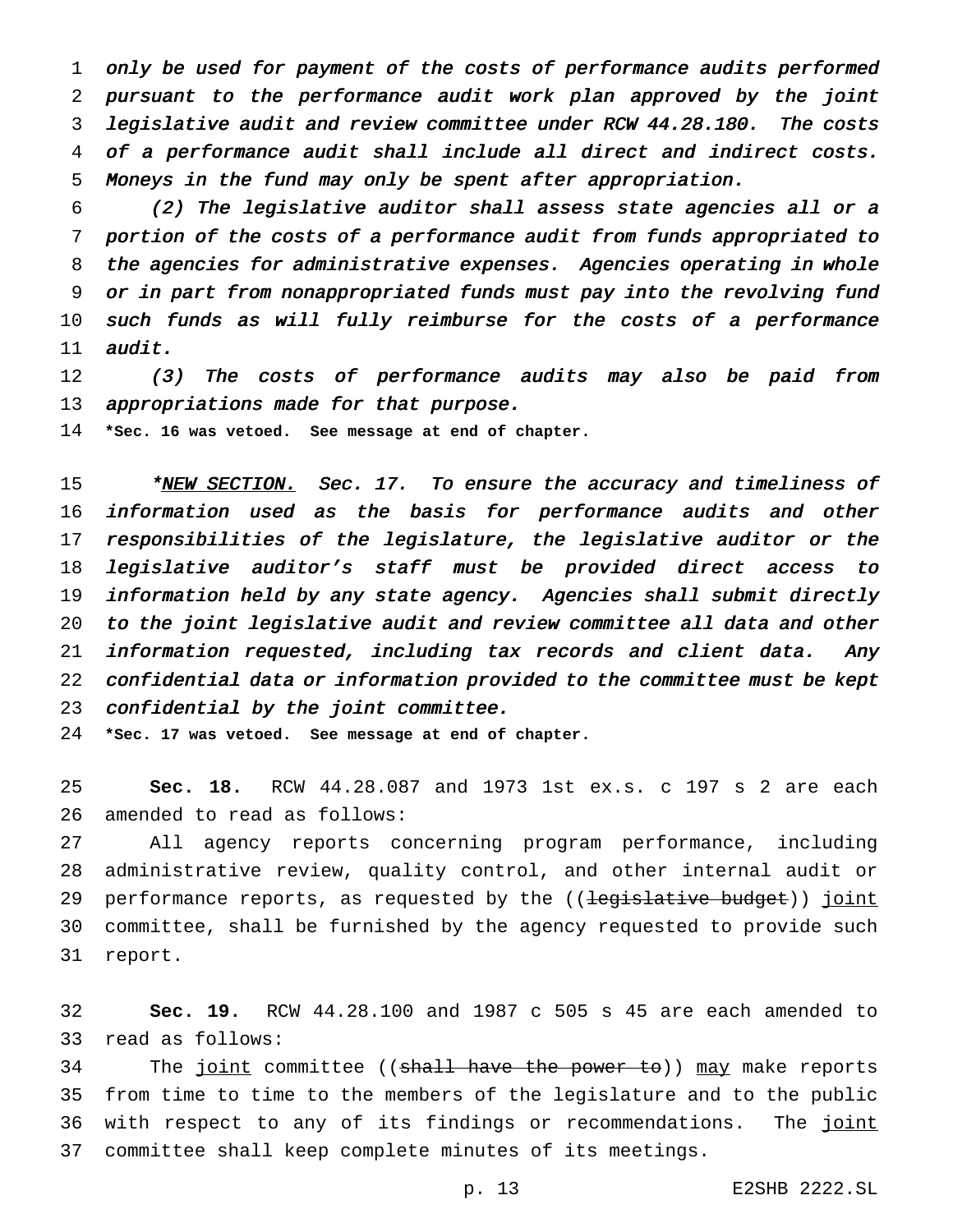*only be used for payment of the costs of performance audits performed pursuant to the performance audit work plan approved by the joint legislative audit and review committee under RCW 44.28.180. The costs of a performance audit shall include all direct and indirect costs. Moneys in the fund may only be spent after appropriation.*

*(2) The legislative auditor shall assess state agencies all or a portion of the costs of a performance audit from funds appropriated to the agencies for administrative expenses. Agencies operating in whole or in part from nonappropriated funds must pay into the revolving fund such funds as will fully reimburse for the costs of a performance audit.*

*(3) The costs of performance audits may also be paid from appropriations made for that purpose.*

**\*Sec. 16 was vetoed. See message at end of chapter.**

*\*NEW SECTION. Sec. 17. To ensure the accuracy and timeliness of information used as the basis for performance audits and other responsibilities of the legislature, the legislative auditor or the legislative auditor's staff must be provided direct access to information held by any state agency. Agencies shall submit directly to the joint legislative audit and review committee all data and other information requested, including tax records and client data. Any confidential data or information provided to the committee must be kept confidential by the joint committee.*

**\*Sec. 17 was vetoed. See message at end of chapter.**

**Sec. 18.** RCW 44.28.087 and 1973 1st ex.s. c 197 s 2 are each amended to read as follows:

All agency reports concerning program performance, including administrative review, quality control, and other internal audit or performance reports, as requested by the ((~~legislative budget~~)) joint committee, shall be furnished by the agency requested to provide such report.

**Sec. 19.** RCW 44.28.100 and 1987 c 505 s 45 are each amended to read as follows:

The joint committee ((~~shall have the power to~~)) may make reports from time to time to the members of the legislature and to the public with respect to any of its findings or recommendations. The joint committee shall keep complete minutes of its meetings.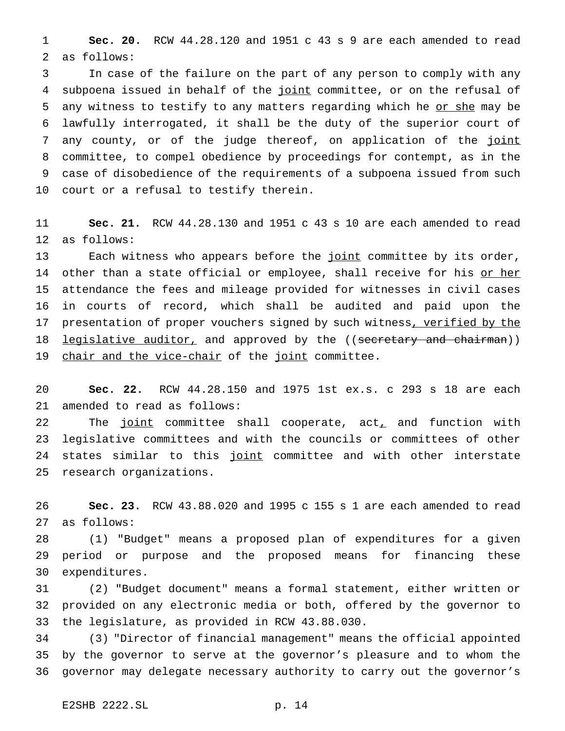**Sec. 20.** RCW 44.28.120 and 1951 c 43 s 9 are each amended to read as follows:

In case of the failure on the part of any person to comply with any subpoena issued in behalf of the joint committee, or on the refusal of any witness to testify to any matters regarding which he or she may be lawfully interrogated, it shall be the duty of the superior court of any county, or of the judge thereof, on application of the joint committee, to compel obedience by proceedings for contempt, as in the case of disobedience of the requirements of a subpoena issued from such court or a refusal to testify therein.

**Sec. 21.** RCW 44.28.130 and 1951 c 43 s 10 are each amended to read as follows:

Each witness who appears before the joint committee by its order, other than a state official or employee, shall receive for his or her attendance the fees and mileage provided for witnesses in civil cases in courts of record, which shall be audited and paid upon the presentation of proper vouchers signed by such witness, verified by the legislative auditor, and approved by the ((~~secretary and chairman~~)) chair and the vice-chair of the joint committee.

**Sec. 22.** RCW 44.28.150 and 1975 1st ex.s. c 293 s 18 are each amended to read as follows:

The joint committee shall cooperate, act, and function with legislative committees and with the councils or committees of other states similar to this joint committee and with other interstate research organizations.

**Sec. 23.** RCW 43.88.020 and 1995 c 155 s 1 are each amended to read as follows:

(1) "Budget" means a proposed plan of expenditures for a given period or purpose and the proposed means for financing these expenditures.

(2) "Budget document" means a formal statement, either written or provided on any electronic media or both, offered by the governor to the legislature, as provided in RCW 43.88.030.

(3) "Director of financial management" means the official appointed by the governor to serve at the governor's pleasure and to whom the governor may delegate necessary authority to carry out the governor's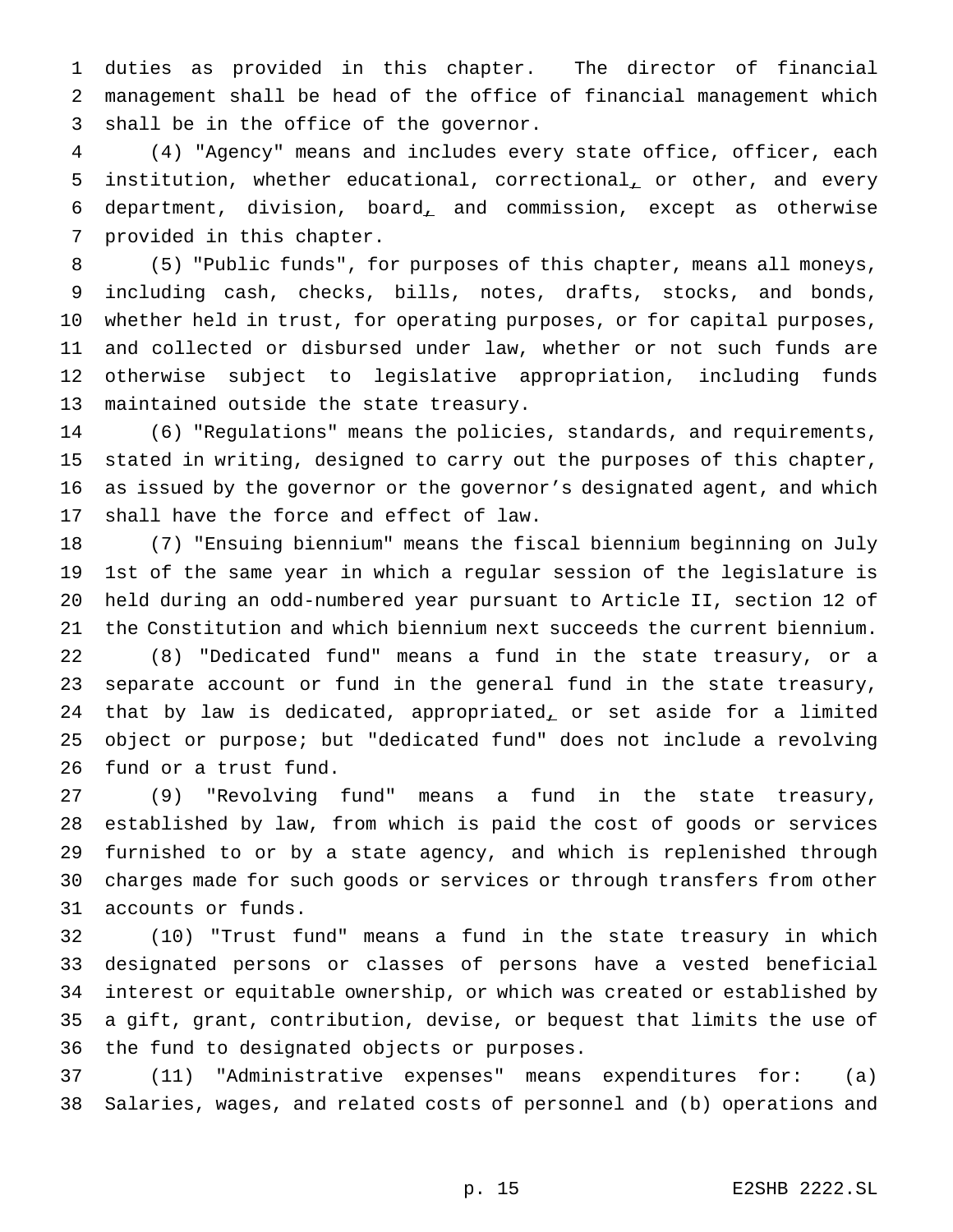duties as provided in this chapter. The director of financial management shall be head of the office of financial management which shall be in the office of the governor.

(4) "Agency" means and includes every state office, officer, each institution, whether educational, correctional, or other, and every department, division, board, and commission, except as otherwise provided in this chapter.

(5) "Public funds", for purposes of this chapter, means all moneys, including cash, checks, bills, notes, drafts, stocks, and bonds, whether held in trust, for operating purposes, or for capital purposes, and collected or disbursed under law, whether or not such funds are otherwise subject to legislative appropriation, including funds maintained outside the state treasury.

(6) "Regulations" means the policies, standards, and requirements, stated in writing, designed to carry out the purposes of this chapter, as issued by the governor or the governor's designated agent, and which shall have the force and effect of law.

(7) "Ensuing biennium" means the fiscal biennium beginning on July 1st of the same year in which a regular session of the legislature is held during an odd-numbered year pursuant to Article II, section 12 of the Constitution and which biennium next succeeds the current biennium.

(8) "Dedicated fund" means a fund in the state treasury, or a separate account or fund in the general fund in the state treasury, that by law is dedicated, appropriated, or set aside for a limited object or purpose; but "dedicated fund" does not include a revolving fund or a trust fund.

(9) "Revolving fund" means a fund in the state treasury, established by law, from which is paid the cost of goods or services furnished to or by a state agency, and which is replenished through charges made for such goods or services or through transfers from other accounts or funds.

(10) "Trust fund" means a fund in the state treasury in which designated persons or classes of persons have a vested beneficial interest or equitable ownership, or which was created or established by a gift, grant, contribution, devise, or bequest that limits the use of the fund to designated objects or purposes.

(11) "Administrative expenses" means expenditures for: (a) Salaries, wages, and related costs of personnel and (b) operations and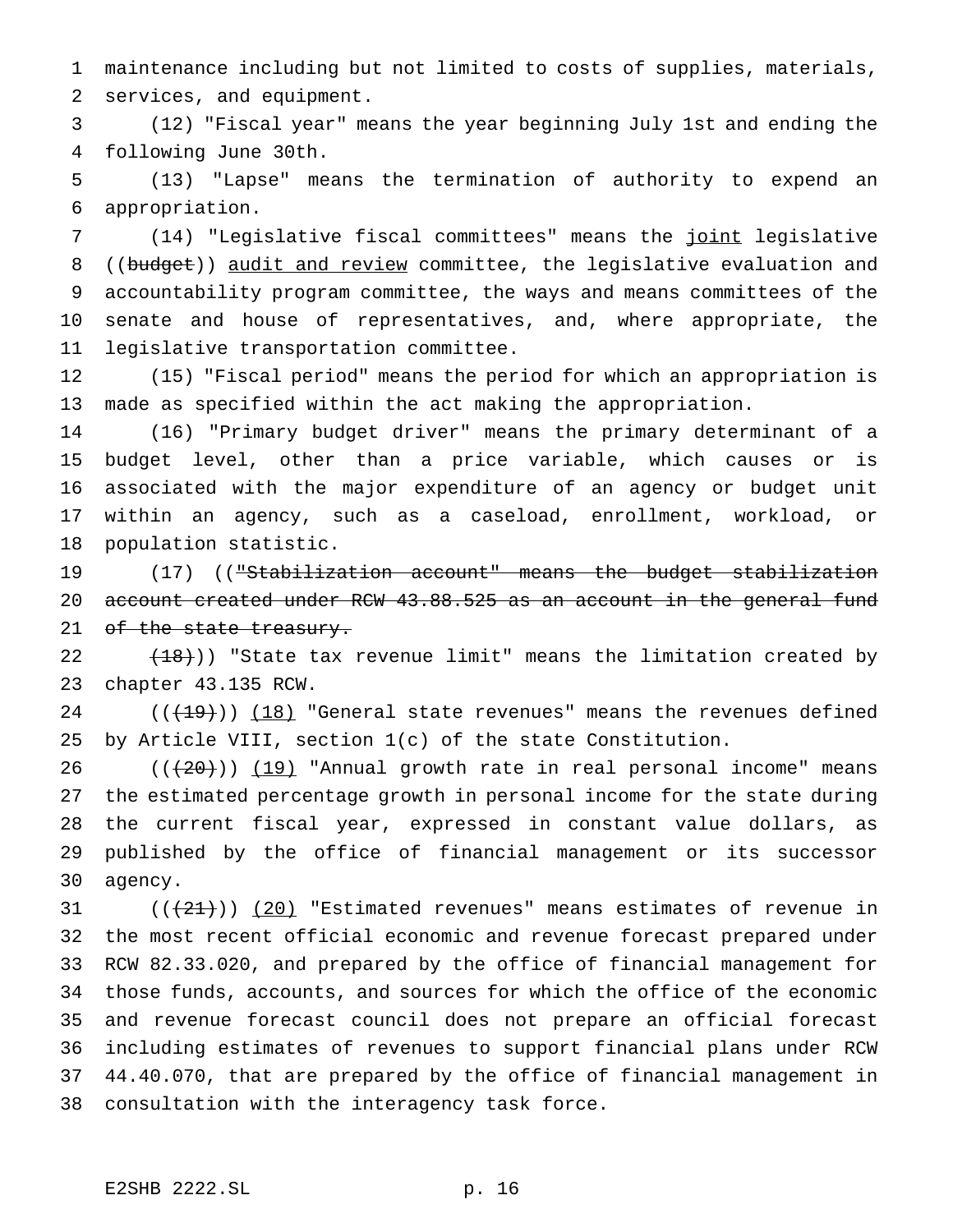maintenance including but not limited to costs of supplies, materials, services, and equipment.

(12) "Fiscal year" means the year beginning July 1st and ending the following June 30th.

(13) "Lapse" means the termination of authority to expend an appropriation.

(14) "Legislative fiscal committees" means the joint legislative ((budget)) audit and review committee, the legislative evaluation and accountability program committee, the ways and means committees of the senate and house of representatives, and, where appropriate, the legislative transportation committee.

(15) "Fiscal period" means the period for which an appropriation is made as specified within the act making the appropriation.

(16) "Primary budget driver" means the primary determinant of a budget level, other than a price variable, which causes or is associated with the major expenditure of an agency or budget unit within an agency, such as a caseload, enrollment, workload, or population statistic.

(17) (("Stabilization account" means the budget stabilization account created under RCW 43.88.525 as an account in the general fund of the state treasury.

(18))) "State tax revenue limit" means the limitation created by chapter 43.135 RCW.

(((19))) (18) "General state revenues" means the revenues defined by Article VIII, section 1(c) of the state Constitution.

(((20))) (19) "Annual growth rate in real personal income" means the estimated percentage growth in personal income for the state during the current fiscal year, expressed in constant value dollars, as published by the office of financial management or its successor agency.

(((21))) (20) "Estimated revenues" means estimates of revenue in the most recent official economic and revenue forecast prepared under RCW 82.33.020, and prepared by the office of financial management for those funds, accounts, and sources for which the office of the economic and revenue forecast council does not prepare an official forecast including estimates of revenues to support financial plans under RCW 44.40.070, that are prepared by the office of financial management in consultation with the interagency task force.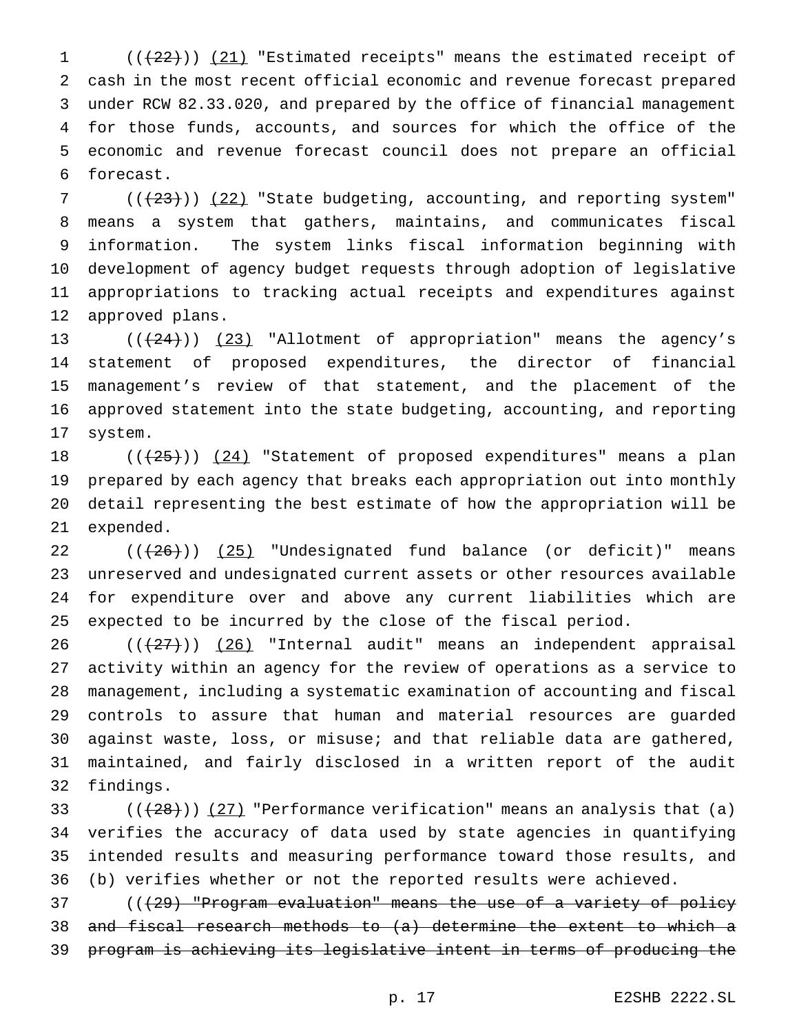(((22))) (21) "Estimated receipts" means the estimated receipt of cash in the most recent official economic and revenue forecast prepared under RCW 82.33.020, and prepared by the office of financial management for those funds, accounts, and sources for which the office of the economic and revenue forecast council does not prepare an official forecast.

(((23))) (22) "State budgeting, accounting, and reporting system" means a system that gathers, maintains, and communicates fiscal information. The system links fiscal information beginning with development of agency budget requests through adoption of legislative appropriations to tracking actual receipts and expenditures against approved plans.

(((24))) (23) "Allotment of appropriation" means the agency's statement of proposed expenditures, the director of financial management's review of that statement, and the placement of the approved statement into the state budgeting, accounting, and reporting system.

(((25))) (24) "Statement of proposed expenditures" means a plan prepared by each agency that breaks each appropriation out into monthly detail representing the best estimate of how the appropriation will be expended.

(((26))) (25) "Undesignated fund balance (or deficit)" means unreserved and undesignated current assets or other resources available for expenditure over and above any current liabilities which are expected to be incurred by the close of the fiscal period.

(((27))) (26) "Internal audit" means an independent appraisal activity within an agency for the review of operations as a service to management, including a systematic examination of accounting and fiscal controls to assure that human and material resources are guarded against waste, loss, or misuse; and that reliable data are gathered, maintained, and fairly disclosed in a written report of the audit findings.

(((28))) (27) "Performance verification" means an analysis that (a) verifies the accuracy of data used by state agencies in quantifying intended results and measuring performance toward those results, and (b) verifies whether or not the reported results were achieved.

(((29) "Program evaluation" means the use of a variety of policy and fiscal research methods to (a) determine the extent to which a program is achieving its legislative intent in terms of producing the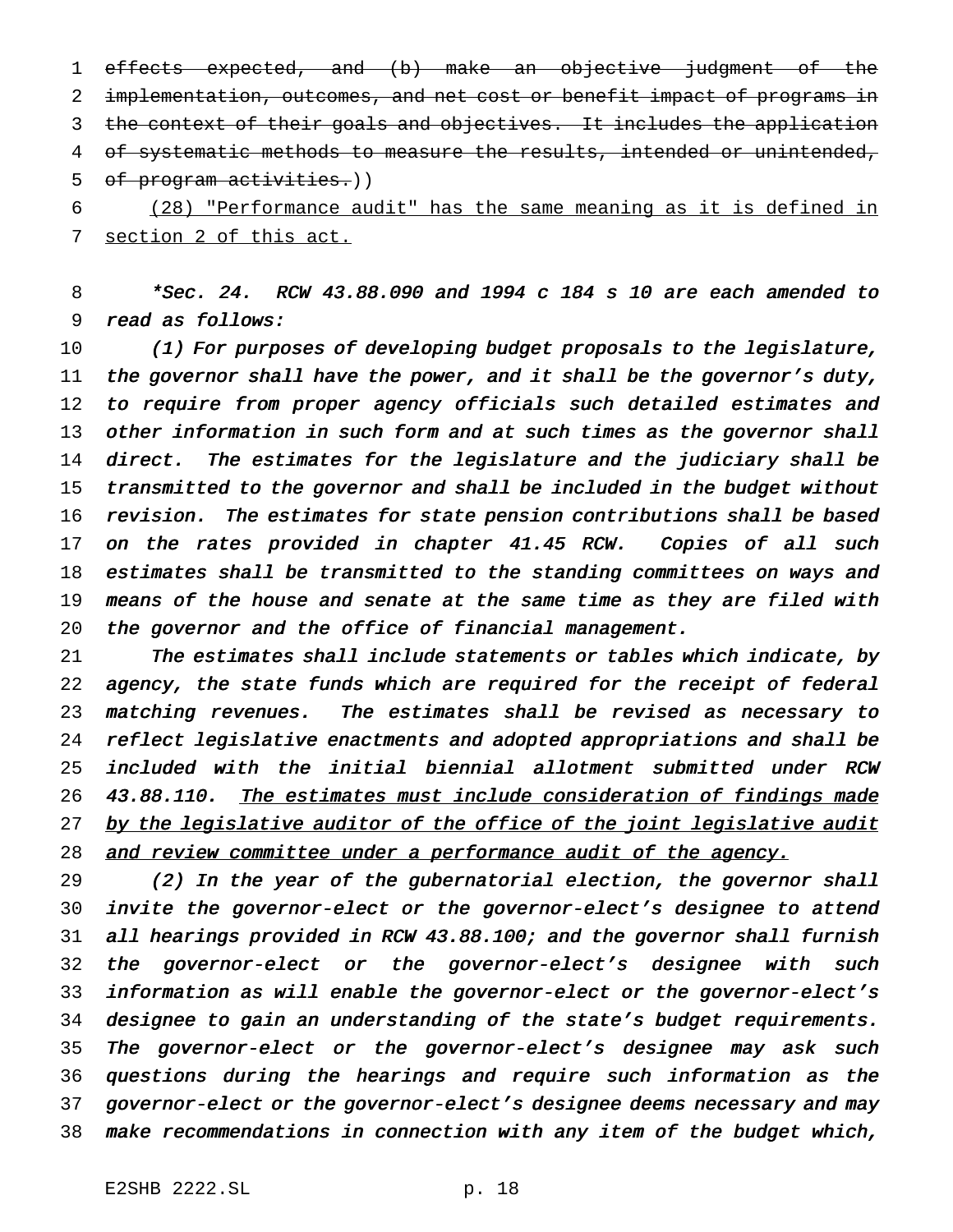~~effects expected, and (b) make an objective judgment of the implementation, outcomes, and net cost or benefit impact of programs in the context of their goals and objectives. It includes the application of systematic methods to measure the results, intended or unintended, of program activities.~~))

<u>(28) "Performance audit" has the same meaning as it is defined in section 2 of this act.</u>

**\*Sec. 24.** *RCW 43.88.090 and 1994 c 184 s 10 are each amended to read as follows:*

*(1) For purposes of developing budget proposals to the legislature, the governor shall have the power, and it shall be the governor's duty, to require from proper agency officials such detailed estimates and other information in such form and at such times as the governor shall direct. The estimates for the legislature and the judiciary shall be transmitted to the governor and shall be included in the budget without revision. The estimates for state pension contributions shall be based on the rates provided in chapter 41.45 RCW. Copies of all such estimates shall be transmitted to the standing committees on ways and means of the house and senate at the same time as they are filed with the governor and the office of financial management.*

*The estimates shall include statements or tables which indicate, by agency, the state funds which are required for the receipt of federal matching revenues. The estimates shall be revised as necessary to reflect legislative enactments and adopted appropriations and shall be included with the initial biennial allotment submitted under RCW 43.88.110. <u>The estimates must include consideration of findings made by the legislative auditor of the office of the joint legislative audit and review committee under a performance audit of the agency.</u>*

*(2) In the year of the gubernatorial election, the governor shall invite the governor-elect or the governor-elect's designee to attend all hearings provided in RCW 43.88.100; and the governor shall furnish the governor-elect or the governor-elect's designee with such information as will enable the governor-elect or the governor-elect's designee to gain an understanding of the state's budget requirements. The governor-elect or the governor-elect's designee may ask such questions during the hearings and require such information as the governor-elect or the governor-elect's designee deems necessary and may make recommendations in connection with any item of the budget which,*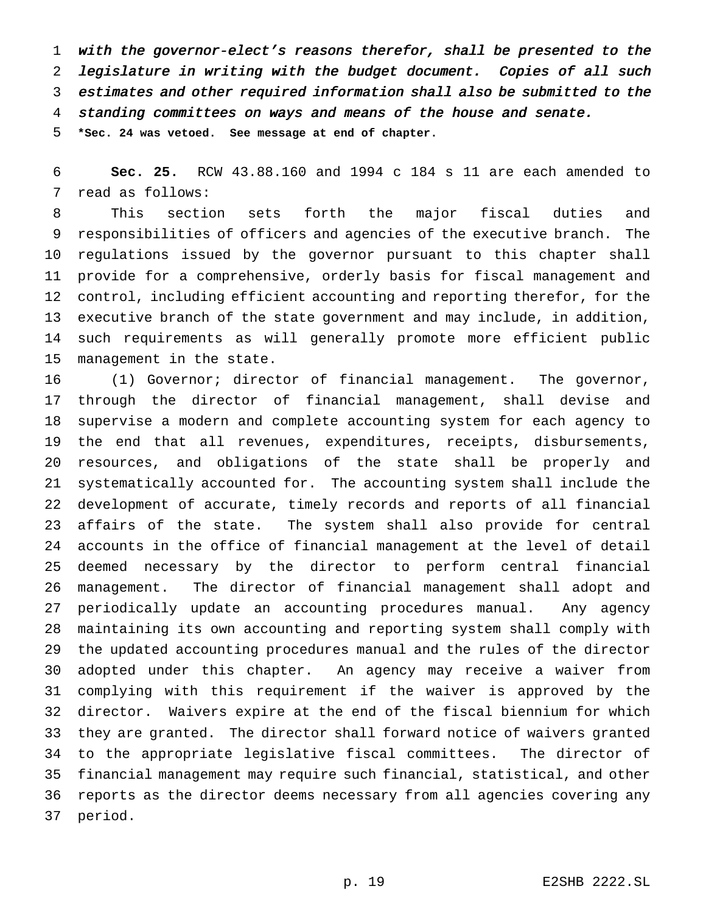*with the governor-elect's reasons therefor, shall be presented to the legislature in writing with the budget document. Copies of all such estimates and other required information shall also be submitted to the standing committees on ways and means of the house and senate.*

**\*Sec. 24 was vetoed. See message at end of chapter.**

**Sec. 25.** RCW 43.88.160 and 1994 c 184 s 11 are each amended to read as follows:

This section sets forth the major fiscal duties and responsibilities of officers and agencies of the executive branch. The regulations issued by the governor pursuant to this chapter shall provide for a comprehensive, orderly basis for fiscal management and control, including efficient accounting and reporting therefor, for the executive branch of the state government and may include, in addition, such requirements as will generally promote more efficient public management in the state.

(1) Governor; director of financial management. The governor, through the director of financial management, shall devise and supervise a modern and complete accounting system for each agency to the end that all revenues, expenditures, receipts, disbursements, resources, and obligations of the state shall be properly and systematically accounted for. The accounting system shall include the development of accurate, timely records and reports of all financial affairs of the state. The system shall also provide for central accounts in the office of financial management at the level of detail deemed necessary by the director to perform central financial management. The director of financial management shall adopt and periodically update an accounting procedures manual. Any agency maintaining its own accounting and reporting system shall comply with the updated accounting procedures manual and the rules of the director adopted under this chapter. An agency may receive a waiver from complying with this requirement if the waiver is approved by the director. Waivers expire at the end of the fiscal biennium for which they are granted. The director shall forward notice of waivers granted to the appropriate legislative fiscal committees. The director of financial management may require such financial, statistical, and other reports as the director deems necessary from all agencies covering any period.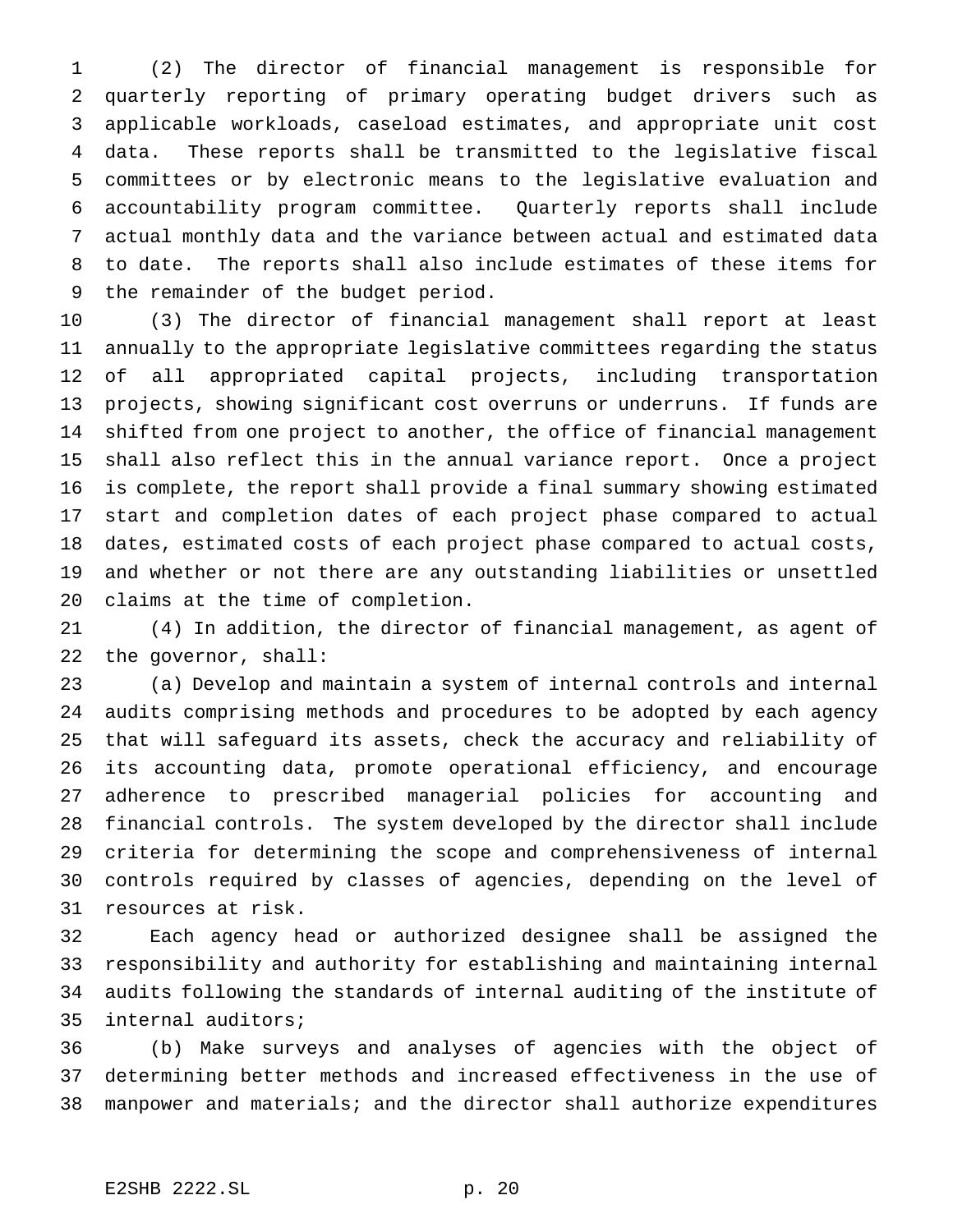(2) The director of financial management is responsible for quarterly reporting of primary operating budget drivers such as applicable workloads, caseload estimates, and appropriate unit cost data. These reports shall be transmitted to the legislative fiscal committees or by electronic means to the legislative evaluation and accountability program committee. Quarterly reports shall include actual monthly data and the variance between actual and estimated data to date. The reports shall also include estimates of these items for the remainder of the budget period.

(3) The director of financial management shall report at least annually to the appropriate legislative committees regarding the status of all appropriated capital projects, including transportation projects, showing significant cost overruns or underruns. If funds are shifted from one project to another, the office of financial management shall also reflect this in the annual variance report. Once a project is complete, the report shall provide a final summary showing estimated start and completion dates of each project phase compared to actual dates, estimated costs of each project phase compared to actual costs, and whether or not there are any outstanding liabilities or unsettled claims at the time of completion.

(4) In addition, the director of financial management, as agent of the governor, shall:

(a) Develop and maintain a system of internal controls and internal audits comprising methods and procedures to be adopted by each agency that will safeguard its assets, check the accuracy and reliability of its accounting data, promote operational efficiency, and encourage adherence to prescribed managerial policies for accounting and financial controls. The system developed by the director shall include criteria for determining the scope and comprehensiveness of internal controls required by classes of agencies, depending on the level of resources at risk.

Each agency head or authorized designee shall be assigned the responsibility and authority for establishing and maintaining internal audits following the standards of internal auditing of the institute of internal auditors;

(b) Make surveys and analyses of agencies with the object of determining better methods and increased effectiveness in the use of manpower and materials; and the director shall authorize expenditures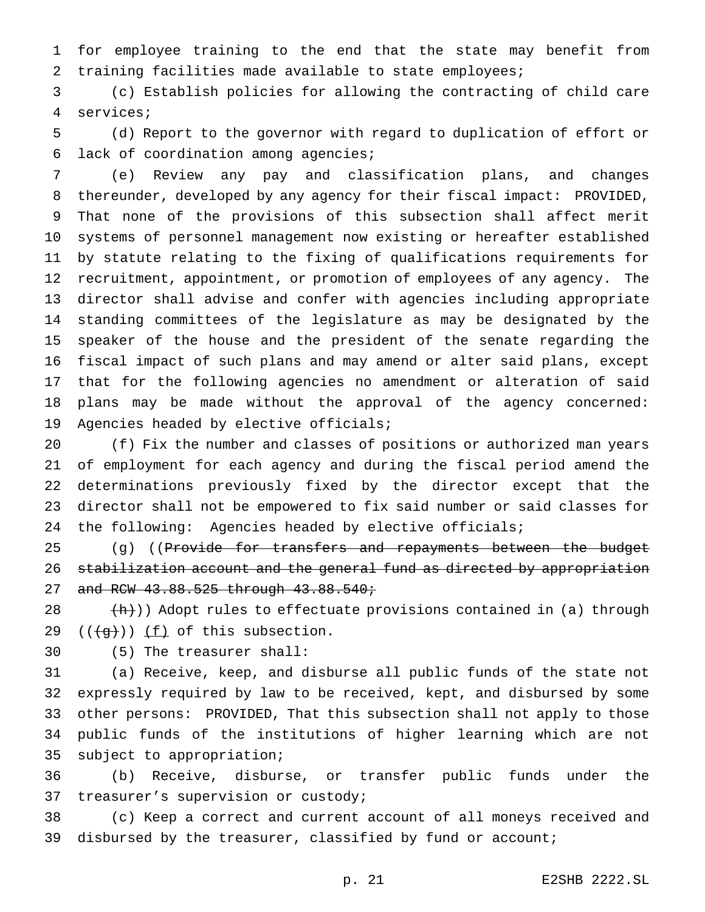for employee training to the end that the state may benefit from training facilities made available to state employees;

(c) Establish policies for allowing the contracting of child care services;

(d) Report to the governor with regard to duplication of effort or lack of coordination among agencies;

(e) Review any pay and classification plans, and changes thereunder, developed by any agency for their fiscal impact: PROVIDED, That none of the provisions of this subsection shall affect merit systems of personnel management now existing or hereafter established by statute relating to the fixing of qualifications requirements for recruitment, appointment, or promotion of employees of any agency. The director shall advise and confer with agencies including appropriate standing committees of the legislature as may be designated by the speaker of the house and the president of the senate regarding the fiscal impact of such plans and may amend or alter said plans, except that for the following agencies no amendment or alteration of said plans may be made without the approval of the agency concerned: Agencies headed by elective officials;

(f) Fix the number and classes of positions or authorized man years of employment for each agency and during the fiscal period amend the determinations previously fixed by the director except that the director shall not be empowered to fix said number or said classes for the following: Agencies headed by elective officials;

(g) ((~~Provide for transfers and repayments between the budget stabilization account and the general fund as directed by appropriation and RCW 43.88.525 through 43.88.540;~~

~~(h)~~)) Adopt rules to effectuate provisions contained in (a) through ((~~(g)~~)) <u>(f)</u> of this subsection.

(5) The treasurer shall:

(a) Receive, keep, and disburse all public funds of the state not expressly required by law to be received, kept, and disbursed by some other persons: PROVIDED, That this subsection shall not apply to those public funds of the institutions of higher learning which are not subject to appropriation;

(b) Receive, disburse, or transfer public funds under the treasurer's supervision or custody;

(c) Keep a correct and current account of all moneys received and disbursed by the treasurer, classified by fund or account;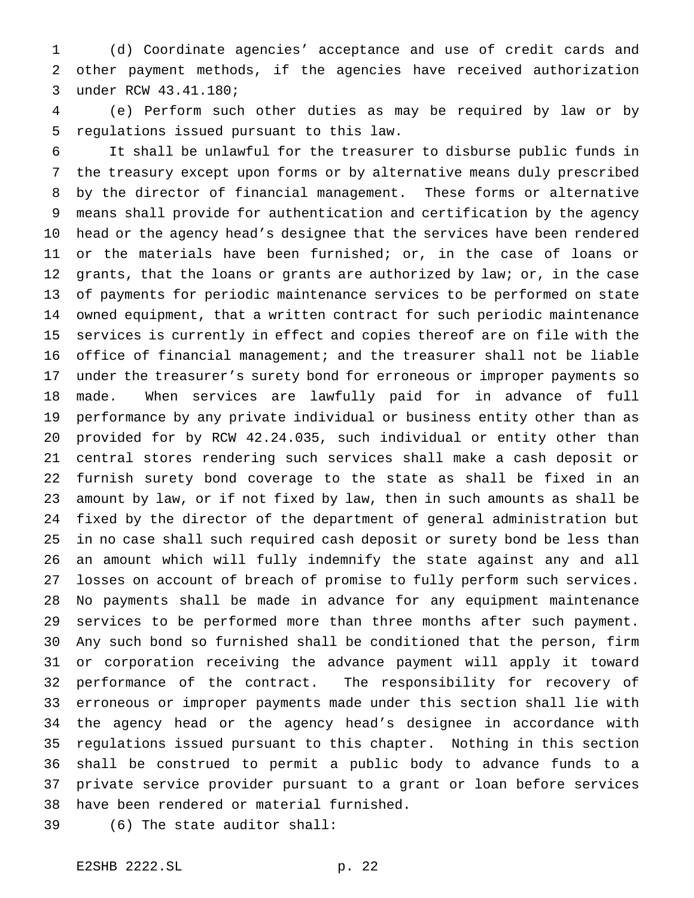(d) Coordinate agencies' acceptance and use of credit cards and other payment methods, if the agencies have received authorization under RCW 43.41.180;

(e) Perform such other duties as may be required by law or by regulations issued pursuant to this law.

It shall be unlawful for the treasurer to disburse public funds in the treasury except upon forms or by alternative means duly prescribed by the director of financial management. These forms or alternative means shall provide for authentication and certification by the agency head or the agency head's designee that the services have been rendered or the materials have been furnished; or, in the case of loans or grants, that the loans or grants are authorized by law; or, in the case of payments for periodic maintenance services to be performed on state owned equipment, that a written contract for such periodic maintenance services is currently in effect and copies thereof are on file with the office of financial management; and the treasurer shall not be liable under the treasurer's surety bond for erroneous or improper payments so made. When services are lawfully paid for in advance of full performance by any private individual or business entity other than as provided for by RCW 42.24.035, such individual or entity other than central stores rendering such services shall make a cash deposit or furnish surety bond coverage to the state as shall be fixed in an amount by law, or if not fixed by law, then in such amounts as shall be fixed by the director of the department of general administration but in no case shall such required cash deposit or surety bond be less than an amount which will fully indemnify the state against any and all losses on account of breach of promise to fully perform such services. No payments shall be made in advance for any equipment maintenance services to be performed more than three months after such payment. Any such bond so furnished shall be conditioned that the person, firm or corporation receiving the advance payment will apply it toward performance of the contract. The responsibility for recovery of erroneous or improper payments made under this section shall lie with the agency head or the agency head's designee in accordance with regulations issued pursuant to this chapter. Nothing in this section shall be construed to permit a public body to advance funds to a private service provider pursuant to a grant or loan before services have been rendered or material furnished.

(6) The state auditor shall: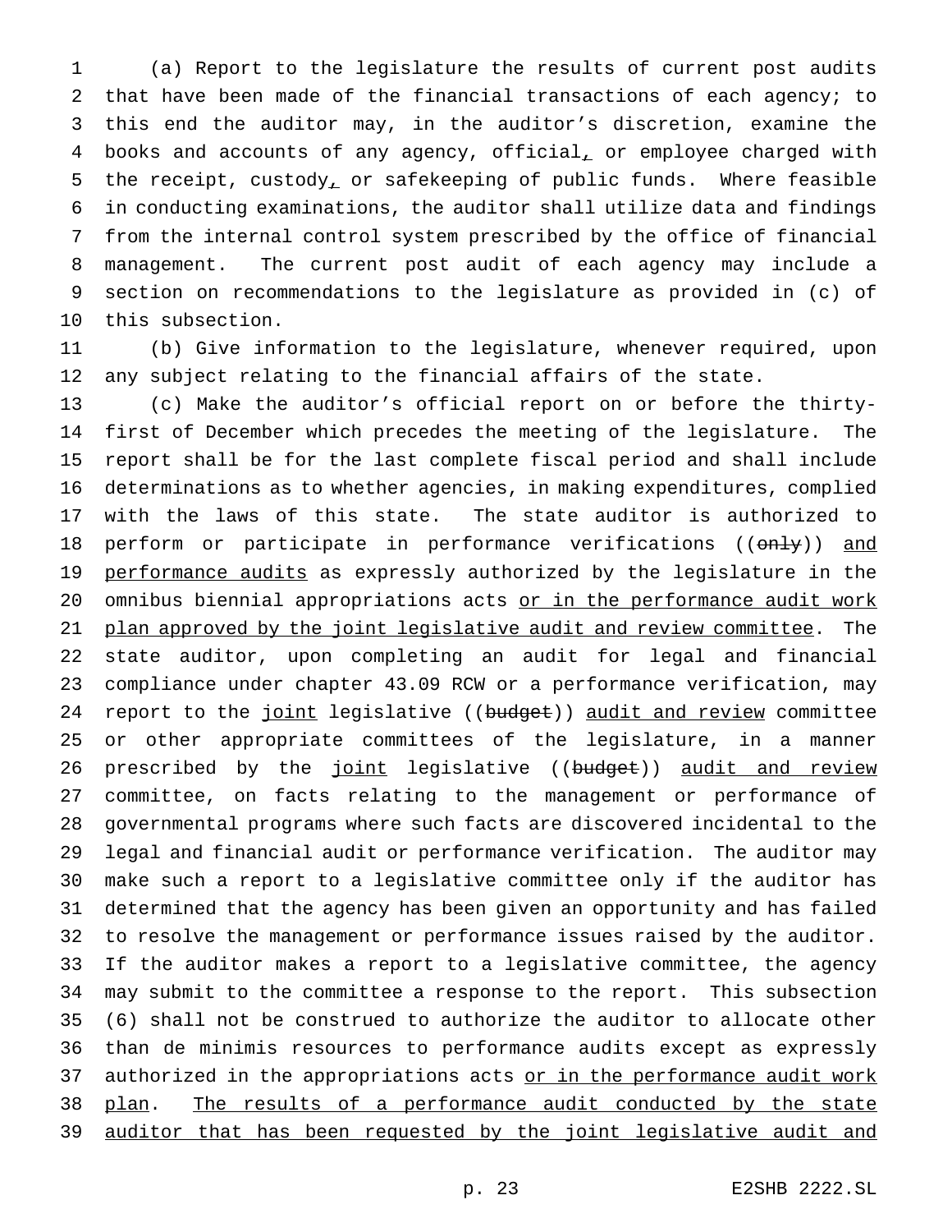(a) Report to the legislature the results of current post audits that have been made of the financial transactions of each agency; to this end the auditor may, in the auditor's discretion, examine the books and accounts of any agency, official, or employee charged with the receipt, custody, or safekeeping of public funds. Where feasible in conducting examinations, the auditor shall utilize data and findings from the internal control system prescribed by the office of financial management. The current post audit of each agency may include a section on recommendations to the legislature as provided in (c) of this subsection.

(b) Give information to the legislature, whenever required, upon any subject relating to the financial affairs of the state.

(c) Make the auditor's official report on or before the thirty-first of December which precedes the meeting of the legislature. The report shall be for the last complete fiscal period and shall include determinations as to whether agencies, in making expenditures, complied with the laws of this state. The state auditor is authorized to perform or participate in performance verifications ((~~only~~)) <u>and performance audits</u> as expressly authorized by the legislature in the omnibus biennial appropriations acts <u>or in the performance audit work plan approved by the joint legislative audit and review committee</u>. The state auditor, upon completing an audit for legal and financial compliance under chapter 43.09 RCW or a performance verification, may report to the <u>joint</u> legislative ((~~budget~~)) <u>audit and review</u> committee or other appropriate committees of the legislature, in a manner prescribed by the <u>joint</u> legislative ((~~budget~~)) <u>audit and review</u> committee, on facts relating to the management or performance of governmental programs where such facts are discovered incidental to the legal and financial audit or performance verification. The auditor may make such a report to a legislative committee only if the auditor has determined that the agency has been given an opportunity and has failed to resolve the management or performance issues raised by the auditor. If the auditor makes a report to a legislative committee, the agency may submit to the committee a response to the report. This subsection (6) shall not be construed to authorize the auditor to allocate other than de minimis resources to performance audits except as expressly authorized in the appropriations acts <u>or in the performance audit work plan</u>. <u>The results of a performance audit conducted by the state auditor that has been requested by the joint legislative audit and</u>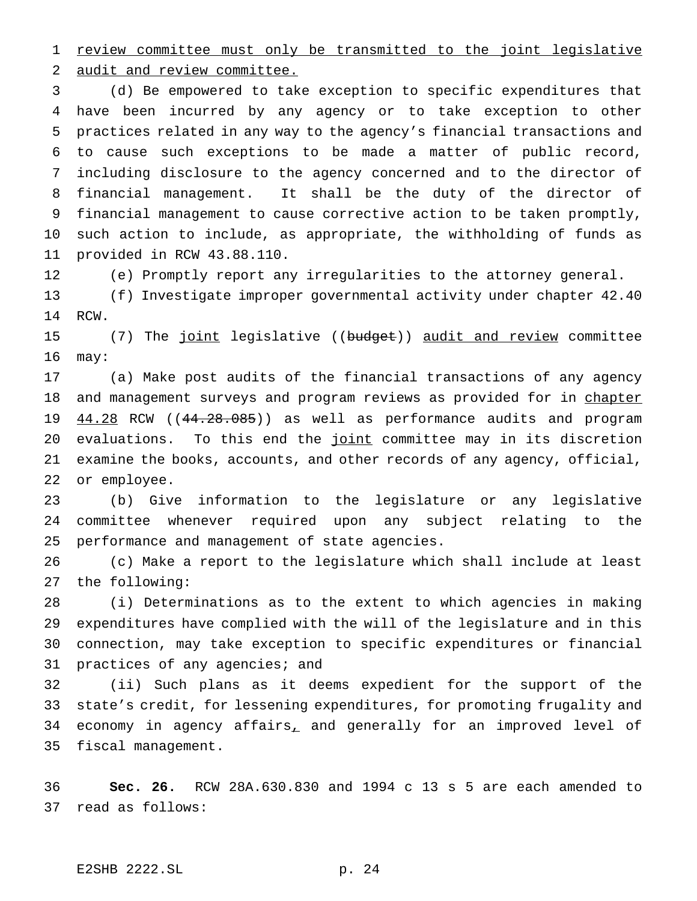review committee must only be transmitted to the joint legislative audit and review committee.

(d) Be empowered to take exception to specific expenditures that have been incurred by any agency or to take exception to other practices related in any way to the agency's financial transactions and to cause such exceptions to be made a matter of public record, including disclosure to the agency concerned and to the director of financial management. It shall be the duty of the director of financial management to cause corrective action to be taken promptly, such action to include, as appropriate, the withholding of funds as provided in RCW 43.88.110.

(e) Promptly report any irregularities to the attorney general.

(f) Investigate improper governmental activity under chapter 42.40 RCW.

(7) The joint legislative ((budget)) audit and review committee may:

(a) Make post audits of the financial transactions of any agency and management surveys and program reviews as provided for in chapter 44.28 RCW ((44.28.085)) as well as performance audits and program evaluations. To this end the joint committee may in its discretion examine the books, accounts, and other records of any agency, official, or employee.

(b) Give information to the legislature or any legislative committee whenever required upon any subject relating to the performance and management of state agencies.

(c) Make a report to the legislature which shall include at least the following:

(i) Determinations as to the extent to which agencies in making expenditures have complied with the will of the legislature and in this connection, may take exception to specific expenditures or financial practices of any agencies; and

(ii) Such plans as it deems expedient for the support of the state's credit, for lessening expenditures, for promoting frugality and economy in agency affairs, and generally for an improved level of fiscal management.

**Sec. 26.** RCW 28A.630.830 and 1994 c 13 s 5 are each amended to read as follows: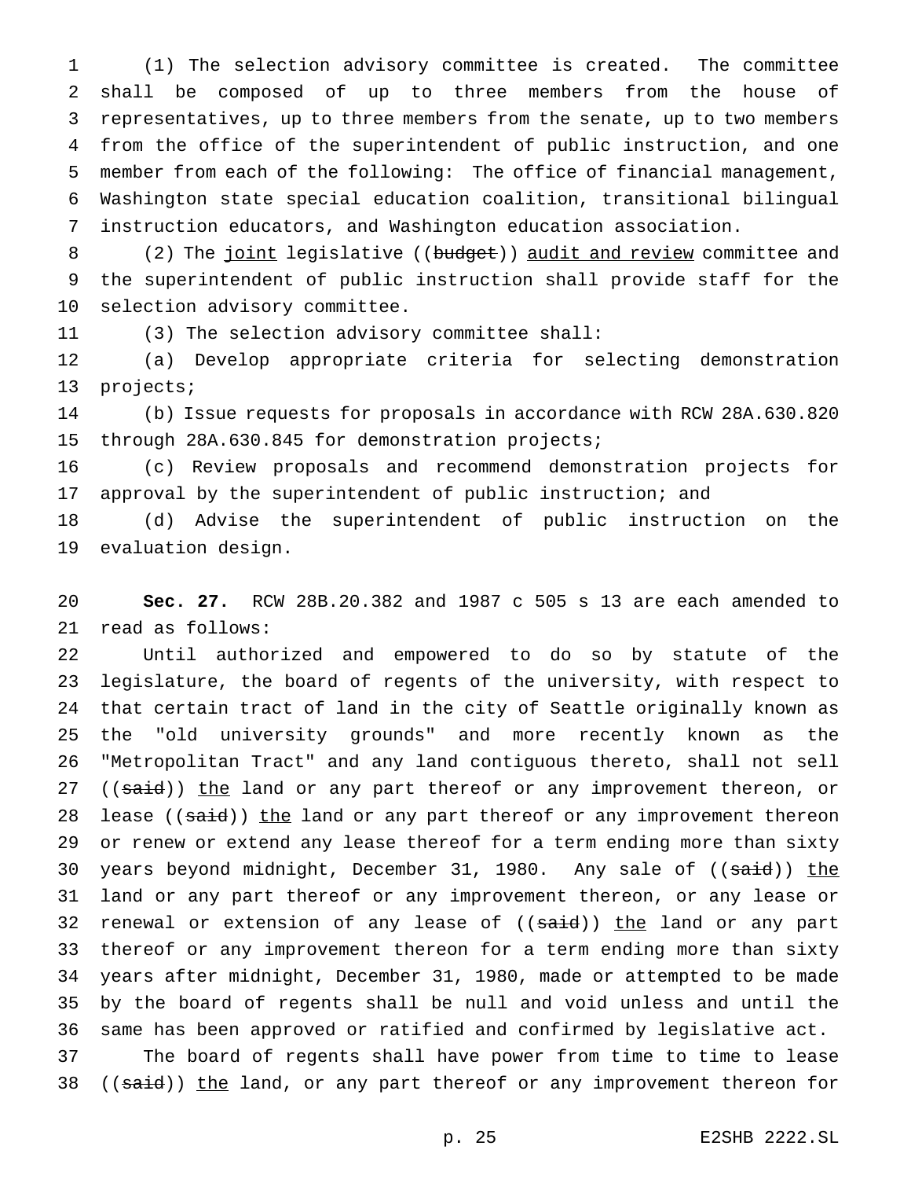(1) The selection advisory committee is created. The committee shall be composed of up to three members from the house of representatives, up to three members from the senate, up to two members from the office of the superintendent of public instruction, and one member from each of the following: The office of financial management, Washington state special education coalition, transitional bilingual instruction educators, and Washington education association.

(2) The joint legislative ((~~budget~~)) audit and review committee and the superintendent of public instruction shall provide staff for the selection advisory committee.

(3) The selection advisory committee shall:

(a) Develop appropriate criteria for selecting demonstration projects;

(b) Issue requests for proposals in accordance with RCW 28A.630.820 through 28A.630.845 for demonstration projects;

(c) Review proposals and recommend demonstration projects for approval by the superintendent of public instruction; and

(d) Advise the superintendent of public instruction on the evaluation design.

**Sec. 27.** RCW 28B.20.382 and 1987 c 505 s 13 are each amended to read as follows:

Until authorized and empowered to do so by statute of the legislature, the board of regents of the university, with respect to that certain tract of land in the city of Seattle originally known as the "old university grounds" and more recently known as the "Metropolitan Tract" and any land contiguous thereto, shall not sell ((~~said~~)) the land or any part thereof or any improvement thereon, or lease ((~~said~~)) the land or any part thereof or any improvement thereon or renew or extend any lease thereof for a term ending more than sixty years beyond midnight, December 31, 1980. Any sale of ((~~said~~)) the land or any part thereof or any improvement thereon, or any lease or renewal or extension of any lease of ((~~said~~)) the land or any part thereof or any improvement thereon for a term ending more than sixty years after midnight, December 31, 1980, made or attempted to be made by the board of regents shall be null and void unless and until the same has been approved or ratified and confirmed by legislative act.

The board of regents shall have power from time to time to lease ((~~said~~)) the land, or any part thereof or any improvement thereon for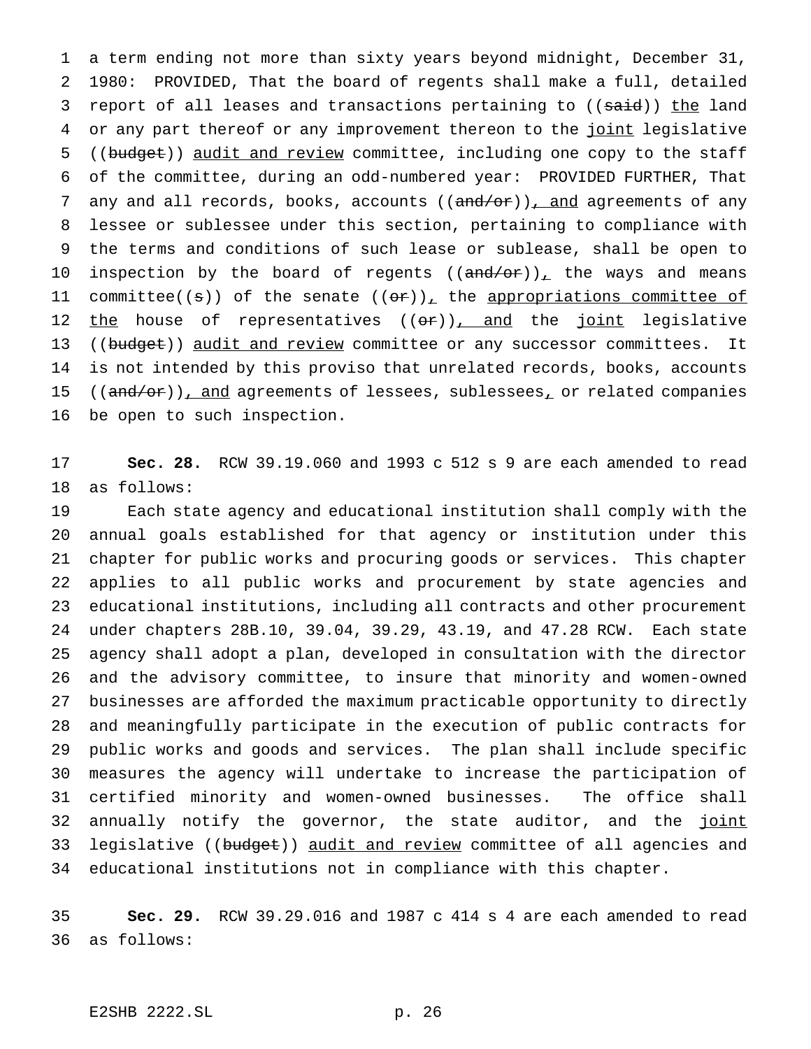a term ending not more than sixty years beyond midnight, December 31, 1980: PROVIDED, That the board of regents shall make a full, detailed report of all leases and transactions pertaining to ((said)) the land or any part thereof or any improvement thereon to the joint legislative ((budget)) audit and review committee, including one copy to the staff of the committee, during an odd-numbered year: PROVIDED FURTHER, That any and all records, books, accounts ((and/or)), and agreements of any lessee or sublessee under this section, pertaining to compliance with the terms and conditions of such lease or sublease, shall be open to inspection by the board of regents ((and/or)), the ways and means committee((s)) of the senate ((or)), the appropriations committee of the house of representatives ((or)), and the joint legislative ((budget)) audit and review committee or any successor committees. It is not intended by this proviso that unrelated records, books, accounts ((and/or)), and agreements of lessees, sublessees, or related companies be open to such inspection.

**Sec. 28.** RCW 39.19.060 and 1993 c 512 s 9 are each amended to read as follows:

Each state agency and educational institution shall comply with the annual goals established for that agency or institution under this chapter for public works and procuring goods or services. This chapter applies to all public works and procurement by state agencies and educational institutions, including all contracts and other procurement under chapters 28B.10, 39.04, 39.29, 43.19, and 47.28 RCW. Each state agency shall adopt a plan, developed in consultation with the director and the advisory committee, to insure that minority and women-owned businesses are afforded the maximum practicable opportunity to directly and meaningfully participate in the execution of public contracts for public works and goods and services. The plan shall include specific measures the agency will undertake to increase the participation of certified minority and women-owned businesses. The office shall annually notify the governor, the state auditor, and the joint legislative ((budget)) audit and review committee of all agencies and educational institutions not in compliance with this chapter.

**Sec. 29.** RCW 39.29.016 and 1987 c 414 s 4 are each amended to read as follows: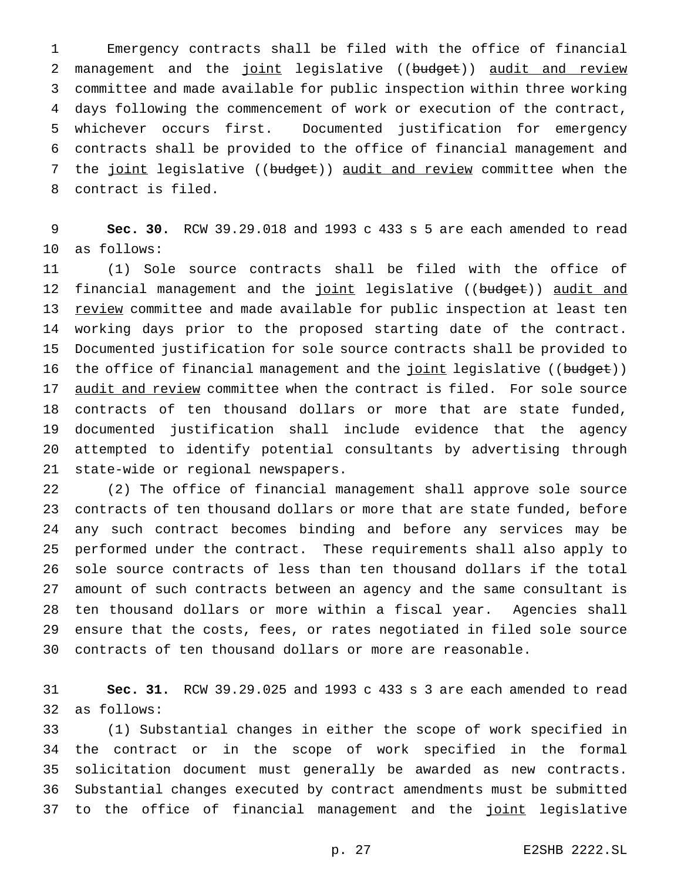Emergency contracts shall be filed with the office of financial management and the <u>joint</u> legislative ((~~budget~~)) <u>audit and review</u> committee and made available for public inspection within three working days following the commencement of work or execution of the contract, whichever occurs first. Documented justification for emergency contracts shall be provided to the office of financial management and the <u>joint</u> legislative ((~~budget~~)) <u>audit and review</u> committee when the contract is filed.

**Sec. 30.** RCW 39.29.018 and 1993 c 433 s 5 are each amended to read as follows:

(1) Sole source contracts shall be filed with the office of financial management and the <u>joint</u> legislative ((~~budget~~)) <u>audit and review</u> committee and made available for public inspection at least ten working days prior to the proposed starting date of the contract. Documented justification for sole source contracts shall be provided to the office of financial management and the <u>joint</u> legislative ((~~budget~~)) <u>audit and review</u> committee when the contract is filed. For sole source contracts of ten thousand dollars or more that are state funded, documented justification shall include evidence that the agency attempted to identify potential consultants by advertising through state-wide or regional newspapers.

(2) The office of financial management shall approve sole source contracts of ten thousand dollars or more that are state funded, before any such contract becomes binding and before any services may be performed under the contract. These requirements shall also apply to sole source contracts of less than ten thousand dollars if the total amount of such contracts between an agency and the same consultant is ten thousand dollars or more within a fiscal year. Agencies shall ensure that the costs, fees, or rates negotiated in filed sole source contracts of ten thousand dollars or more are reasonable.

**Sec. 31.** RCW 39.29.025 and 1993 c 433 s 3 are each amended to read as follows:

(1) Substantial changes in either the scope of work specified in the contract or in the scope of work specified in the formal solicitation document must generally be awarded as new contracts. Substantial changes executed by contract amendments must be submitted to the office of financial management and the <u>joint</u> legislative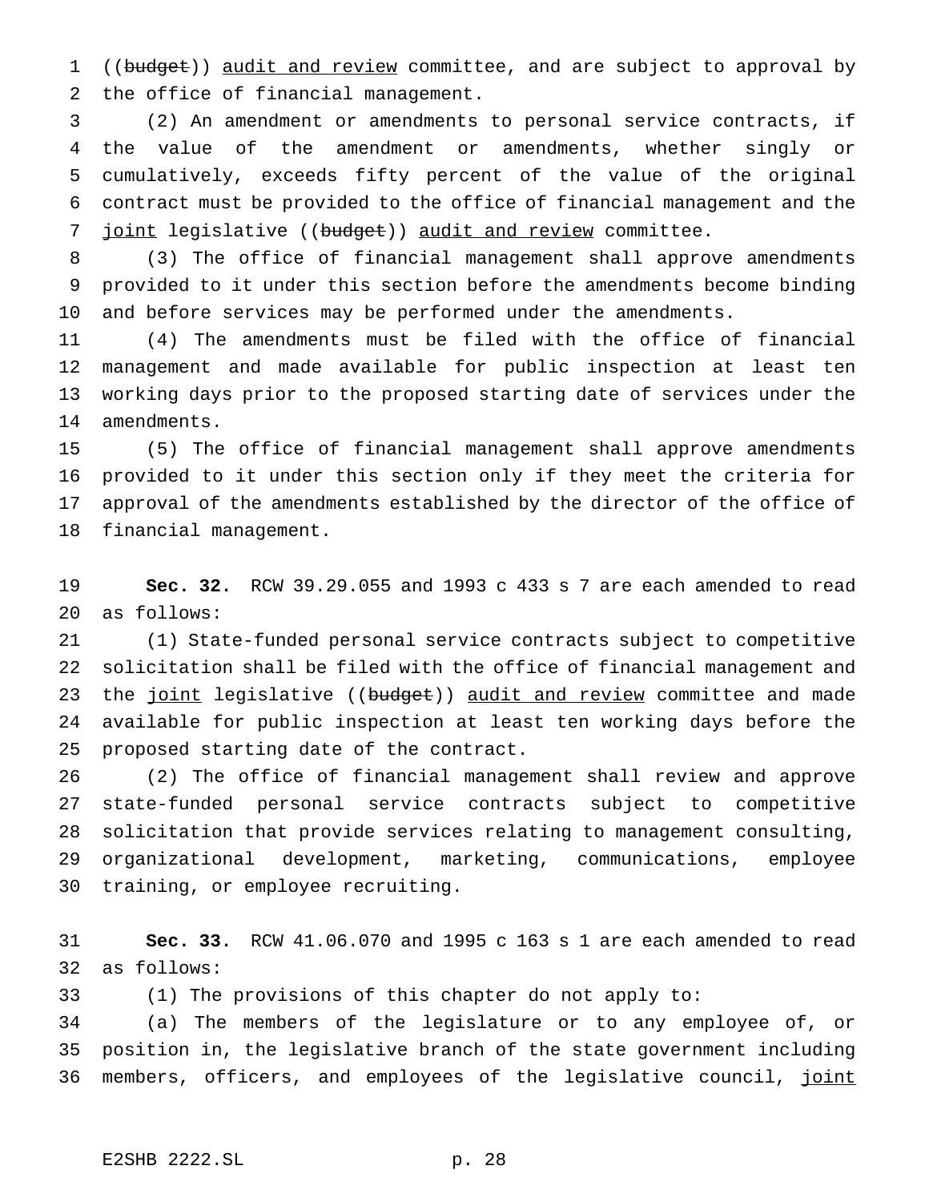((~~budget~~)) <u>audit and review</u> committee, and are subject to approval by the office of financial management.

(2) An amendment or amendments to personal service contracts, if the value of the amendment or amendments, whether singly or cumulatively, exceeds fifty percent of the value of the original contract must be provided to the office of financial management and the <u>joint</u> legislative ((~~budget~~)) <u>audit and review</u> committee.

(3) The office of financial management shall approve amendments provided to it under this section before the amendments become binding and before services may be performed under the amendments.

(4) The amendments must be filed with the office of financial management and made available for public inspection at least ten working days prior to the proposed starting date of services under the amendments.

(5) The office of financial management shall approve amendments provided to it under this section only if they meet the criteria for approval of the amendments established by the director of the office of financial management.

**Sec. 32.** RCW 39.29.055 and 1993 c 433 s 7 are each amended to read as follows:

(1) State-funded personal service contracts subject to competitive solicitation shall be filed with the office of financial management and the <u>joint</u> legislative ((~~budget~~)) <u>audit and review</u> committee and made available for public inspection at least ten working days before the proposed starting date of the contract.

(2) The office of financial management shall review and approve state-funded personal service contracts subject to competitive solicitation that provide services relating to management consulting, organizational development, marketing, communications, employee training, or employee recruiting.

**Sec. 33.** RCW 41.06.070 and 1995 c 163 s 1 are each amended to read as follows:

(1) The provisions of this chapter do not apply to:

(a) The members of the legislature or to any employee of, or position in, the legislative branch of the state government including members, officers, and employees of the legislative council, <u>joint</u>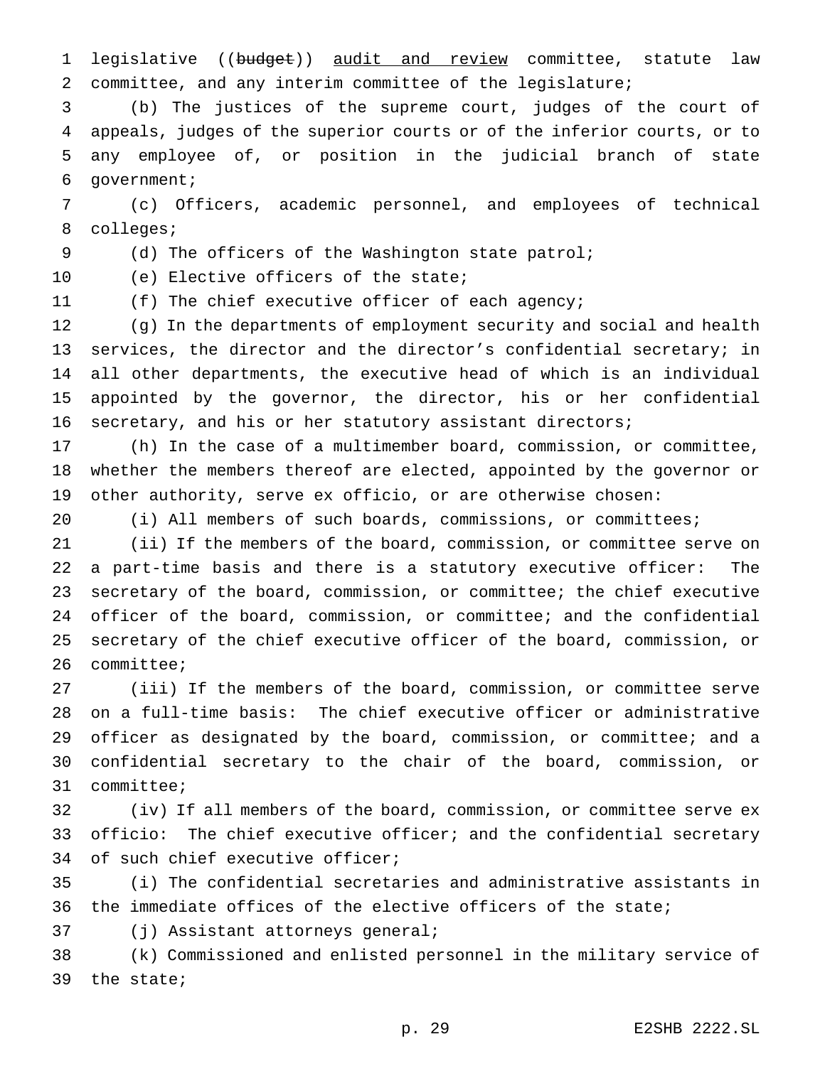legislative ((~~budget~~)) <u>audit and review</u> committee, statute law committee, and any interim committee of the legislature;

(b) The justices of the supreme court, judges of the court of appeals, judges of the superior courts or of the inferior courts, or to any employee of, or position in the judicial branch of state government;

(c) Officers, academic personnel, and employees of technical colleges;

(d) The officers of the Washington state patrol;

(e) Elective officers of the state;

(f) The chief executive officer of each agency;

(g) In the departments of employment security and social and health services, the director and the director's confidential secretary; in all other departments, the executive head of which is an individual appointed by the governor, the director, his or her confidential secretary, and his or her statutory assistant directors;

(h) In the case of a multimember board, commission, or committee, whether the members thereof are elected, appointed by the governor or other authority, serve ex officio, or are otherwise chosen:

(i) All members of such boards, commissions, or committees;

(ii) If the members of the board, commission, or committee serve on a part-time basis and there is a statutory executive officer: The secretary of the board, commission, or committee; the chief executive officer of the board, commission, or committee; and the confidential secretary of the chief executive officer of the board, commission, or committee;

(iii) If the members of the board, commission, or committee serve on a full-time basis: The chief executive officer or administrative officer as designated by the board, commission, or committee; and a confidential secretary to the chair of the board, commission, or committee;

(iv) If all members of the board, commission, or committee serve ex officio: The chief executive officer; and the confidential secretary of such chief executive officer;

(i) The confidential secretaries and administrative assistants in the immediate offices of the elective officers of the state;

(j) Assistant attorneys general;

(k) Commissioned and enlisted personnel in the military service of the state;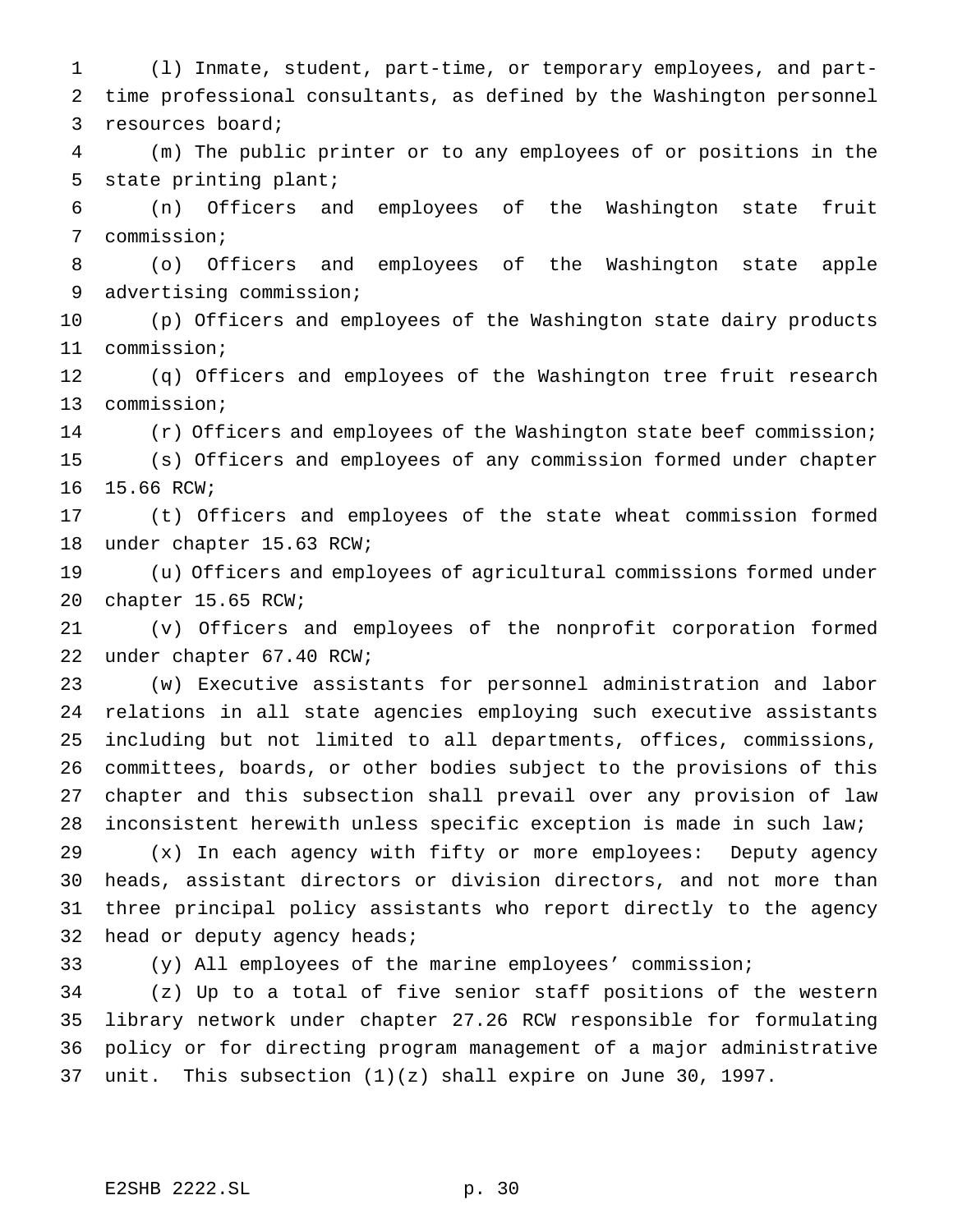(l) Inmate, student, part-time, or temporary employees, and part-time professional consultants, as defined by the Washington personnel resources board;

(m) The public printer or to any employees of or positions in the state printing plant;

(n) Officers and employees of the Washington state fruit commission;

(o) Officers and employees of the Washington state apple advertising commission;

(p) Officers and employees of the Washington state dairy products commission;

(q) Officers and employees of the Washington tree fruit research commission;

(r) Officers and employees of the Washington state beef commission;

(s) Officers and employees of any commission formed under chapter 15.66 RCW;

(t) Officers and employees of the state wheat commission formed under chapter 15.63 RCW;

(u) Officers and employees of agricultural commissions formed under chapter 15.65 RCW;

(v) Officers and employees of the nonprofit corporation formed under chapter 67.40 RCW;

(w) Executive assistants for personnel administration and labor relations in all state agencies employing such executive assistants including but not limited to all departments, offices, commissions, committees, boards, or other bodies subject to the provisions of this chapter and this subsection shall prevail over any provision of law inconsistent herewith unless specific exception is made in such law;

(x) In each agency with fifty or more employees: Deputy agency heads, assistant directors or division directors, and not more than three principal policy assistants who report directly to the agency head or deputy agency heads;

(y) All employees of the marine employees' commission;

(z) Up to a total of five senior staff positions of the western library network under chapter 27.26 RCW responsible for formulating policy or for directing program management of a major administrative unit. This subsection (1)(z) shall expire on June 30, 1997.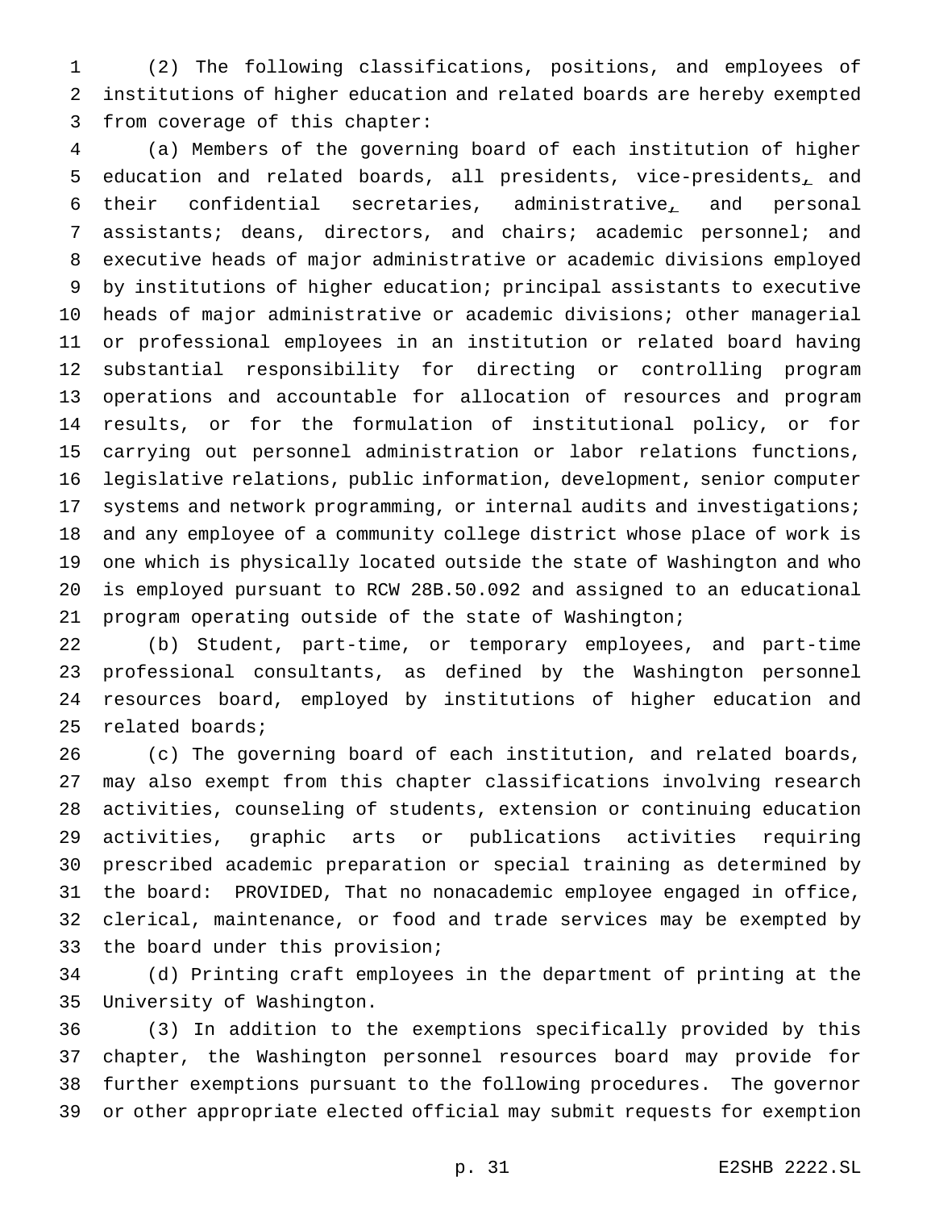(2) The following classifications, positions, and employees of institutions of higher education and related boards are hereby exempted from coverage of this chapter:

(a) Members of the governing board of each institution of higher education and related boards, all presidents, vice-presidents, and their confidential secretaries, administrative, and personal assistants; deans, directors, and chairs; academic personnel; and executive heads of major administrative or academic divisions employed by institutions of higher education; principal assistants to executive heads of major administrative or academic divisions; other managerial or professional employees in an institution or related board having substantial responsibility for directing or controlling program operations and accountable for allocation of resources and program results, or for the formulation of institutional policy, or for carrying out personnel administration or labor relations functions, legislative relations, public information, development, senior computer systems and network programming, or internal audits and investigations; and any employee of a community college district whose place of work is one which is physically located outside the state of Washington and who is employed pursuant to RCW 28B.50.092 and assigned to an educational program operating outside of the state of Washington;

(b) Student, part-time, or temporary employees, and part-time professional consultants, as defined by the Washington personnel resources board, employed by institutions of higher education and related boards;

(c) The governing board of each institution, and related boards, may also exempt from this chapter classifications involving research activities, counseling of students, extension or continuing education activities, graphic arts or publications activities requiring prescribed academic preparation or special training as determined by the board: PROVIDED, That no nonacademic employee engaged in office, clerical, maintenance, or food and trade services may be exempted by the board under this provision;

(d) Printing craft employees in the department of printing at the University of Washington.

(3) In addition to the exemptions specifically provided by this chapter, the Washington personnel resources board may provide for further exemptions pursuant to the following procedures. The governor or other appropriate elected official may submit requests for exemption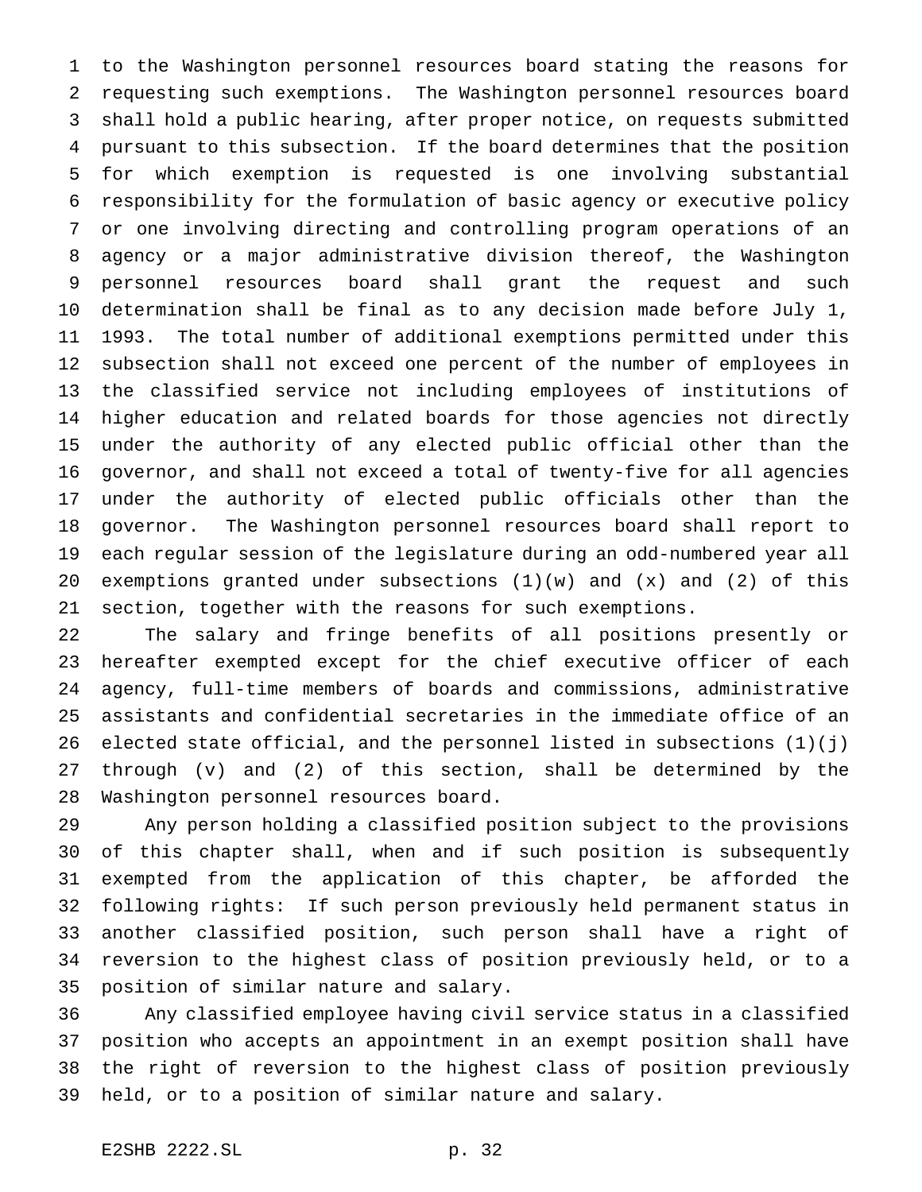to the Washington personnel resources board stating the reasons for requesting such exemptions. The Washington personnel resources board shall hold a public hearing, after proper notice, on requests submitted pursuant to this subsection. If the board determines that the position for which exemption is requested is one involving substantial responsibility for the formulation of basic agency or executive policy or one involving directing and controlling program operations of an agency or a major administrative division thereof, the Washington personnel resources board shall grant the request and such determination shall be final as to any decision made before July 1, 1993. The total number of additional exemptions permitted under this subsection shall not exceed one percent of the number of employees in the classified service not including employees of institutions of higher education and related boards for those agencies not directly under the authority of any elected public official other than the governor, and shall not exceed a total of twenty-five for all agencies under the authority of elected public officials other than the governor. The Washington personnel resources board shall report to each regular session of the legislature during an odd-numbered year all exemptions granted under subsections (1)(w) and (x) and (2) of this section, together with the reasons for such exemptions.

The salary and fringe benefits of all positions presently or hereafter exempted except for the chief executive officer of each agency, full-time members of boards and commissions, administrative assistants and confidential secretaries in the immediate office of an elected state official, and the personnel listed in subsections (1)(j) through (v) and (2) of this section, shall be determined by the Washington personnel resources board.

Any person holding a classified position subject to the provisions of this chapter shall, when and if such position is subsequently exempted from the application of this chapter, be afforded the following rights: If such person previously held permanent status in another classified position, such person shall have a right of reversion to the highest class of position previously held, or to a position of similar nature and salary.

Any classified employee having civil service status in a classified position who accepts an appointment in an exempt position shall have the right of reversion to the highest class of position previously held, or to a position of similar nature and salary.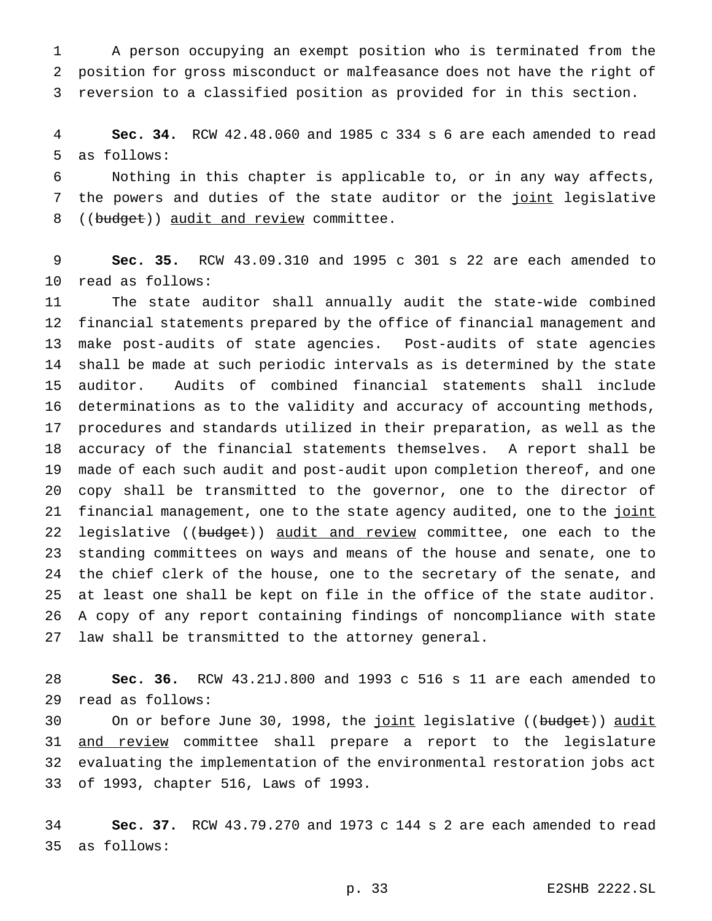A person occupying an exempt position who is terminated from the position for gross misconduct or malfeasance does not have the right of reversion to a classified position as provided for in this section.

**Sec. 34.** RCW 42.48.060 and 1985 c 334 s 6 are each amended to read as follows:

Nothing in this chapter is applicable to, or in any way affects, the powers and duties of the state auditor or the joint legislative ((budget)) audit and review committee.

**Sec. 35.** RCW 43.09.310 and 1995 c 301 s 22 are each amended to read as follows:

The state auditor shall annually audit the state-wide combined financial statements prepared by the office of financial management and make post-audits of state agencies. Post-audits of state agencies shall be made at such periodic intervals as is determined by the state auditor. Audits of combined financial statements shall include determinations as to the validity and accuracy of accounting methods, procedures and standards utilized in their preparation, as well as the accuracy of the financial statements themselves. A report shall be made of each such audit and post-audit upon completion thereof, and one copy shall be transmitted to the governor, one to the director of financial management, one to the state agency audited, one to the joint legislative ((budget)) audit and review committee, one each to the standing committees on ways and means of the house and senate, one to the chief clerk of the house, one to the secretary of the senate, and at least one shall be kept on file in the office of the state auditor. A copy of any report containing findings of noncompliance with state law shall be transmitted to the attorney general.

**Sec. 36.** RCW 43.21J.800 and 1993 c 516 s 11 are each amended to read as follows:

On or before June 30, 1998, the joint legislative ((budget)) audit and review committee shall prepare a report to the legislature evaluating the implementation of the environmental restoration jobs act of 1993, chapter 516, Laws of 1993.

**Sec. 37.** RCW 43.79.270 and 1973 c 144 s 2 are each amended to read as follows: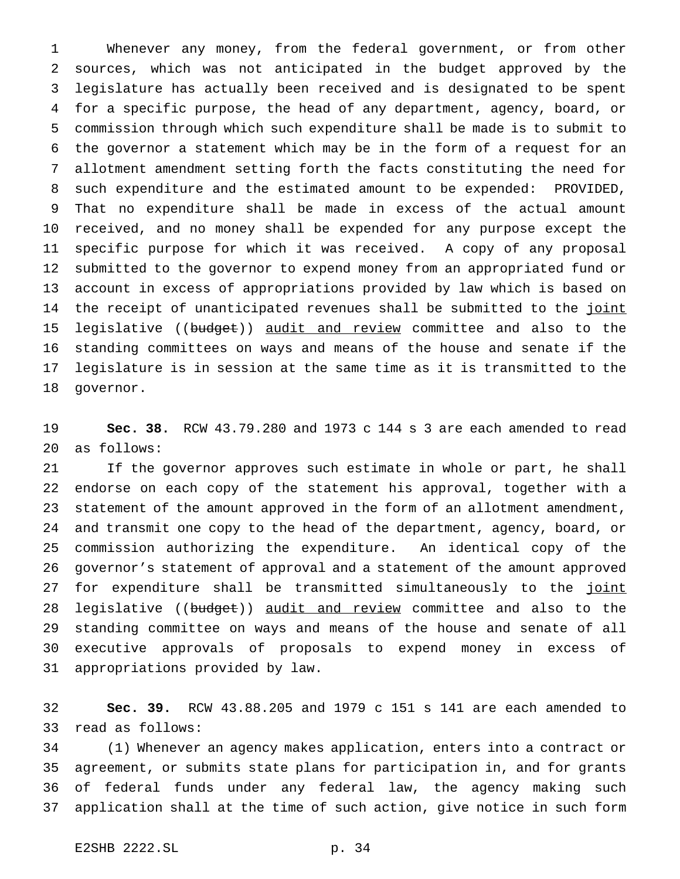Whenever any money, from the federal government, or from other sources, which was not anticipated in the budget approved by the legislature has actually been received and is designated to be spent for a specific purpose, the head of any department, agency, board, or commission through which such expenditure shall be made is to submit to the governor a statement which may be in the form of a request for an allotment amendment setting forth the facts constituting the need for such expenditure and the estimated amount to be expended: PROVIDED, That no expenditure shall be made in excess of the actual amount received, and no money shall be expended for any purpose except the specific purpose for which it was received. A copy of any proposal submitted to the governor to expend money from an appropriated fund or account in excess of appropriations provided by law which is based on the receipt of unanticipated revenues shall be submitted to the joint legislative ((~~budget~~)) audit and review committee and also to the standing committees on ways and means of the house and senate if the legislature is in session at the same time as it is transmitted to the governor.

**Sec. 38.** RCW 43.79.280 and 1973 c 144 s 3 are each amended to read as follows:

If the governor approves such estimate in whole or part, he shall endorse on each copy of the statement his approval, together with a statement of the amount approved in the form of an allotment amendment, and transmit one copy to the head of the department, agency, board, or commission authorizing the expenditure. An identical copy of the governor's statement of approval and a statement of the amount approved for expenditure shall be transmitted simultaneously to the joint legislative ((~~budget~~)) audit and review committee and also to the standing committee on ways and means of the house and senate of all executive approvals of proposals to expend money in excess of appropriations provided by law.

**Sec. 39.** RCW 43.88.205 and 1979 c 151 s 141 are each amended to read as follows:

(1) Whenever an agency makes application, enters into a contract or agreement, or submits state plans for participation in, and for grants of federal funds under any federal law, the agency making such application shall at the time of such action, give notice in such form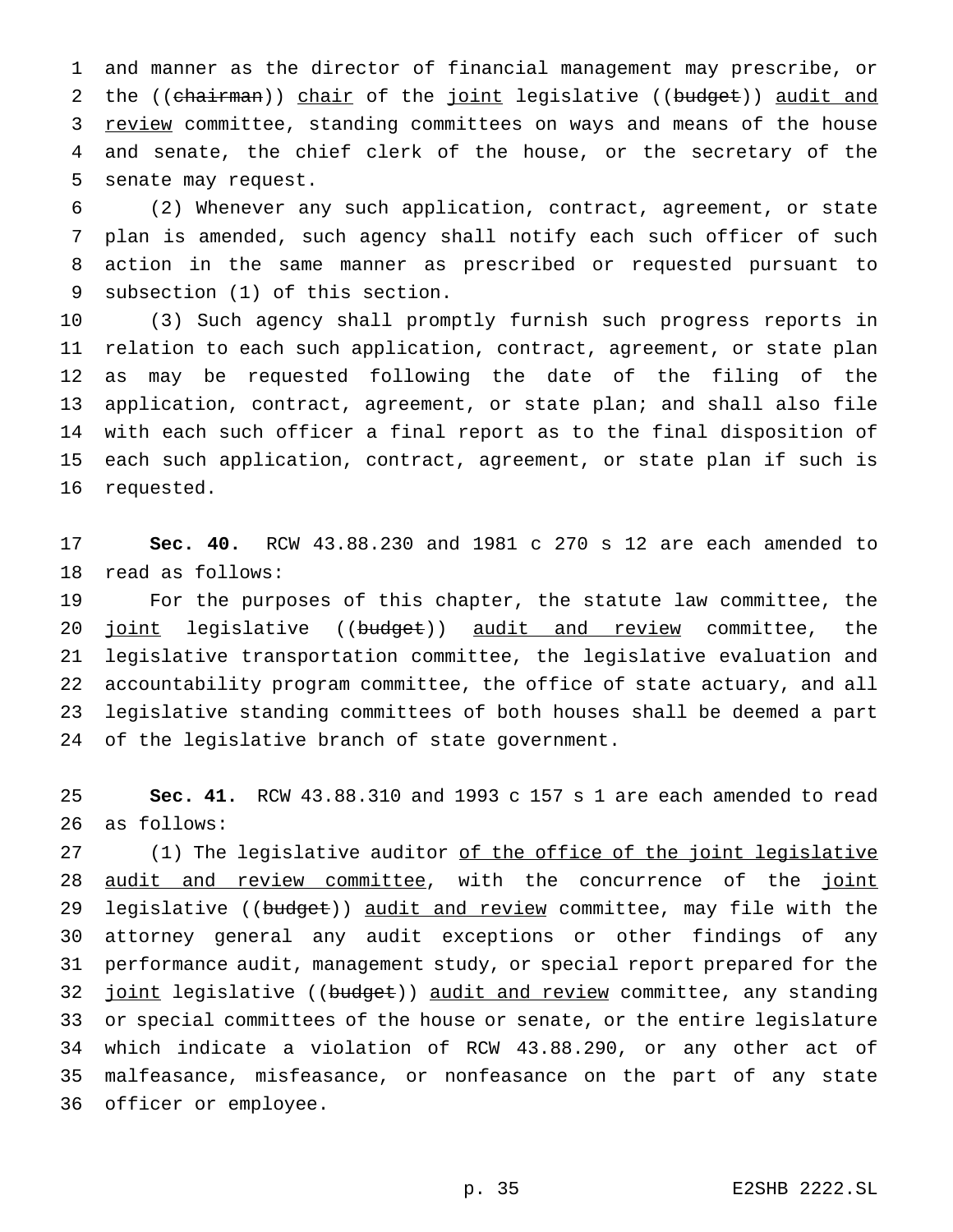and manner as the director of financial management may prescribe, or the ((~~chairman~~)) <u>chair</u> of the <u>joint</u> legislative ((~~budget~~)) <u>audit and review</u> committee, standing committees on ways and means of the house and senate, the chief clerk of the house, or the secretary of the senate may request.

(2) Whenever any such application, contract, agreement, or state plan is amended, such agency shall notify each such officer of such action in the same manner as prescribed or requested pursuant to subsection (1) of this section.

(3) Such agency shall promptly furnish such progress reports in relation to each such application, contract, agreement, or state plan as may be requested following the date of the filing of the application, contract, agreement, or state plan; and shall also file with each such officer a final report as to the final disposition of each such application, contract, agreement, or state plan if such is requested.

**Sec. 40.** RCW 43.88.230 and 1981 c 270 s 12 are each amended to read as follows:

For the purposes of this chapter, the statute law committee, the <u>joint</u> legislative ((~~budget~~)) <u>audit and review</u> committee, the legislative transportation committee, the legislative evaluation and accountability program committee, the office of state actuary, and all legislative standing committees of both houses shall be deemed a part of the legislative branch of state government.

**Sec. 41.** RCW 43.88.310 and 1993 c 157 s 1 are each amended to read as follows:

(1) The legislative auditor <u>of the office of the joint legislative audit and review committee</u>, with the concurrence of the <u>joint</u> legislative ((~~budget~~)) <u>audit and review</u> committee, may file with the attorney general any audit exceptions or other findings of any performance audit, management study, or special report prepared for the <u>joint</u> legislative ((~~budget~~)) <u>audit and review</u> committee, any standing or special committees of the house or senate, or the entire legislature which indicate a violation of RCW 43.88.290, or any other act of malfeasance, misfeasance, or nonfeasance on the part of any state officer or employee.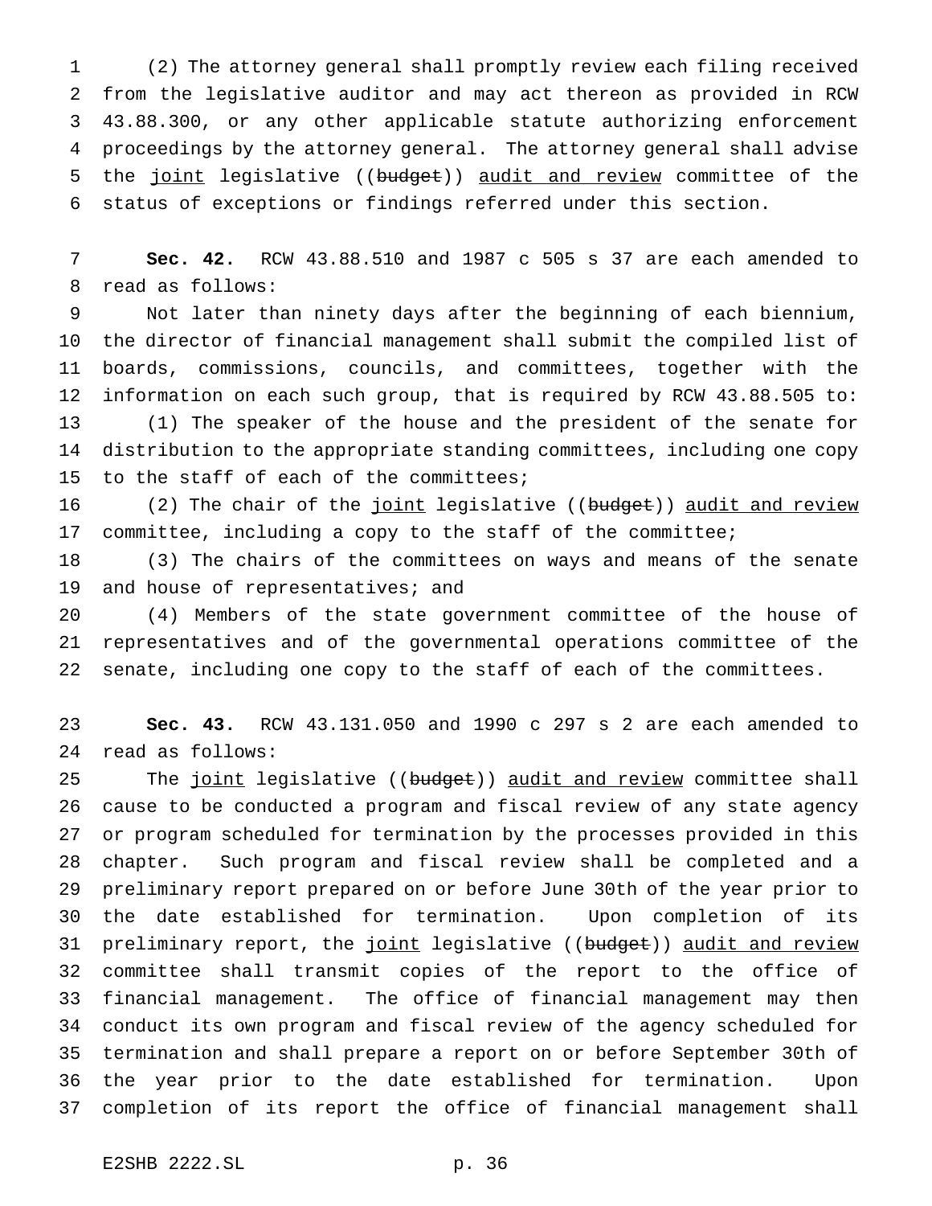(2) The attorney general shall promptly review each filing received from the legislative auditor and may act thereon as provided in RCW 43.88.300, or any other applicable statute authorizing enforcement proceedings by the attorney general. The attorney general shall advise the joint legislative ((budget)) audit and review committee of the status of exceptions or findings referred under this section.

**Sec. 42.** RCW 43.88.510 and 1987 c 505 s 37 are each amended to read as follows:

Not later than ninety days after the beginning of each biennium, the director of financial management shall submit the compiled list of boards, commissions, councils, and committees, together with the information on each such group, that is required by RCW 43.88.505 to:

(1) The speaker of the house and the president of the senate for distribution to the appropriate standing committees, including one copy to the staff of each of the committees;

(2) The chair of the joint legislative ((budget)) audit and review committee, including a copy to the staff of the committee;

(3) The chairs of the committees on ways and means of the senate and house of representatives; and

(4) Members of the state government committee of the house of representatives and of the governmental operations committee of the senate, including one copy to the staff of each of the committees.

**Sec. 43.** RCW 43.131.050 and 1990 c 297 s 2 are each amended to read as follows:

The joint legislative ((budget)) audit and review committee shall cause to be conducted a program and fiscal review of any state agency or program scheduled for termination by the processes provided in this chapter. Such program and fiscal review shall be completed and a preliminary report prepared on or before June 30th of the year prior to the date established for termination. Upon completion of its preliminary report, the joint legislative ((budget)) audit and review committee shall transmit copies of the report to the office of financial management. The office of financial management may then conduct its own program and fiscal review of the agency scheduled for termination and shall prepare a report on or before September 30th of the year prior to the date established for termination. Upon completion of its report the office of financial management shall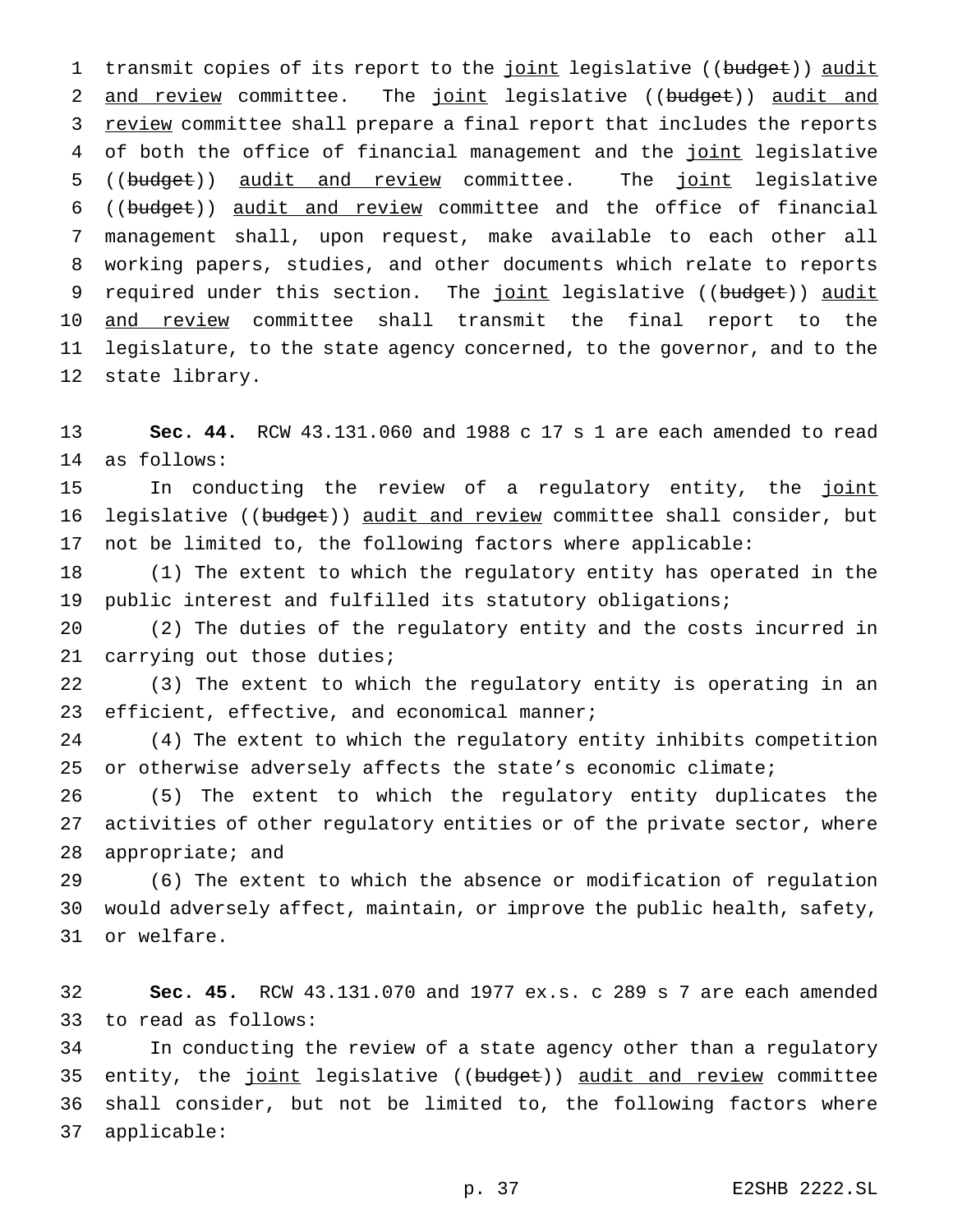transmit copies of its report to the joint legislative ((~~budget~~)) audit and review committee. The joint legislative ((~~budget~~)) audit and review committee shall prepare a final report that includes the reports of both the office of financial management and the joint legislative ((~~budget~~)) audit and review committee. The joint legislative ((~~budget~~)) audit and review committee and the office of financial management shall, upon request, make available to each other all working papers, studies, and other documents which relate to reports required under this section. The joint legislative ((~~budget~~)) audit and review committee shall transmit the final report to the legislature, to the state agency concerned, to the governor, and to the state library.

**Sec. 44.** RCW 43.131.060 and 1988 c 17 s 1 are each amended to read as follows:

In conducting the review of a regulatory entity, the joint legislative ((~~budget~~)) audit and review committee shall consider, but not be limited to, the following factors where applicable:

(1) The extent to which the regulatory entity has operated in the public interest and fulfilled its statutory obligations;

(2) The duties of the regulatory entity and the costs incurred in carrying out those duties;

(3) The extent to which the regulatory entity is operating in an efficient, effective, and economical manner;

(4) The extent to which the regulatory entity inhibits competition or otherwise adversely affects the state's economic climate;

(5) The extent to which the regulatory entity duplicates the activities of other regulatory entities or of the private sector, where appropriate; and

(6) The extent to which the absence or modification of regulation would adversely affect, maintain, or improve the public health, safety, or welfare.

**Sec. 45.** RCW 43.131.070 and 1977 ex.s. c 289 s 7 are each amended to read as follows:

In conducting the review of a state agency other than a regulatory entity, the joint legislative ((~~budget~~)) audit and review committee shall consider, but not be limited to, the following factors where applicable: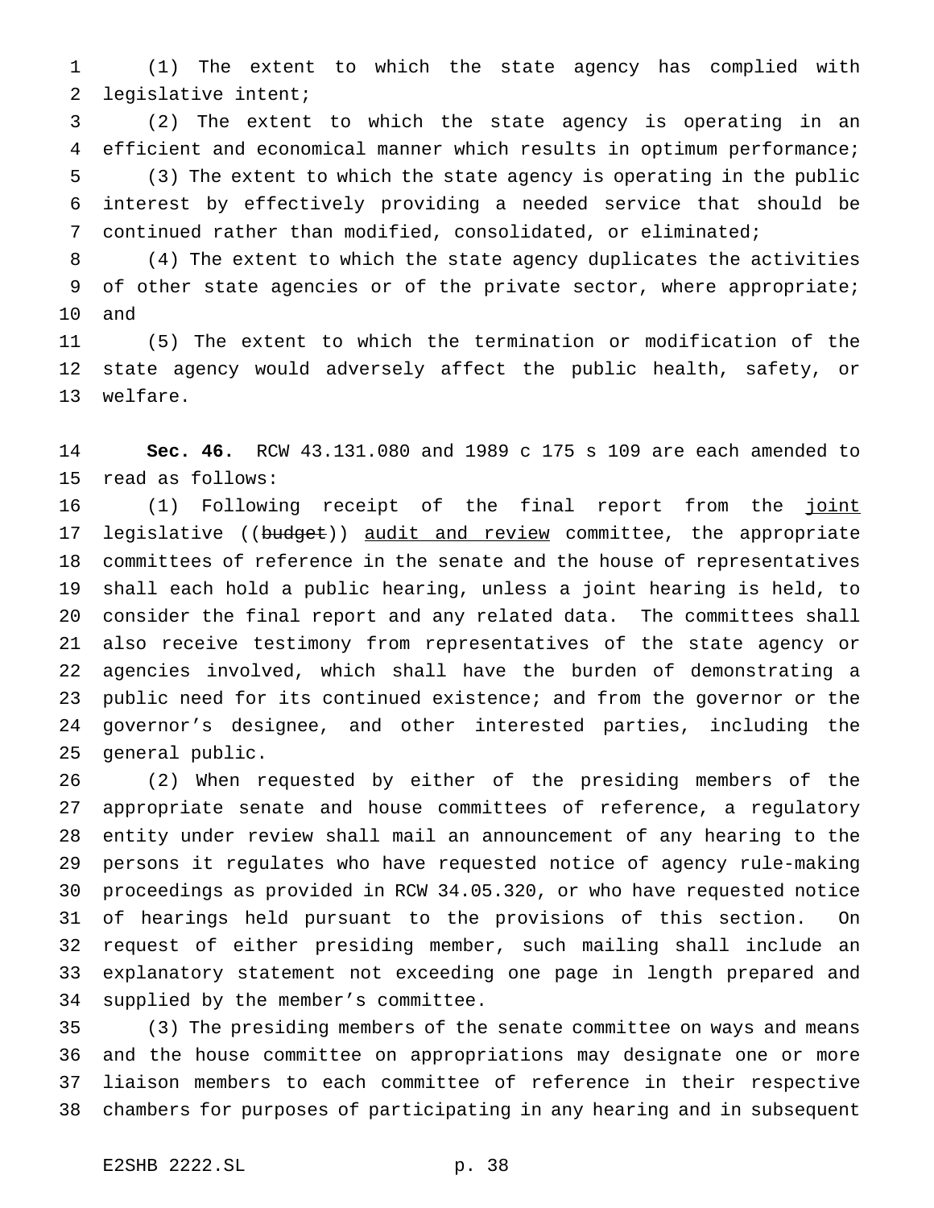(1) The extent to which the state agency has complied with legislative intent;

(2) The extent to which the state agency is operating in an efficient and economical manner which results in optimum performance;

(3) The extent to which the state agency is operating in the public interest by effectively providing a needed service that should be continued rather than modified, consolidated, or eliminated;

(4) The extent to which the state agency duplicates the activities of other state agencies or of the private sector, where appropriate; and

(5) The extent to which the termination or modification of the state agency would adversely affect the public health, safety, or welfare.

**Sec. 46.** RCW 43.131.080 and 1989 c 175 s 109 are each amended to read as follows:

(1) Following receipt of the final report from the joint legislative ((~~budget~~)) audit and review committee, the appropriate committees of reference in the senate and the house of representatives shall each hold a public hearing, unless a joint hearing is held, to consider the final report and any related data. The committees shall also receive testimony from representatives of the state agency or agencies involved, which shall have the burden of demonstrating a public need for its continued existence; and from the governor or the governor's designee, and other interested parties, including the general public.

(2) When requested by either of the presiding members of the appropriate senate and house committees of reference, a regulatory entity under review shall mail an announcement of any hearing to the persons it regulates who have requested notice of agency rule-making proceedings as provided in RCW 34.05.320, or who have requested notice of hearings held pursuant to the provisions of this section. On request of either presiding member, such mailing shall include an explanatory statement not exceeding one page in length prepared and supplied by the member's committee.

(3) The presiding members of the senate committee on ways and means and the house committee on appropriations may designate one or more liaison members to each committee of reference in their respective chambers for purposes of participating in any hearing and in subsequent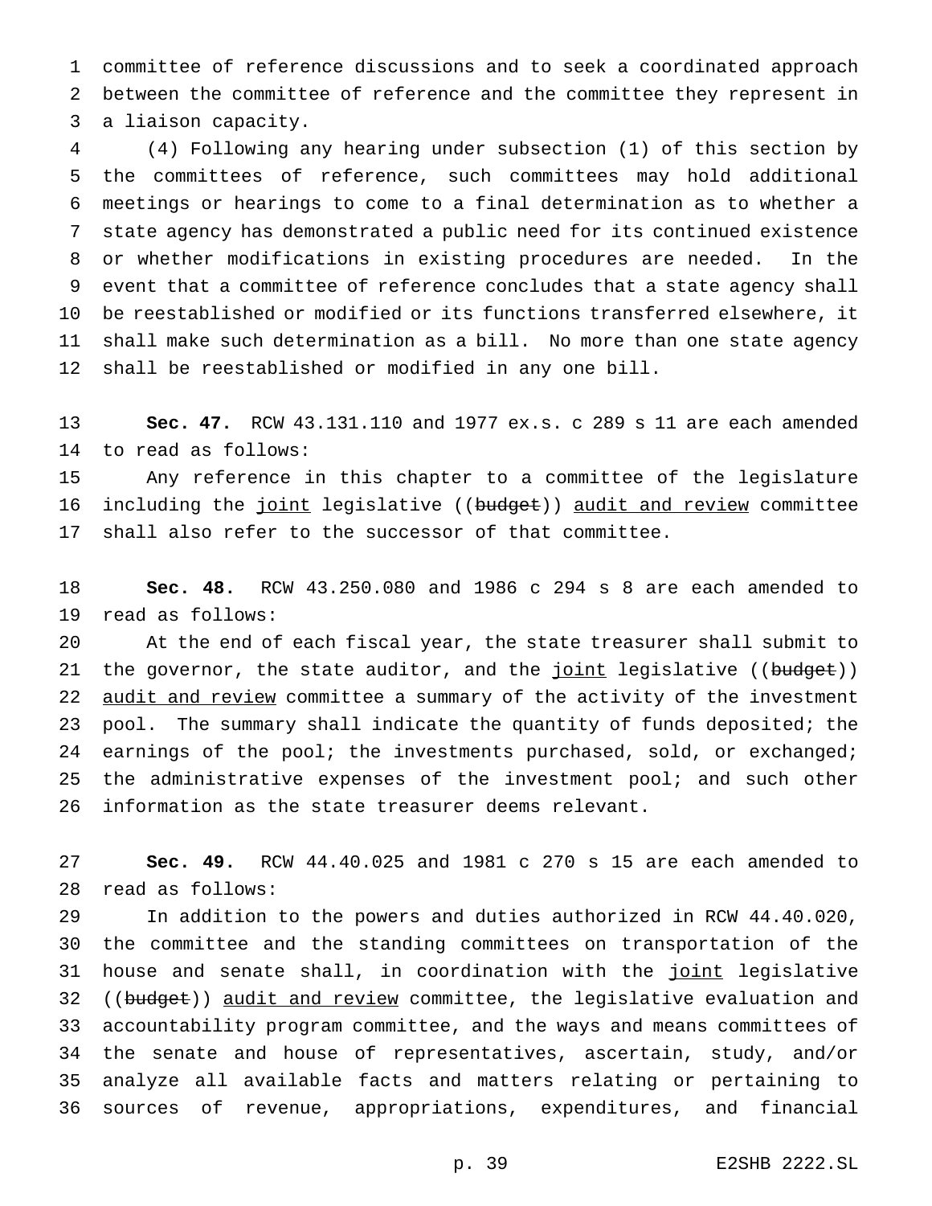committee of reference discussions and to seek a coordinated approach between the committee of reference and the committee they represent in a liaison capacity.

(4) Following any hearing under subsection (1) of this section by the committees of reference, such committees may hold additional meetings or hearings to come to a final determination as to whether a state agency has demonstrated a public need for its continued existence or whether modifications in existing procedures are needed. In the event that a committee of reference concludes that a state agency shall be reestablished or modified or its functions transferred elsewhere, it shall make such determination as a bill. No more than one state agency shall be reestablished or modified in any one bill.

**Sec. 47.** RCW 43.131.110 and 1977 ex.s. c 289 s 11 are each amended to read as follows:

Any reference in this chapter to a committee of the legislature including the joint legislative ((~~budget~~)) audit and review committee shall also refer to the successor of that committee.

**Sec. 48.** RCW 43.250.080 and 1986 c 294 s 8 are each amended to read as follows:

At the end of each fiscal year, the state treasurer shall submit to the governor, the state auditor, and the joint legislative ((~~budget~~)) audit and review committee a summary of the activity of the investment pool. The summary shall indicate the quantity of funds deposited; the earnings of the pool; the investments purchased, sold, or exchanged; the administrative expenses of the investment pool; and such other information as the state treasurer deems relevant.

**Sec. 49.** RCW 44.40.025 and 1981 c 270 s 15 are each amended to read as follows:

In addition to the powers and duties authorized in RCW 44.40.020, the committee and the standing committees on transportation of the house and senate shall, in coordination with the joint legislative ((~~budget~~)) audit and review committee, the legislative evaluation and accountability program committee, and the ways and means committees of the senate and house of representatives, ascertain, study, and/or analyze all available facts and matters relating or pertaining to sources of revenue, appropriations, expenditures, and financial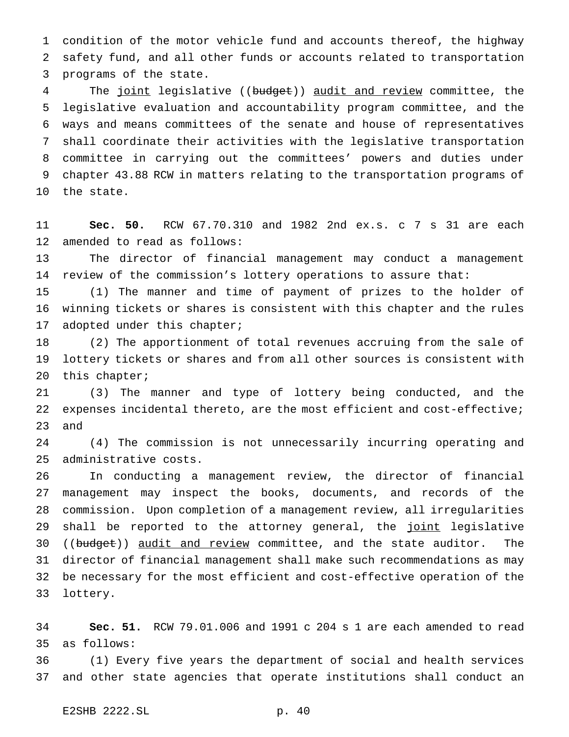condition of the motor vehicle fund and accounts thereof, the highway safety fund, and all other funds or accounts related to transportation programs of the state.

The joint legislative ((budget)) audit and review committee, the legislative evaluation and accountability program committee, and the ways and means committees of the senate and house of representatives shall coordinate their activities with the legislative transportation committee in carrying out the committees' powers and duties under chapter 43.88 RCW in matters relating to the transportation programs of the state.

**Sec. 50.** RCW 67.70.310 and 1982 2nd ex.s. c 7 s 31 are each amended to read as follows:

The director of financial management may conduct a management review of the commission's lottery operations to assure that:

(1) The manner and time of payment of prizes to the holder of winning tickets or shares is consistent with this chapter and the rules adopted under this chapter;

(2) The apportionment of total revenues accruing from the sale of lottery tickets or shares and from all other sources is consistent with this chapter;

(3) The manner and type of lottery being conducted, and the expenses incidental thereto, are the most efficient and cost-effective; and

(4) The commission is not unnecessarily incurring operating and administrative costs.

In conducting a management review, the director of financial management may inspect the books, documents, and records of the commission. Upon completion of a management review, all irregularities shall be reported to the attorney general, the joint legislative ((budget)) audit and review committee, and the state auditor. The director of financial management shall make such recommendations as may be necessary for the most efficient and cost-effective operation of the lottery.

**Sec. 51.** RCW 79.01.006 and 1991 c 204 s 1 are each amended to read as follows:

(1) Every five years the department of social and health services and other state agencies that operate institutions shall conduct an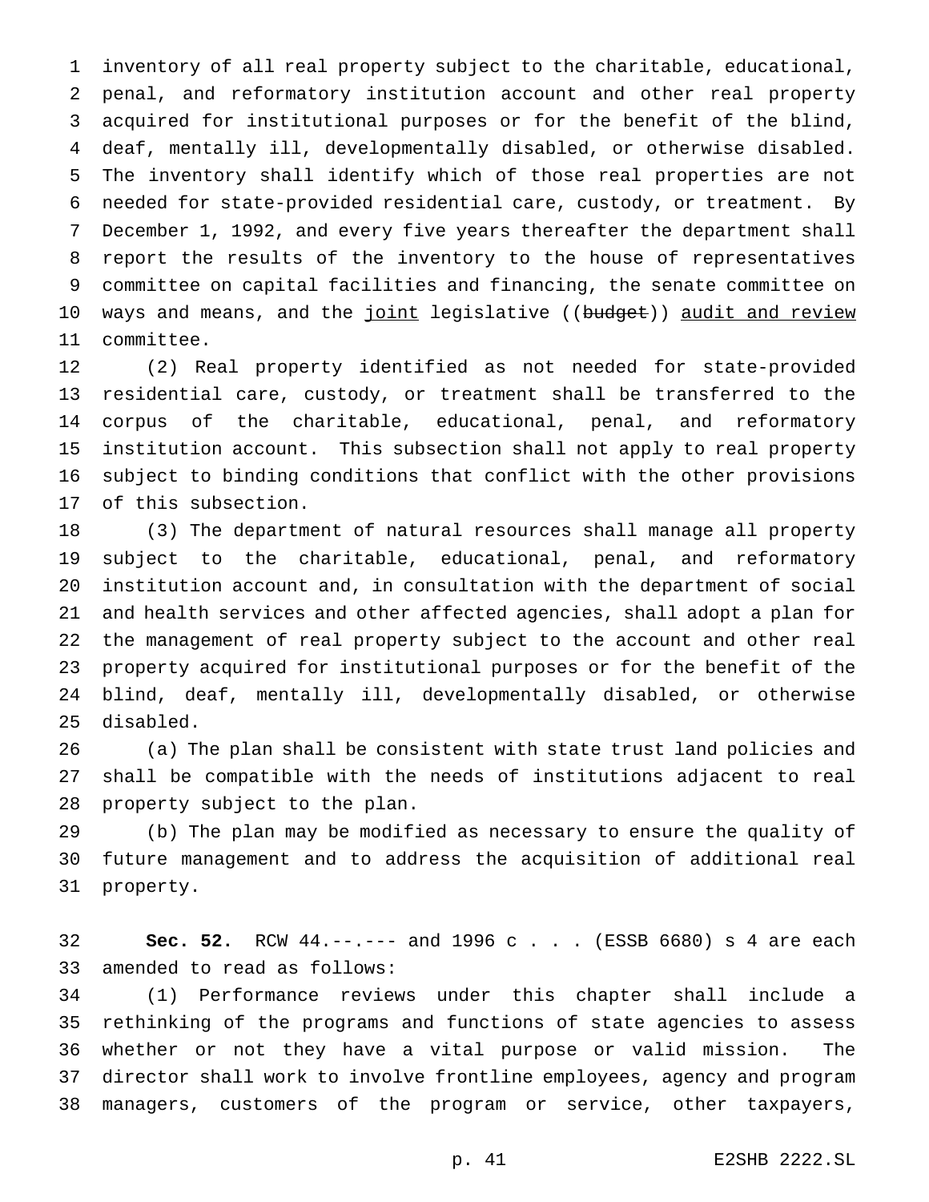inventory of all real property subject to the charitable, educational, penal, and reformatory institution account and other real property acquired for institutional purposes or for the benefit of the blind, deaf, mentally ill, developmentally disabled, or otherwise disabled. The inventory shall identify which of those real properties are not needed for state-provided residential care, custody, or treatment. By December 1, 1992, and every five years thereafter the department shall report the results of the inventory to the house of representatives committee on capital facilities and financing, the senate committee on ways and means, and the joint legislative ((~~budget~~)) audit and review committee.

(2) Real property identified as not needed for state-provided residential care, custody, or treatment shall be transferred to the corpus of the charitable, educational, penal, and reformatory institution account. This subsection shall not apply to real property subject to binding conditions that conflict with the other provisions of this subsection.

(3) The department of natural resources shall manage all property subject to the charitable, educational, penal, and reformatory institution account and, in consultation with the department of social and health services and other affected agencies, shall adopt a plan for the management of real property subject to the account and other real property acquired for institutional purposes or for the benefit of the blind, deaf, mentally ill, developmentally disabled, or otherwise disabled.

(a) The plan shall be consistent with state trust land policies and shall be compatible with the needs of institutions adjacent to real property subject to the plan.

(b) The plan may be modified as necessary to ensure the quality of future management and to address the acquisition of additional real property.

**Sec. 52.** RCW 44.--.--- and 1996 c . . . (ESSB 6680) s 4 are each amended to read as follows:

(1) Performance reviews under this chapter shall include a rethinking of the programs and functions of state agencies to assess whether or not they have a vital purpose or valid mission. The director shall work to involve frontline employees, agency and program managers, customers of the program or service, other taxpayers,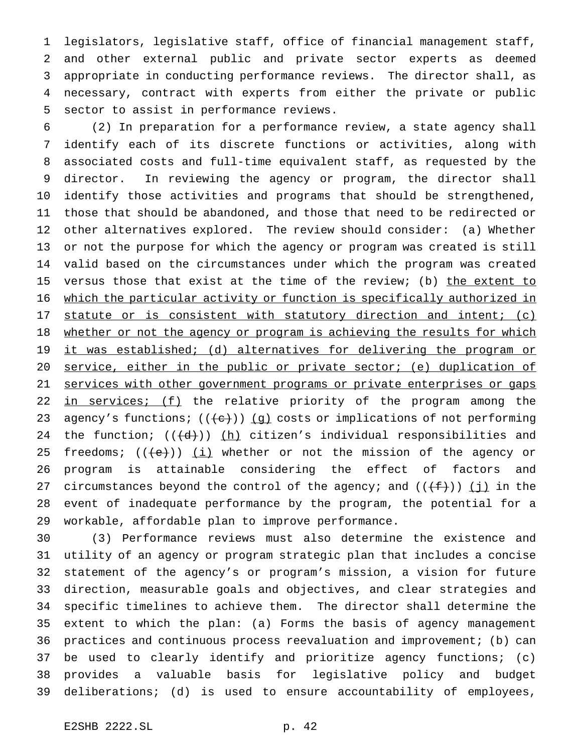legislators, legislative staff, office of financial management staff, and other external public and private sector experts as deemed appropriate in conducting performance reviews. The director shall, as necessary, contract with experts from either the private or public sector to assist in performance reviews.

(2) In preparation for a performance review, a state agency shall identify each of its discrete functions or activities, along with associated costs and full-time equivalent staff, as requested by the director. In reviewing the agency or program, the director shall identify those activities and programs that should be strengthened, those that should be abandoned, and those that need to be redirected or other alternatives explored. The review should consider: (a) Whether or not the purpose for which the agency or program was created is still valid based on the circumstances under which the program was created versus those that exist at the time of the review; (b) <u>the extent to which the particular activity or function is specifically authorized in statute or is consistent with statutory direction and intent; (c) whether or not the agency or program is achieving the results for which it was established; (d) alternatives for delivering the program or service, either in the public or private sector; (e) duplication of services with other government programs or private enterprises or gaps in services; (f)</u> the relative priority of the program among the agency's functions; ((~~(c)~~)) <u>(g)</u> costs or implications of not performing the function; ((~~(d)~~)) <u>(h)</u> citizen's individual responsibilities and freedoms; ((~~(e)~~)) <u>(i)</u> whether or not the mission of the agency or program is attainable considering the effect of factors and circumstances beyond the control of the agency; and ((~~(f)~~)) <u>(j)</u> in the event of inadequate performance by the program, the potential for a workable, affordable plan to improve performance.

(3) Performance reviews must also determine the existence and utility of an agency or program strategic plan that includes a concise statement of the agency's or program's mission, a vision for future direction, measurable goals and objectives, and clear strategies and specific timelines to achieve them. The director shall determine the extent to which the plan: (a) Forms the basis of agency management practices and continuous process reevaluation and improvement; (b) can be used to clearly identify and prioritize agency functions; (c) provides a valuable basis for legislative policy and budget deliberations; (d) is used to ensure accountability of employees,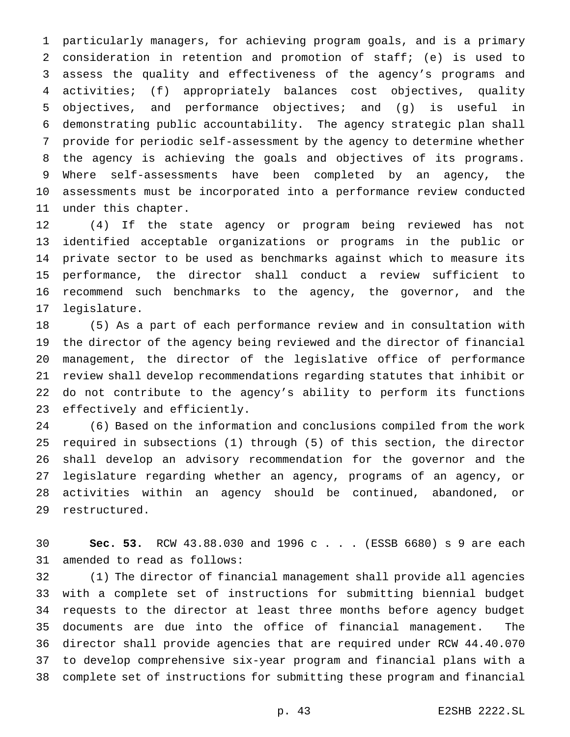particularly managers, for achieving program goals, and is a primary consideration in retention and promotion of staff; (e) is used to assess the quality and effectiveness of the agency's programs and activities; (f) appropriately balances cost objectives, quality objectives, and performance objectives; and (g) is useful in demonstrating public accountability. The agency strategic plan shall provide for periodic self-assessment by the agency to determine whether the agency is achieving the goals and objectives of its programs. Where self-assessments have been completed by an agency, the assessments must be incorporated into a performance review conducted under this chapter.

(4) If the state agency or program being reviewed has not identified acceptable organizations or programs in the public or private sector to be used as benchmarks against which to measure its performance, the director shall conduct a review sufficient to recommend such benchmarks to the agency, the governor, and the legislature.

(5) As a part of each performance review and in consultation with the director of the agency being reviewed and the director of financial management, the director of the legislative office of performance review shall develop recommendations regarding statutes that inhibit or do not contribute to the agency's ability to perform its functions effectively and efficiently.

(6) Based on the information and conclusions compiled from the work required in subsections (1) through (5) of this section, the director shall develop an advisory recommendation for the governor and the legislature regarding whether an agency, programs of an agency, or activities within an agency should be continued, abandoned, or restructured.

**Sec. 53.** RCW 43.88.030 and 1996 c . . . (ESSB 6680) s 9 are each amended to read as follows:

(1) The director of financial management shall provide all agencies with a complete set of instructions for submitting biennial budget requests to the director at least three months before agency budget documents are due into the office of financial management. The director shall provide agencies that are required under RCW 44.40.070 to develop comprehensive six-year program and financial plans with a complete set of instructions for submitting these program and financial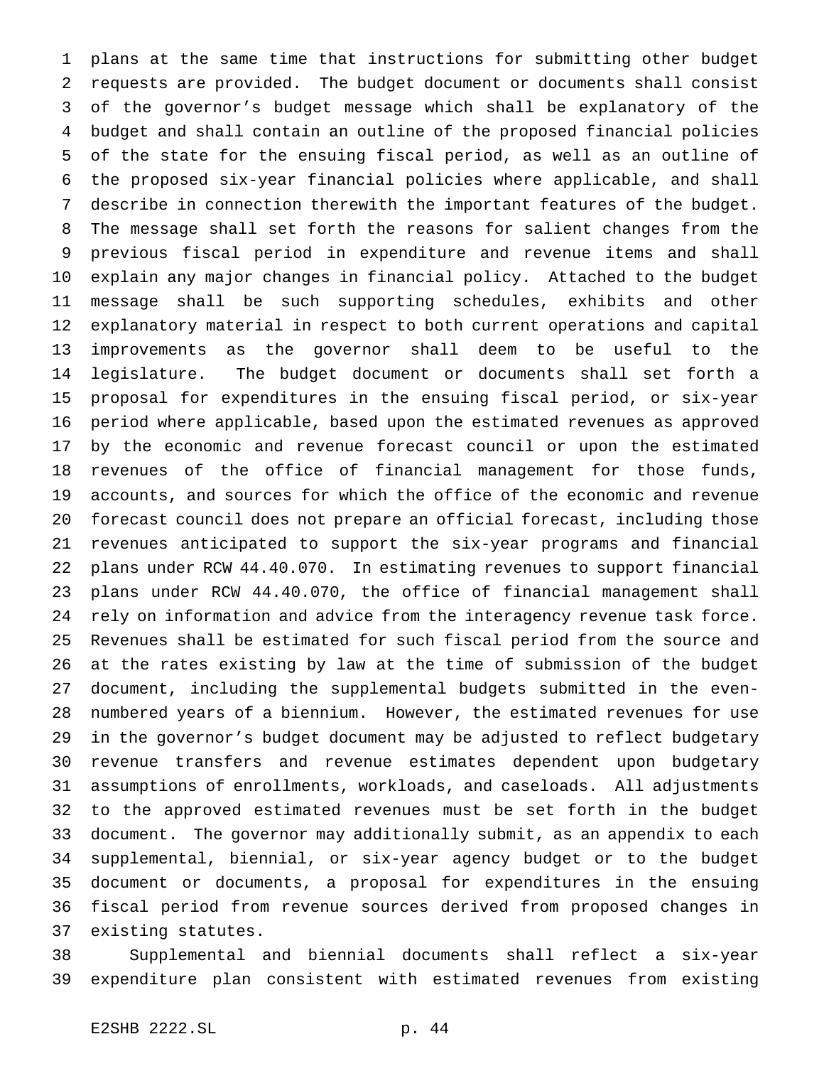plans at the same time that instructions for submitting other budget requests are provided. The budget document or documents shall consist of the governor's budget message which shall be explanatory of the budget and shall contain an outline of the proposed financial policies of the state for the ensuing fiscal period, as well as an outline of the proposed six-year financial policies where applicable, and shall describe in connection therewith the important features of the budget. The message shall set forth the reasons for salient changes from the previous fiscal period in expenditure and revenue items and shall explain any major changes in financial policy. Attached to the budget message shall be such supporting schedules, exhibits and other explanatory material in respect to both current operations and capital improvements as the governor shall deem to be useful to the legislature. The budget document or documents shall set forth a proposal for expenditures in the ensuing fiscal period, or six-year period where applicable, based upon the estimated revenues as approved by the economic and revenue forecast council or upon the estimated revenues of the office of financial management for those funds, accounts, and sources for which the office of the economic and revenue forecast council does not prepare an official forecast, including those revenues anticipated to support the six-year programs and financial plans under RCW 44.40.070. In estimating revenues to support financial plans under RCW 44.40.070, the office of financial management shall rely on information and advice from the interagency revenue task force. Revenues shall be estimated for such fiscal period from the source and at the rates existing by law at the time of submission of the budget document, including the supplemental budgets submitted in the even-numbered years of a biennium. However, the estimated revenues for use in the governor's budget document may be adjusted to reflect budgetary revenue transfers and revenue estimates dependent upon budgetary assumptions of enrollments, workloads, and caseloads. All adjustments to the approved estimated revenues must be set forth in the budget document. The governor may additionally submit, as an appendix to each supplemental, biennial, or six-year agency budget or to the budget document or documents, a proposal for expenditures in the ensuing fiscal period from revenue sources derived from proposed changes in existing statutes.

Supplemental and biennial documents shall reflect a six-year expenditure plan consistent with estimated revenues from existing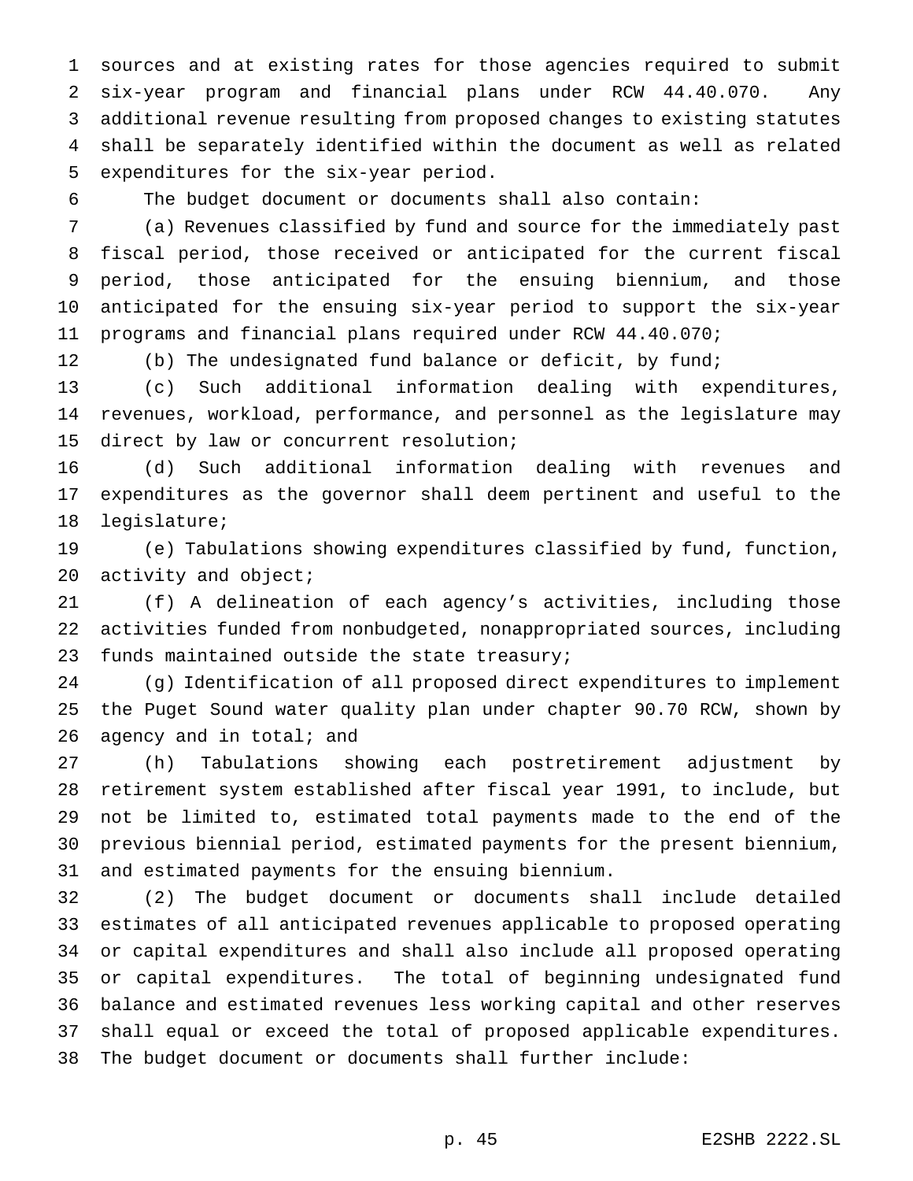sources and at existing rates for those agencies required to submit six-year program and financial plans under RCW 44.40.070. Any additional revenue resulting from proposed changes to existing statutes shall be separately identified within the document as well as related expenditures for the six-year period.

The budget document or documents shall also contain:

(a) Revenues classified by fund and source for the immediately past fiscal period, those received or anticipated for the current fiscal period, those anticipated for the ensuing biennium, and those anticipated for the ensuing six-year period to support the six-year programs and financial plans required under RCW 44.40.070;

(b) The undesignated fund balance or deficit, by fund;

(c) Such additional information dealing with expenditures, revenues, workload, performance, and personnel as the legislature may direct by law or concurrent resolution;

(d) Such additional information dealing with revenues and expenditures as the governor shall deem pertinent and useful to the legislature;

(e) Tabulations showing expenditures classified by fund, function, activity and object;

(f) A delineation of each agency's activities, including those activities funded from nonbudgeted, nonappropriated sources, including funds maintained outside the state treasury;

(g) Identification of all proposed direct expenditures to implement the Puget Sound water quality plan under chapter 90.70 RCW, shown by agency and in total; and

(h) Tabulations showing each postretirement adjustment by retirement system established after fiscal year 1991, to include, but not be limited to, estimated total payments made to the end of the previous biennial period, estimated payments for the present biennium, and estimated payments for the ensuing biennium.

(2) The budget document or documents shall include detailed estimates of all anticipated revenues applicable to proposed operating or capital expenditures and shall also include all proposed operating or capital expenditures. The total of beginning undesignated fund balance and estimated revenues less working capital and other reserves shall equal or exceed the total of proposed applicable expenditures. The budget document or documents shall further include: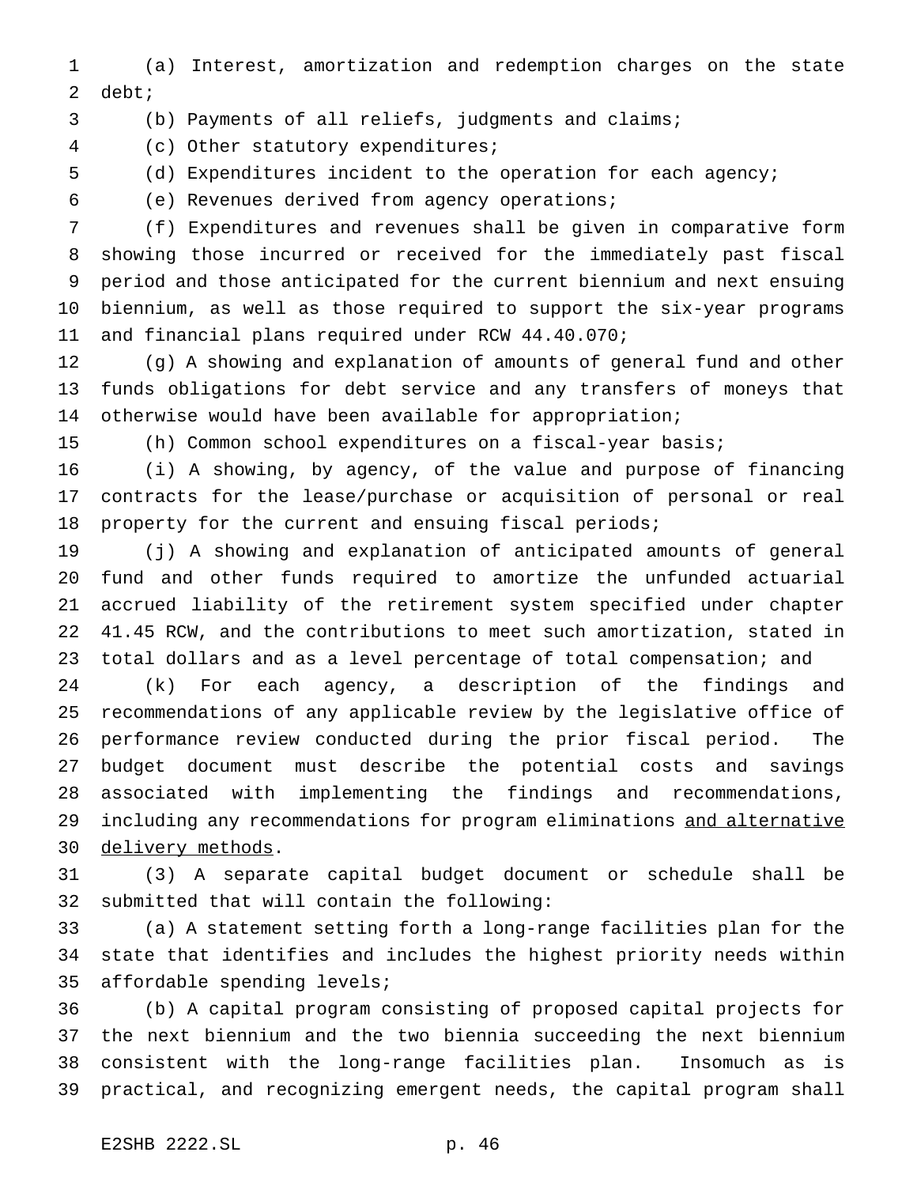(a) Interest, amortization and redemption charges on the state debt;

(b) Payments of all reliefs, judgments and claims;

(c) Other statutory expenditures;

(d) Expenditures incident to the operation for each agency;

(e) Revenues derived from agency operations;

(f) Expenditures and revenues shall be given in comparative form showing those incurred or received for the immediately past fiscal period and those anticipated for the current biennium and next ensuing biennium, as well as those required to support the six-year programs and financial plans required under RCW 44.40.070;

(g) A showing and explanation of amounts of general fund and other funds obligations for debt service and any transfers of moneys that otherwise would have been available for appropriation;

(h) Common school expenditures on a fiscal-year basis;

(i) A showing, by agency, of the value and purpose of financing contracts for the lease/purchase or acquisition of personal or real property for the current and ensuing fiscal periods;

(j) A showing and explanation of anticipated amounts of general fund and other funds required to amortize the unfunded actuarial accrued liability of the retirement system specified under chapter 41.45 RCW, and the contributions to meet such amortization, stated in total dollars and as a level percentage of total compensation; and

(k) For each agency, a description of the findings and recommendations of any applicable review by the legislative office of performance review conducted during the prior fiscal period. The budget document must describe the potential costs and savings associated with implementing the findings and recommendations, including any recommendations for program eliminations <u>and alternative delivery methods</u>.

(3) A separate capital budget document or schedule shall be submitted that will contain the following:

(a) A statement setting forth a long-range facilities plan for the state that identifies and includes the highest priority needs within affordable spending levels;

(b) A capital program consisting of proposed capital projects for the next biennium and the two biennia succeeding the next biennium consistent with the long-range facilities plan. Insomuch as is practical, and recognizing emergent needs, the capital program shall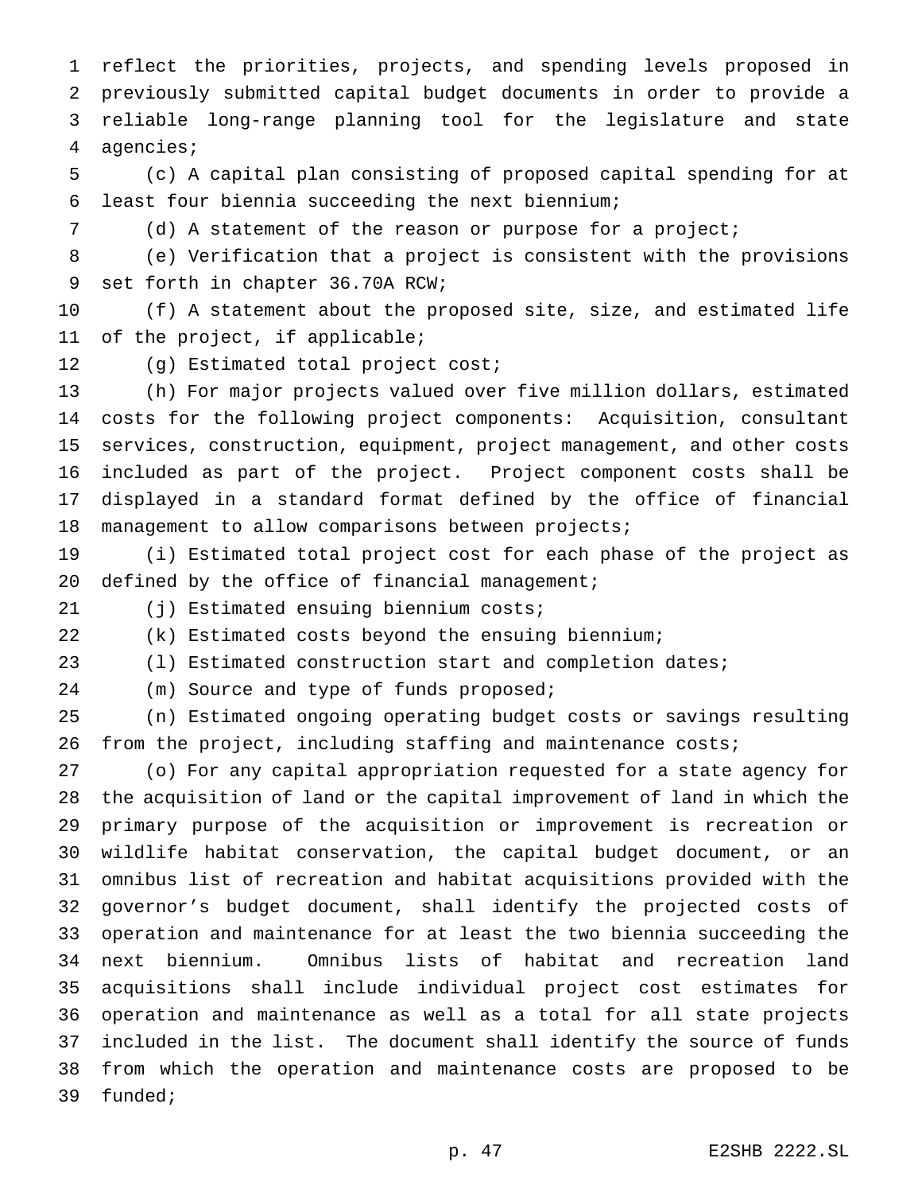reflect the priorities, projects, and spending levels proposed in previously submitted capital budget documents in order to provide a reliable long-range planning tool for the legislature and state agencies;

(c) A capital plan consisting of proposed capital spending for at least four biennia succeeding the next biennium;

(d) A statement of the reason or purpose for a project;

(e) Verification that a project is consistent with the provisions set forth in chapter 36.70A RCW;

(f) A statement about the proposed site, size, and estimated life of the project, if applicable;

(g) Estimated total project cost;

(h) For major projects valued over five million dollars, estimated costs for the following project components: Acquisition, consultant services, construction, equipment, project management, and other costs included as part of the project. Project component costs shall be displayed in a standard format defined by the office of financial management to allow comparisons between projects;

(i) Estimated total project cost for each phase of the project as defined by the office of financial management;

(j) Estimated ensuing biennium costs;

(k) Estimated costs beyond the ensuing biennium;

(l) Estimated construction start and completion dates;

(m) Source and type of funds proposed;

(n) Estimated ongoing operating budget costs or savings resulting from the project, including staffing and maintenance costs;

(o) For any capital appropriation requested for a state agency for the acquisition of land or the capital improvement of land in which the primary purpose of the acquisition or improvement is recreation or wildlife habitat conservation, the capital budget document, or an omnibus list of recreation and habitat acquisitions provided with the governor's budget document, shall identify the projected costs of operation and maintenance for at least the two biennia succeeding the next biennium. Omnibus lists of habitat and recreation land acquisitions shall include individual project cost estimates for operation and maintenance as well as a total for all state projects included in the list. The document shall identify the source of funds from which the operation and maintenance costs are proposed to be funded;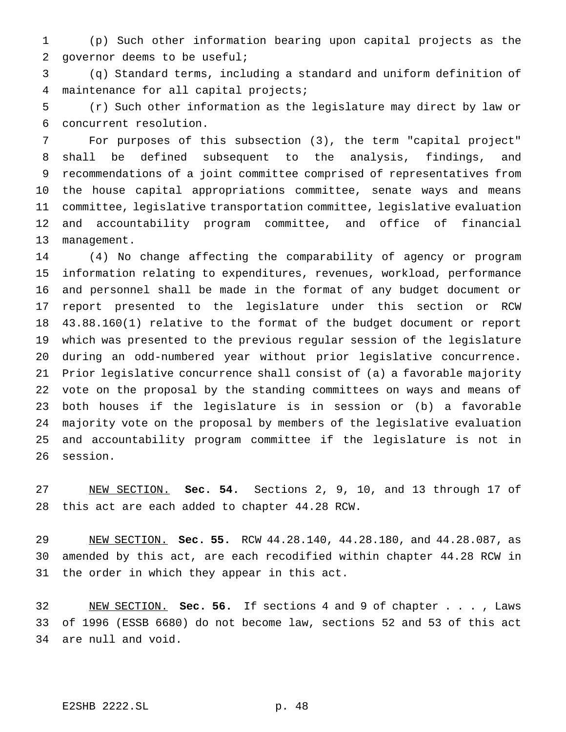(p) Such other information bearing upon capital projects as the governor deems to be useful;

(q) Standard terms, including a standard and uniform definition of maintenance for all capital projects;

(r) Such other information as the legislature may direct by law or concurrent resolution.

For purposes of this subsection (3), the term "capital project" shall be defined subsequent to the analysis, findings, and recommendations of a joint committee comprised of representatives from the house capital appropriations committee, senate ways and means committee, legislative transportation committee, legislative evaluation and accountability program committee, and office of financial management.

(4) No change affecting the comparability of agency or program information relating to expenditures, revenues, workload, performance and personnel shall be made in the format of any budget document or report presented to the legislature under this section or RCW 43.88.160(1) relative to the format of the budget document or report which was presented to the previous regular session of the legislature during an odd-numbered year without prior legislative concurrence. Prior legislative concurrence shall consist of (a) a favorable majority vote on the proposal by the standing committees on ways and means of both houses if the legislature is in session or (b) a favorable majority vote on the proposal by members of the legislative evaluation and accountability program committee if the legislature is not in session.

NEW SECTION. **Sec. 54.** Sections 2, 9, 10, and 13 through 17 of this act are each added to chapter 44.28 RCW.

NEW SECTION. **Sec. 55.** RCW 44.28.140, 44.28.180, and 44.28.087, as amended by this act, are each recodified within chapter 44.28 RCW in the order in which they appear in this act.

NEW SECTION. **Sec. 56.** If sections 4 and 9 of chapter . . . , Laws of 1996 (ESSB 6680) do not become law, sections 52 and 53 of this act are null and void.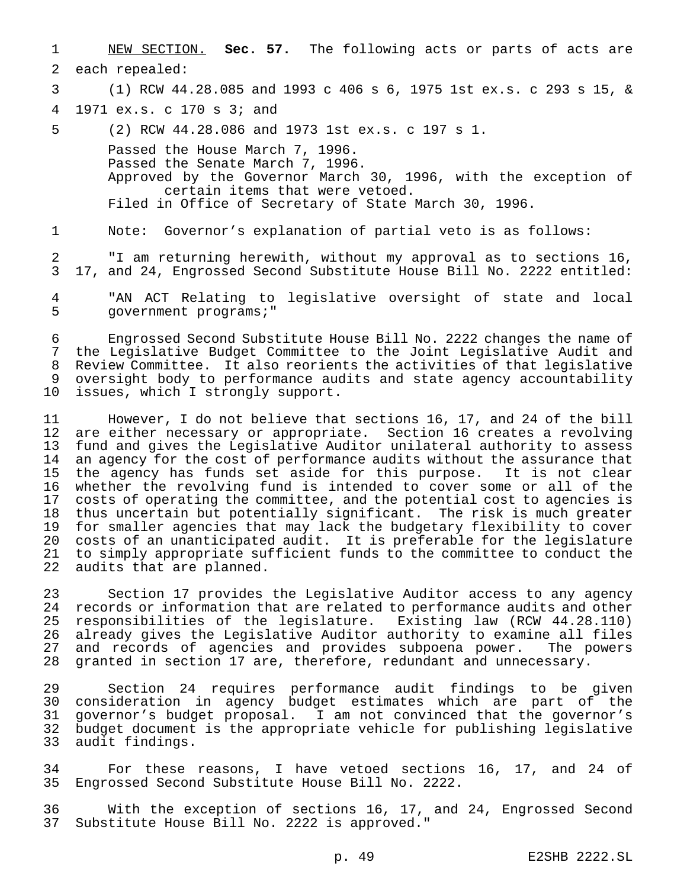NEW SECTION. **Sec. 57.** The following acts or parts of acts are each repealed:

(1) RCW 44.28.085 and 1993 c 406 s 6, 1975 1st ex.s. c 293 s 15, & 1971 ex.s. c 170 s 3; and

(2) RCW 44.28.086 and 1973 1st ex.s. c 197 s 1.

Passed the House March 7, 1996.
Passed the Senate March 7, 1996.
Approved by the Governor March 30, 1996, with the exception of certain items that were vetoed.
Filed in Office of Secretary of State March 30, 1996.

Note: Governor's explanation of partial veto is as follows:

"I am returning herewith, without my approval as to sections 16, 17, and 24, Engrossed Second Substitute House Bill No. 2222 entitled:

"AN ACT Relating to legislative oversight of state and local government programs;"

Engrossed Second Substitute House Bill No. 2222 changes the name of the Legislative Budget Committee to the Joint Legislative Audit and Review Committee. It also reorients the activities of that legislative oversight body to performance audits and state agency accountability issues, which I strongly support.

However, I do not believe that sections 16, 17, and 24 of the bill are either necessary or appropriate. Section 16 creates a revolving fund and gives the Legislative Auditor unilateral authority to assess an agency for the cost of performance audits without the assurance that the agency has funds set aside for this purpose. It is not clear whether the revolving fund is intended to cover some or all of the costs of operating the committee, and the potential cost to agencies is thus uncertain but potentially significant. The risk is much greater for smaller agencies that may lack the budgetary flexibility to cover costs of an unanticipated audit. It is preferable for the legislature to simply appropriate sufficient funds to the committee to conduct the audits that are planned.

Section 17 provides the Legislative Auditor access to any agency records or information that are related to performance audits and other responsibilities of the legislature. Existing law (RCW 44.28.110) already gives the Legislative Auditor authority to examine all files and records of agencies and provides subpoena power. The powers granted in section 17 are, therefore, redundant and unnecessary.

Section 24 requires performance audit findings to be given consideration in agency budget estimates which are part of the governor's budget proposal. I am not convinced that the governor's budget document is the appropriate vehicle for publishing legislative audit findings.

For these reasons, I have vetoed sections 16, 17, and 24 of Engrossed Second Substitute House Bill No. 2222.

With the exception of sections 16, 17, and 24, Engrossed Second Substitute House Bill No. 2222 is approved."